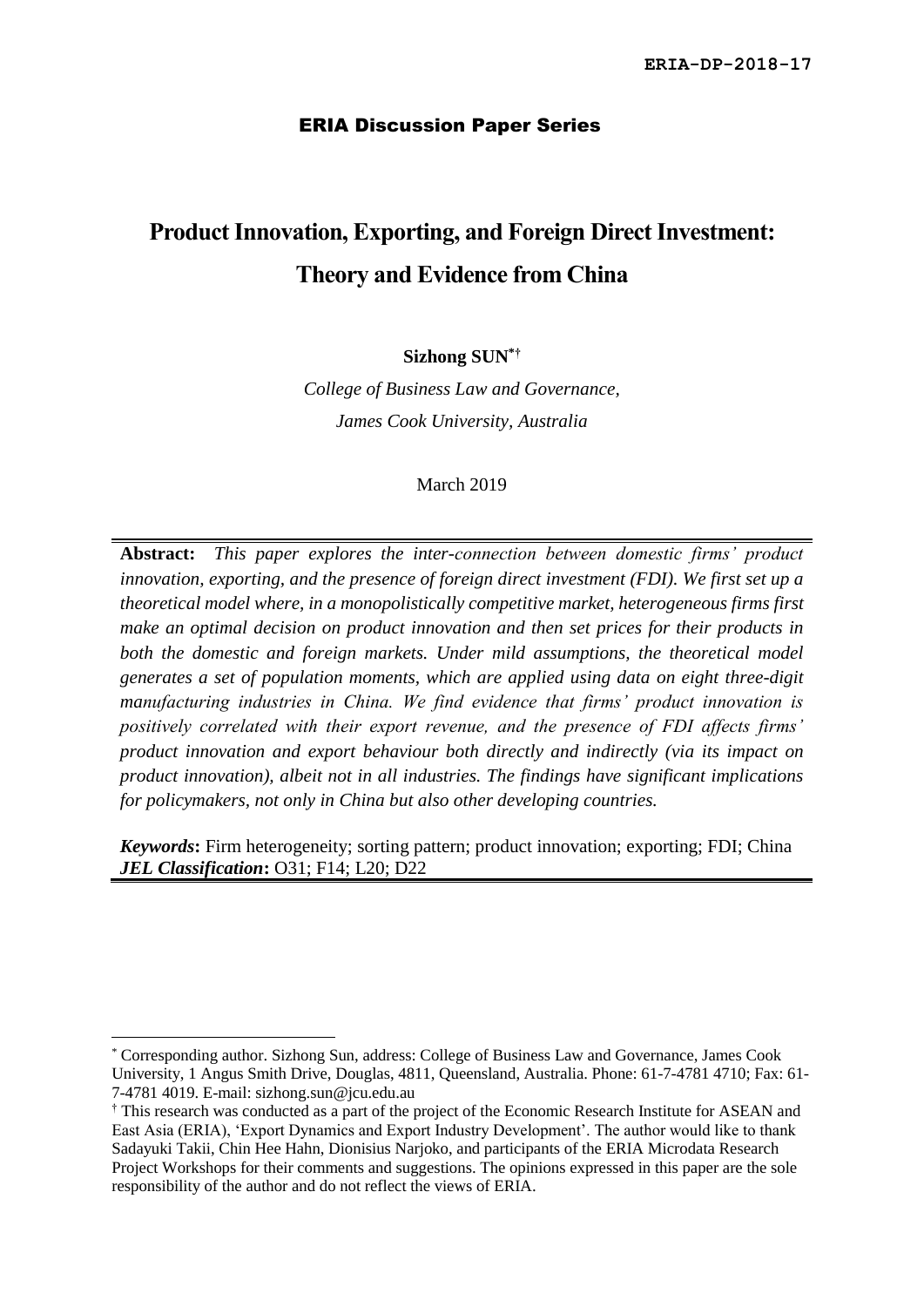ERIA-DP-2018-17

ERIA Discussion Paper Series

# Product Innovation, Exporting, and Foreign Direct Investment: Theory and Evidence from China

**Sizhong SUN**[*†]

*College of Business Law and Governance,*
*James Cook University, Australia*

March 2019

**Abstract:** *This paper explores the inter-connection between domestic firms' product innovation, exporting, and the presence of foreign direct investment (FDI). We first set up a theoretical model where, in a monopolistically competitive market, heterogeneous firms first make an optimal decision on product innovation and then set prices for their products in both the domestic and foreign markets. Under mild assumptions, the theoretical model generates a set of population moments, which are applied using data on eight three-digit manufacturing industries in China. We find evidence that firms' product innovation is positively correlated with their export revenue, and the presence of FDI affects firms' product innovation and export behaviour both directly and indirectly (via its impact on product innovation), albeit not in all industries. The findings have significant implications for policymakers, not only in China but also other developing countries.*

***Keywords*:** Firm heterogeneity; sorting pattern; product innovation; exporting; FDI; China
***JEL Classification*:** O31; F14; L20; D22

---

[*] Corresponding author. Sizhong Sun, address: College of Business Law and Governance, James Cook University, 1 Angus Smith Drive, Douglas, 4811, Queensland, Australia. Phone: 61-7-4781 4710; Fax: 61-7-4781 4019. E-mail: sizhong.sun@jcu.edu.au

[†] This research was conducted as a part of the project of the Economic Research Institute for ASEAN and East Asia (ERIA), 'Export Dynamics and Export Industry Development'. The author would like to thank Sadayuki Takii, Chin Hee Hahn, Dionisius Narjoko, and participants of the ERIA Microdata Research Project Workshops for their comments and suggestions. The opinions expressed in this paper are the sole responsibility of the author and do not reflect the views of ERIA.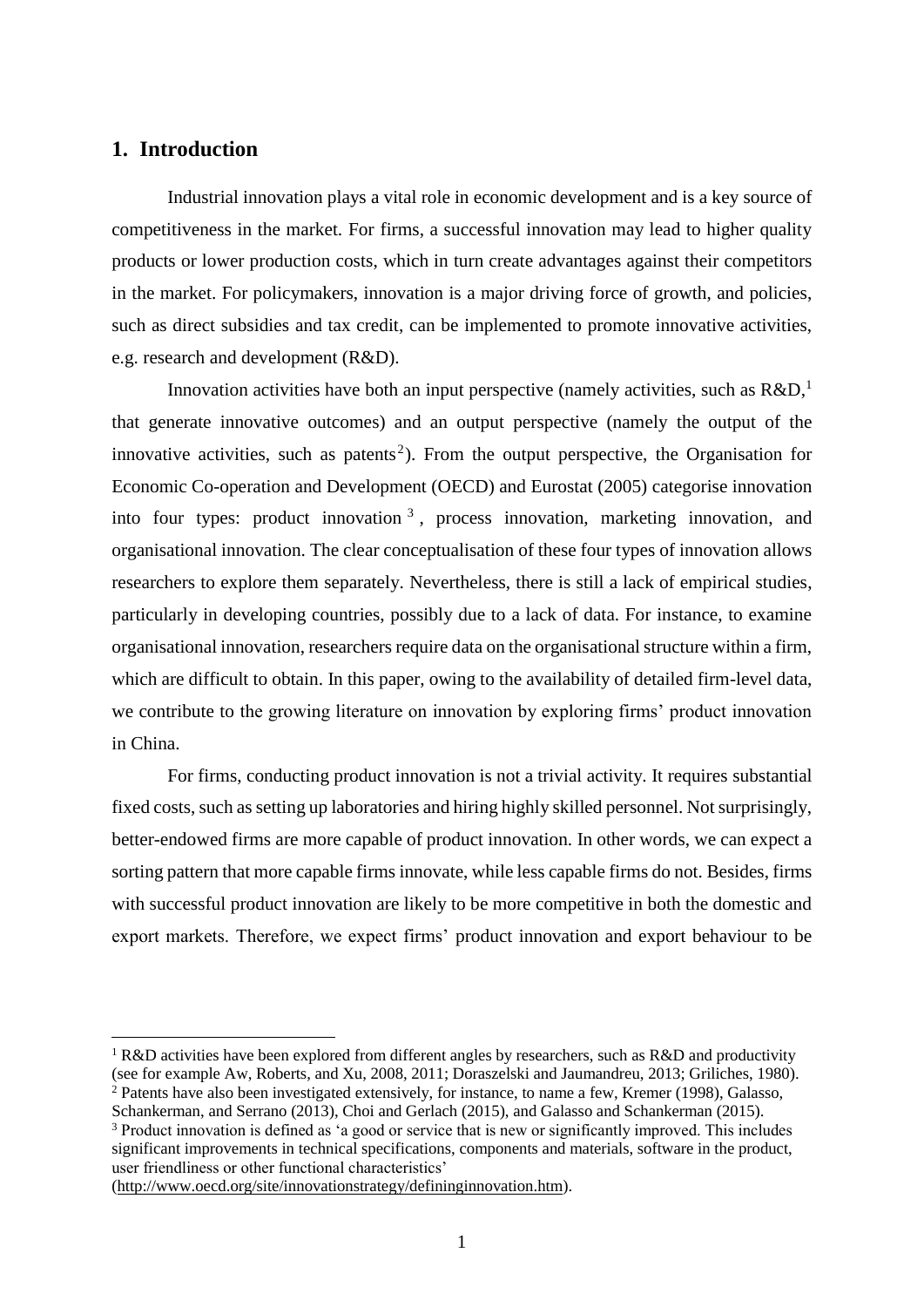## 1. Introduction

Industrial innovation plays a vital role in economic development and is a key source of competitiveness in the market. For firms, a successful innovation may lead to higher quality products or lower production costs, which in turn create advantages against their competitors in the market. For policymakers, innovation is a major driving force of growth, and policies, such as direct subsidies and tax credit, can be implemented to promote innovative activities, e.g. research and development (R&D).

Innovation activities have both an input perspective (namely activities, such as R&D,[1] that generate innovative outcomes) and an output perspective (namely the output of the innovative activities, such as patents[2]). From the output perspective, the Organisation for Economic Co-operation and Development (OECD) and Eurostat (2005) categorise innovation into four types: product innovation[3], process innovation, marketing innovation, and organisational innovation. The clear conceptualisation of these four types of innovation allows researchers to explore them separately. Nevertheless, there is still a lack of empirical studies, particularly in developing countries, possibly due to a lack of data. For instance, to examine organisational innovation, researchers require data on the organisational structure within a firm, which are difficult to obtain. In this paper, owing to the availability of detailed firm-level data, we contribute to the growing literature on innovation by exploring firms' product innovation in China.

For firms, conducting product innovation is not a trivial activity. It requires substantial fixed costs, such as setting up laboratories and hiring highly skilled personnel. Not surprisingly, better-endowed firms are more capable of product innovation. In other words, we can expect a sorting pattern that more capable firms innovate, while less capable firms do not. Besides, firms with successful product innovation are likely to be more competitive in both the domestic and export markets. Therefore, we expect firms' product innovation and export behaviour to be

[1] R&D activities have been explored from different angles by researchers, such as R&D and productivity (see for example Aw, Roberts, and Xu, 2008, 2011; Doraszelski and Jaumandreu, 2013; Griliches, 1980).

[2] Patents have also been investigated extensively, for instance, to name a few, Kremer (1998), Galasso, Schankerman, and Serrano (2013), Choi and Gerlach (2015), and Galasso and Schankerman (2015).

[3] Product innovation is defined as 'a good or service that is new or significantly improved. This includes significant improvements in technical specifications, components and materials, software in the product, user friendliness or other functional characteristics' (http://www.oecd.org/site/innovationstrategy/defininginnovation.htm).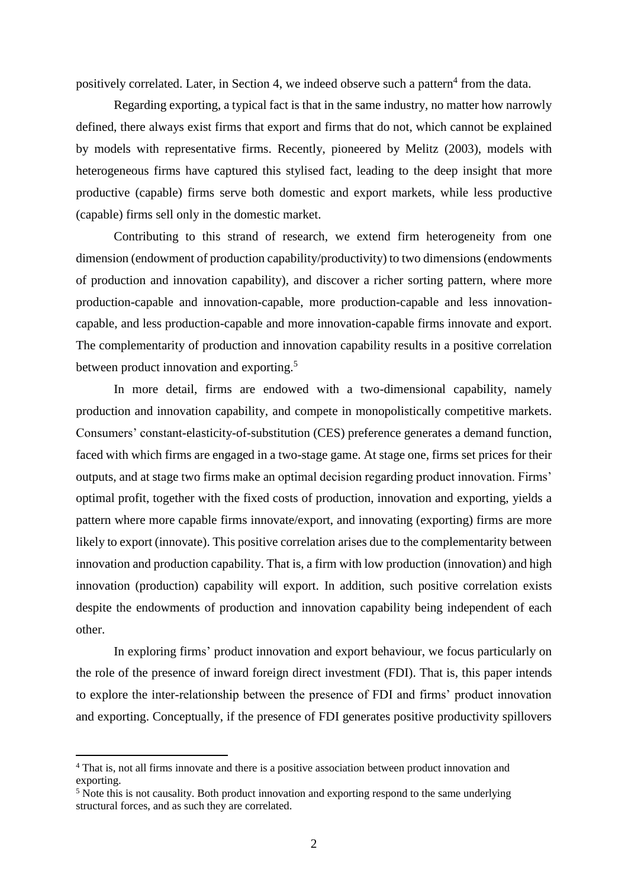positively correlated. Later, in Section 4, we indeed observe such a pattern[4] from the data.

Regarding exporting, a typical fact is that in the same industry, no matter how narrowly defined, there always exist firms that export and firms that do not, which cannot be explained by models with representative firms. Recently, pioneered by Melitz (2003), models with heterogeneous firms have captured this stylised fact, leading to the deep insight that more productive (capable) firms serve both domestic and export markets, while less productive (capable) firms sell only in the domestic market.

Contributing to this strand of research, we extend firm heterogeneity from one dimension (endowment of production capability/productivity) to two dimensions (endowments of production and innovation capability), and discover a richer sorting pattern, where more production-capable and innovation-capable, more production-capable and less innovation-capable, and less production-capable and more innovation-capable firms innovate and export. The complementarity of production and innovation capability results in a positive correlation between product innovation and exporting.[5]

In more detail, firms are endowed with a two-dimensional capability, namely production and innovation capability, and compete in monopolistically competitive markets. Consumers' constant-elasticity-of-substitution (CES) preference generates a demand function, faced with which firms are engaged in a two-stage game. At stage one, firms set prices for their outputs, and at stage two firms make an optimal decision regarding product innovation. Firms' optimal profit, together with the fixed costs of production, innovation and exporting, yields a pattern where more capable firms innovate/export, and innovating (exporting) firms are more likely to export (innovate). This positive correlation arises due to the complementarity between innovation and production capability. That is, a firm with low production (innovation) and high innovation (production) capability will export. In addition, such positive correlation exists despite the endowments of production and innovation capability being independent of each other.

In exploring firms' product innovation and export behaviour, we focus particularly on the role of the presence of inward foreign direct investment (FDI). That is, this paper intends to explore the inter-relationship between the presence of FDI and firms' product innovation and exporting. Conceptually, if the presence of FDI generates positive productivity spillovers

---

[4] That is, not all firms innovate and there is a positive association between product innovation and exporting.

[5] Note this is not causality. Both product innovation and exporting respond to the same underlying structural forces, and as such they are correlated.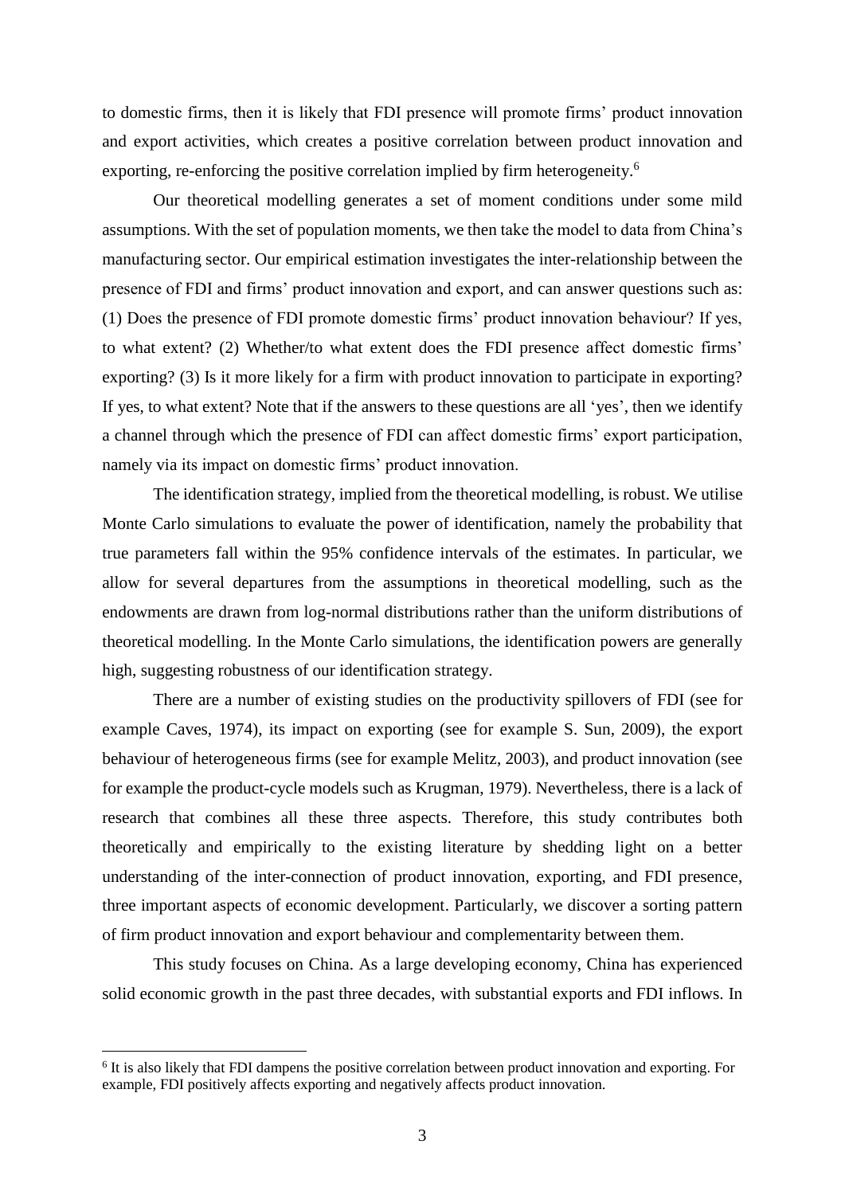to domestic firms, then it is likely that FDI presence will promote firms' product innovation and export activities, which creates a positive correlation between product innovation and exporting, re-enforcing the positive correlation implied by firm heterogeneity.[6]

Our theoretical modelling generates a set of moment conditions under some mild assumptions. With the set of population moments, we then take the model to data from China's manufacturing sector. Our empirical estimation investigates the inter-relationship between the presence of FDI and firms' product innovation and export, and can answer questions such as: (1) Does the presence of FDI promote domestic firms' product innovation behaviour? If yes, to what extent? (2) Whether/to what extent does the FDI presence affect domestic firms' exporting? (3) Is it more likely for a firm with product innovation to participate in exporting? If yes, to what extent? Note that if the answers to these questions are all 'yes', then we identify a channel through which the presence of FDI can affect domestic firms' export participation, namely via its impact on domestic firms' product innovation.

The identification strategy, implied from the theoretical modelling, is robust. We utilise Monte Carlo simulations to evaluate the power of identification, namely the probability that true parameters fall within the 95% confidence intervals of the estimates. In particular, we allow for several departures from the assumptions in theoretical modelling, such as the endowments are drawn from log-normal distributions rather than the uniform distributions of theoretical modelling. In the Monte Carlo simulations, the identification powers are generally high, suggesting robustness of our identification strategy.

There are a number of existing studies on the productivity spillovers of FDI (see for example Caves, 1974), its impact on exporting (see for example S. Sun, 2009), the export behaviour of heterogeneous firms (see for example Melitz, 2003), and product innovation (see for example the product-cycle models such as Krugman, 1979). Nevertheless, there is a lack of research that combines all these three aspects. Therefore, this study contributes both theoretically and empirically to the existing literature by shedding light on a better understanding of the inter-connection of product innovation, exporting, and FDI presence, three important aspects of economic development. Particularly, we discover a sorting pattern of firm product innovation and export behaviour and complementarity between them.

This study focuses on China. As a large developing economy, China has experienced solid economic growth in the past three decades, with substantial exports and FDI inflows. In

[6] It is also likely that FDI dampens the positive correlation between product innovation and exporting. For example, FDI positively affects exporting and negatively affects product innovation.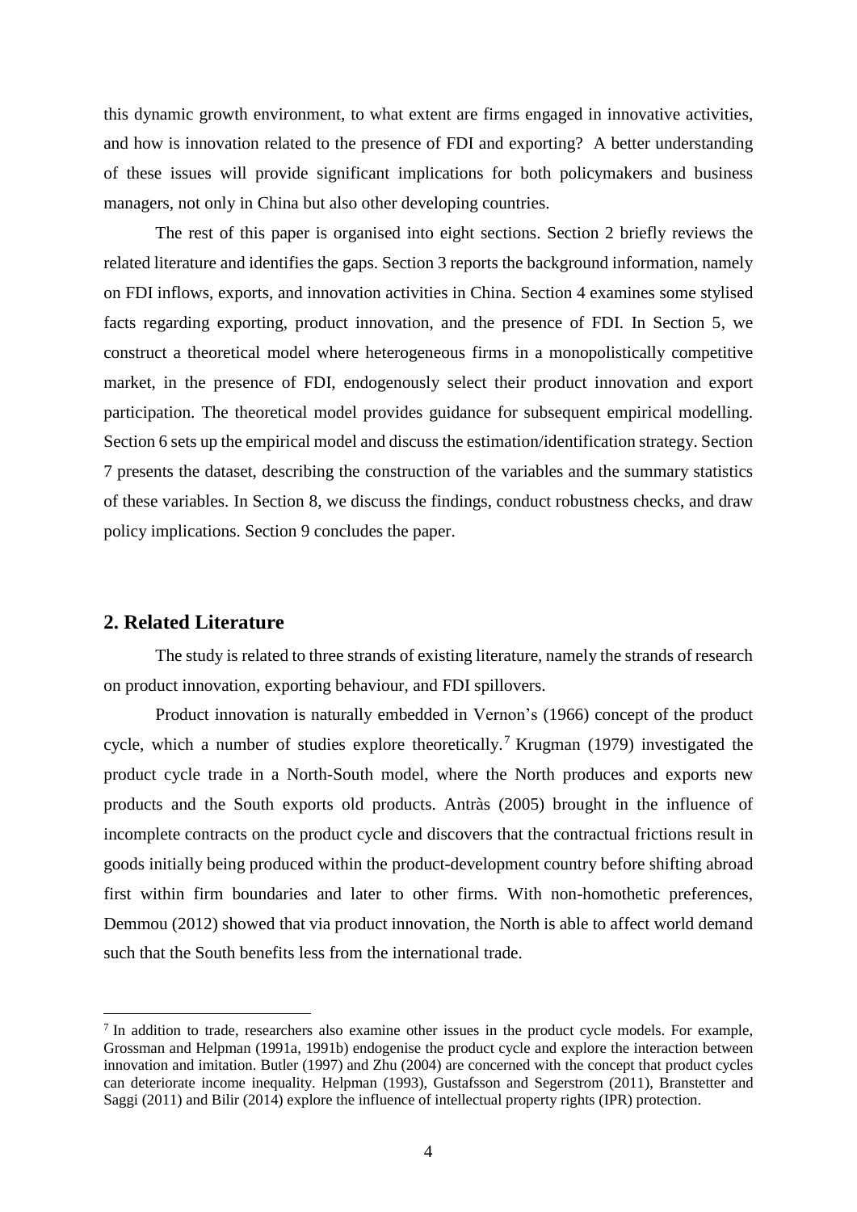this dynamic growth environment, to what extent are firms engaged in innovative activities, and how is innovation related to the presence of FDI and exporting? A better understanding of these issues will provide significant implications for both policymakers and business managers, not only in China but also other developing countries.

The rest of this paper is organised into eight sections. Section 2 briefly reviews the related literature and identifies the gaps. Section 3 reports the background information, namely on FDI inflows, exports, and innovation activities in China. Section 4 examines some stylised facts regarding exporting, product innovation, and the presence of FDI. In Section 5, we construct a theoretical model where heterogeneous firms in a monopolistically competitive market, in the presence of FDI, endogenously select their product innovation and export participation. The theoretical model provides guidance for subsequent empirical modelling. Section 6 sets up the empirical model and discuss the estimation/identification strategy. Section 7 presents the dataset, describing the construction of the variables and the summary statistics of these variables. In Section 8, we discuss the findings, conduct robustness checks, and draw policy implications. Section 9 concludes the paper.

## 2. Related Literature

The study is related to three strands of existing literature, namely the strands of research on product innovation, exporting behaviour, and FDI spillovers.

Product innovation is naturally embedded in Vernon's (1966) concept of the product cycle, which a number of studies explore theoretically.[7] Krugman (1979) investigated the product cycle trade in a North-South model, where the North produces and exports new products and the South exports old products. Antràs (2005) brought in the influence of incomplete contracts on the product cycle and discovers that the contractual frictions result in goods initially being produced within the product-development country before shifting abroad first within firm boundaries and later to other firms. With non-homothetic preferences, Demmou (2012) showed that via product innovation, the North is able to affect world demand such that the South benefits less from the international trade.

[7] In addition to trade, researchers also examine other issues in the product cycle models. For example, Grossman and Helpman (1991a, 1991b) endogenise the product cycle and explore the interaction between innovation and imitation. Butler (1997) and Zhu (2004) are concerned with the concept that product cycles can deteriorate income inequality. Helpman (1993), Gustafsson and Segerstrom (2011), Branstetter and Saggi (2011) and Bilir (2014) explore the influence of intellectual property rights (IPR) protection.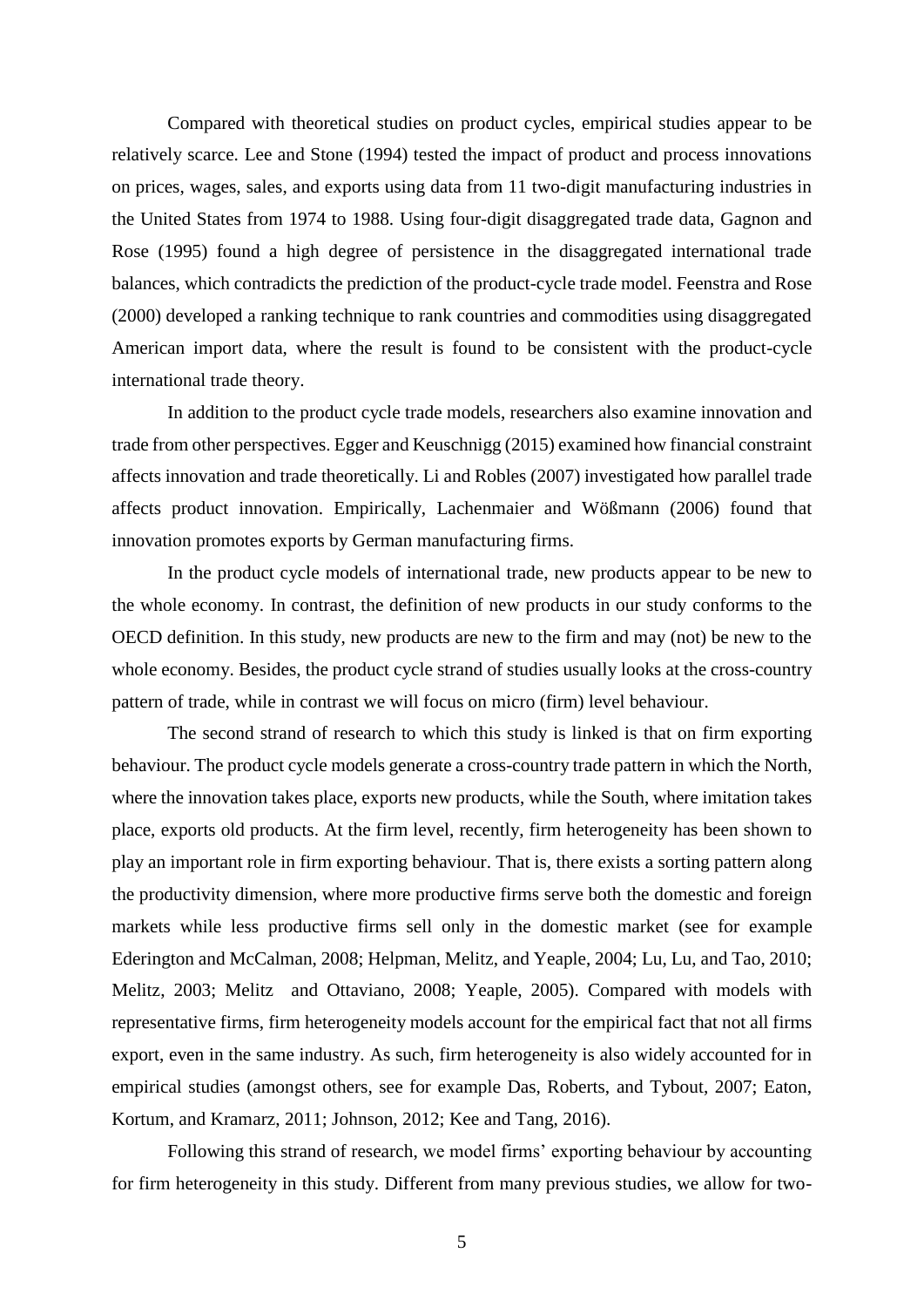Compared with theoretical studies on product cycles, empirical studies appear to be relatively scarce. Lee and Stone (1994) tested the impact of product and process innovations on prices, wages, sales, and exports using data from 11 two-digit manufacturing industries in the United States from 1974 to 1988. Using four-digit disaggregated trade data, Gagnon and Rose (1995) found a high degree of persistence in the disaggregated international trade balances, which contradicts the prediction of the product-cycle trade model. Feenstra and Rose (2000) developed a ranking technique to rank countries and commodities using disaggregated American import data, where the result is found to be consistent with the product-cycle international trade theory.

In addition to the product cycle trade models, researchers also examine innovation and trade from other perspectives. Egger and Keuschnigg (2015) examined how financial constraint affects innovation and trade theoretically. Li and Robles (2007) investigated how parallel trade affects product innovation. Empirically, Lachenmaier and Wößmann (2006) found that innovation promotes exports by German manufacturing firms.

In the product cycle models of international trade, new products appear to be new to the whole economy. In contrast, the definition of new products in our study conforms to the OECD definition. In this study, new products are new to the firm and may (not) be new to the whole economy. Besides, the product cycle strand of studies usually looks at the cross-country pattern of trade, while in contrast we will focus on micro (firm) level behaviour.

The second strand of research to which this study is linked is that on firm exporting behaviour. The product cycle models generate a cross-country trade pattern in which the North, where the innovation takes place, exports new products, while the South, where imitation takes place, exports old products. At the firm level, recently, firm heterogeneity has been shown to play an important role in firm exporting behaviour. That is, there exists a sorting pattern along the productivity dimension, where more productive firms serve both the domestic and foreign markets while less productive firms sell only in the domestic market (see for example Ederington and McCalman, 2008; Helpman, Melitz, and Yeaple, 2004; Lu, Lu, and Tao, 2010; Melitz, 2003; Melitz and Ottaviano, 2008; Yeaple, 2005). Compared with models with representative firms, firm heterogeneity models account for the empirical fact that not all firms export, even in the same industry. As such, firm heterogeneity is also widely accounted for in empirical studies (amongst others, see for example Das, Roberts, and Tybout, 2007; Eaton, Kortum, and Kramarz, 2011; Johnson, 2012; Kee and Tang, 2016).

Following this strand of research, we model firms' exporting behaviour by accounting for firm heterogeneity in this study. Different from many previous studies, we allow for two-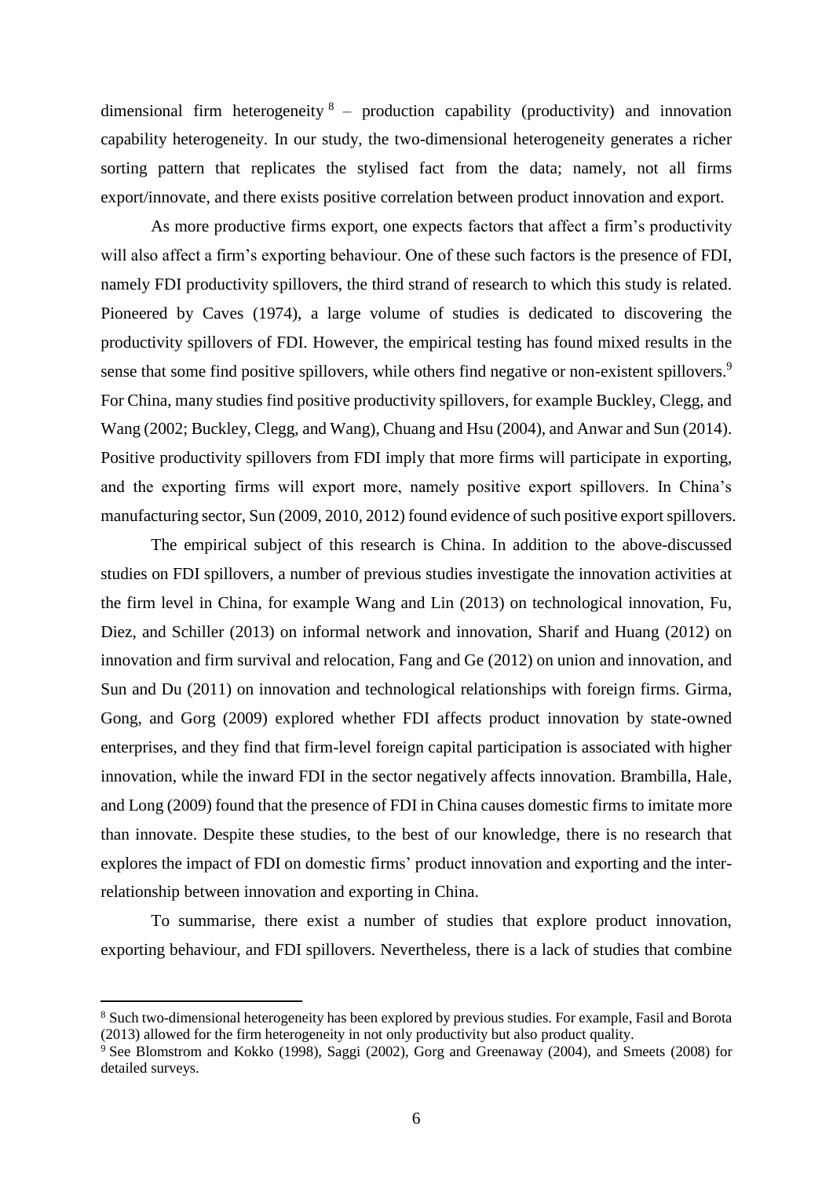dimensional firm heterogeneity [8] – production capability (productivity) and innovation capability heterogeneity. In our study, the two-dimensional heterogeneity generates a richer sorting pattern that replicates the stylised fact from the data; namely, not all firms export/innovate, and there exists positive correlation between product innovation and export.

As more productive firms export, one expects factors that affect a firm's productivity will also affect a firm's exporting behaviour. One of these such factors is the presence of FDI, namely FDI productivity spillovers, the third strand of research to which this study is related. Pioneered by Caves (1974), a large volume of studies is dedicated to discovering the productivity spillovers of FDI. However, the empirical testing has found mixed results in the sense that some find positive spillovers, while others find negative or non-existent spillovers.[9] For China, many studies find positive productivity spillovers, for example Buckley, Clegg, and Wang (2002; Buckley, Clegg, and Wang), Chuang and Hsu (2004), and Anwar and Sun (2014). Positive productivity spillovers from FDI imply that more firms will participate in exporting, and the exporting firms will export more, namely positive export spillovers. In China's manufacturing sector, Sun (2009, 2010, 2012) found evidence of such positive export spillovers.

The empirical subject of this research is China. In addition to the above-discussed studies on FDI spillovers, a number of previous studies investigate the innovation activities at the firm level in China, for example Wang and Lin (2013) on technological innovation, Fu, Diez, and Schiller (2013) on informal network and innovation, Sharif and Huang (2012) on innovation and firm survival and relocation, Fang and Ge (2012) on union and innovation, and Sun and Du (2011) on innovation and technological relationships with foreign firms. Girma, Gong, and Gorg (2009) explored whether FDI affects product innovation by state-owned enterprises, and they find that firm-level foreign capital participation is associated with higher innovation, while the inward FDI in the sector negatively affects innovation. Brambilla, Hale, and Long (2009) found that the presence of FDI in China causes domestic firms to imitate more than innovate. Despite these studies, to the best of our knowledge, there is no research that explores the impact of FDI on domestic firms' product innovation and exporting and the inter-relationship between innovation and exporting in China.

To summarise, there exist a number of studies that explore product innovation, exporting behaviour, and FDI spillovers. Nevertheless, there is a lack of studies that combine

---

[8] Such two-dimensional heterogeneity has been explored by previous studies. For example, Fasil and Borota (2013) allowed for the firm heterogeneity in not only productivity but also product quality.

[9] See Blomstrom and Kokko (1998), Saggi (2002), Gorg and Greenaway (2004), and Smeets (2008) for detailed surveys.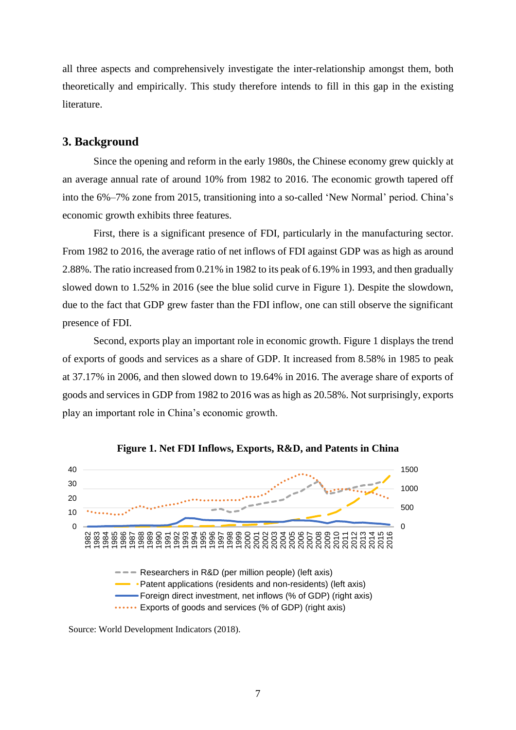all three aspects and comprehensively investigate the inter-relationship amongst them, both theoretically and empirically. This study therefore intends to fill in this gap in the existing literature.

## 3. Background

Since the opening and reform in the early 1980s, the Chinese economy grew quickly at an average annual rate of around 10% from 1982 to 2016. The economic growth tapered off into the 6%–7% zone from 2015, transitioning into a so-called 'New Normal' period. China's economic growth exhibits three features.

First, there is a significant presence of FDI, particularly in the manufacturing sector. From 1982 to 2016, the average ratio of net inflows of FDI against GDP was as high as around 2.88%. The ratio increased from 0.21% in 1982 to its peak of 6.19% in 1993, and then gradually slowed down to 1.52% in 2016 (see the blue solid curve in Figure 1). Despite the slowdown, due to the fact that GDP grew faster than the FDI inflow, one can still observe the significant presence of FDI.

Second, exports play an important role in economic growth. Figure 1 displays the trend of exports of goods and services as a share of GDP. It increased from 8.58% in 1985 to peak at 37.17% in 2006, and then slowed down to 19.64% in 2016. The average share of exports of goods and services in GDP from 1982 to 2016 was as high as 20.58%. Not surprisingly, exports play an important role in China's economic growth.

**Figure 1. Net FDI Inflows, Exports, R&D, and Patents in China**

Researchers in R&D (per million people) (left axis)
Patent applications (residents and non-residents) (left axis)
Foreign direct investment, net inflows (% of GDP) (right axis)
Exports of goods and services (% of GDP) (right axis)

Source: World Development Indicators (2018).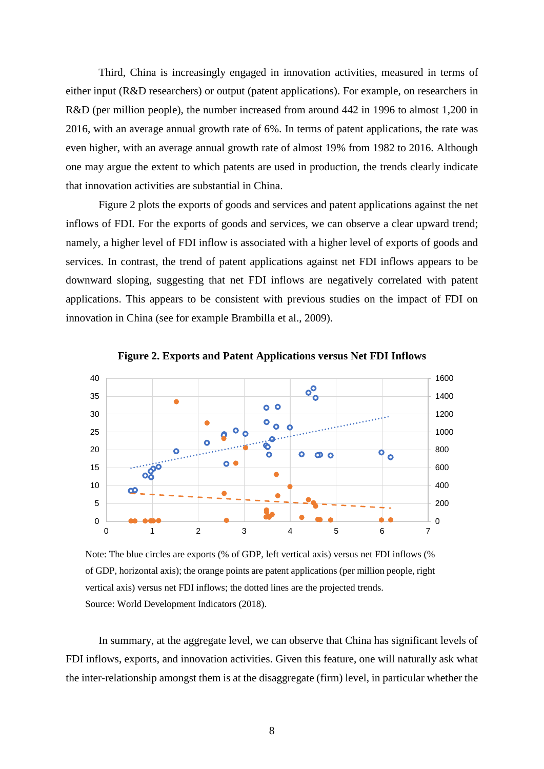Third, China is increasingly engaged in innovation activities, measured in terms of either input (R&D researchers) or output (patent applications). For example, on researchers in R&D (per million people), the number increased from around 442 in 1996 to almost 1,200 in 2016, with an average annual growth rate of 6%. In terms of patent applications, the rate was even higher, with an average annual growth rate of almost 19% from 1982 to 2016. Although one may argue the extent to which patents are used in production, the trends clearly indicate that innovation activities are substantial in China.

Figure 2 plots the exports of goods and services and patent applications against the net inflows of FDI. For the exports of goods and services, we can observe a clear upward trend; namely, a higher level of FDI inflow is associated with a higher level of exports of goods and services. In contrast, the trend of patent applications against net FDI inflows appears to be downward sloping, suggesting that net FDI inflows are negatively correlated with patent applications. This appears to be consistent with previous studies on the impact of FDI on innovation in China (see for example Brambilla et al., 2009).

**Figure 2. Exports and Patent Applications versus Net FDI Inflows**

Note: The blue circles are exports (% of GDP, left vertical axis) versus net FDI inflows (% of GDP, horizontal axis); the orange points are patent applications (per million people, right vertical axis) versus net FDI inflows; the dotted lines are the projected trends.
Source: World Development Indicators (2018).

In summary, at the aggregate level, we can observe that China has significant levels of FDI inflows, exports, and innovation activities. Given this feature, one will naturally ask what the inter-relationship amongst them is at the disaggregate (firm) level, in particular whether the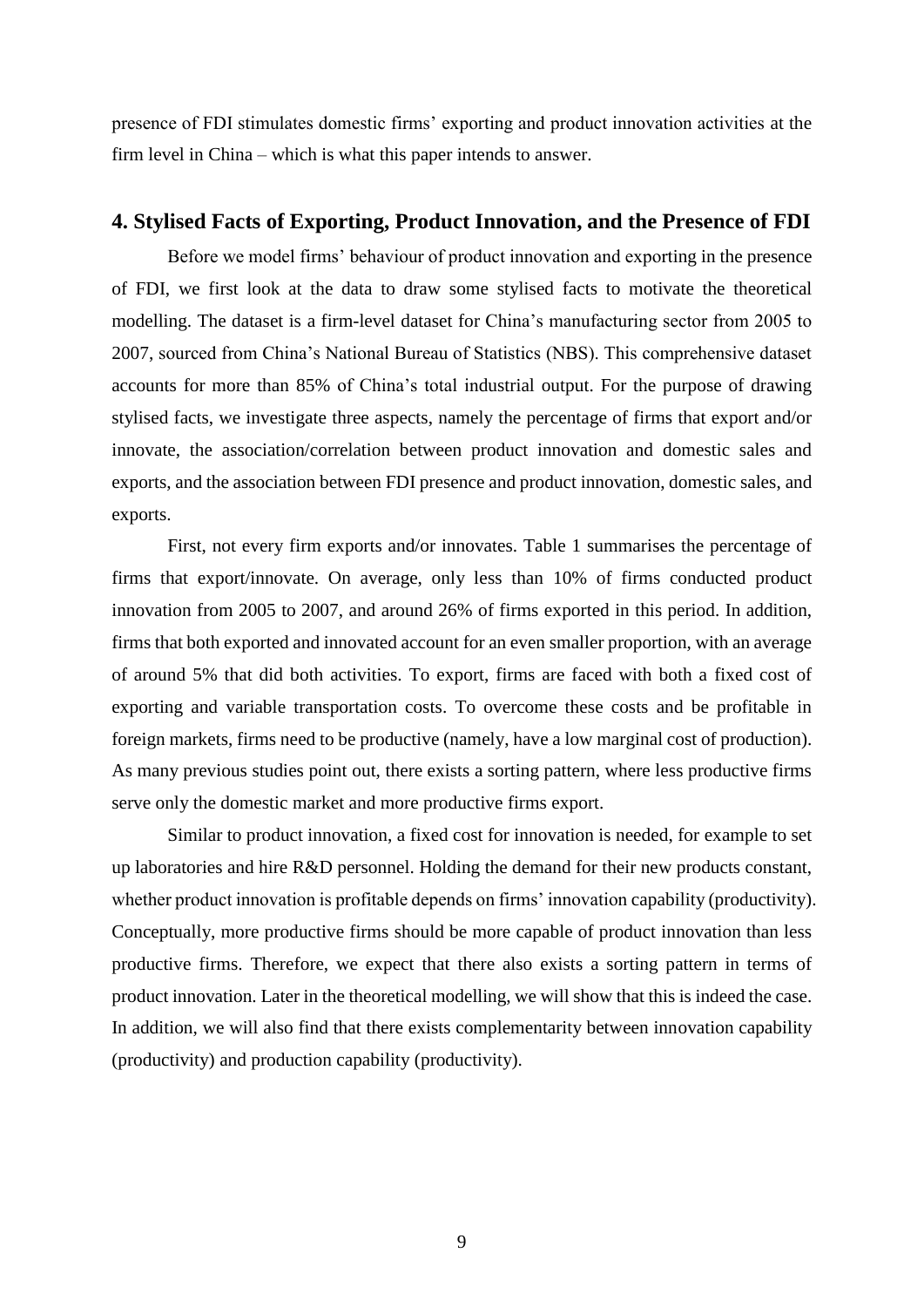presence of FDI stimulates domestic firms' exporting and product innovation activities at the firm level in China – which is what this paper intends to answer.

## 4. Stylised Facts of Exporting, Product Innovation, and the Presence of FDI

Before we model firms' behaviour of product innovation and exporting in the presence of FDI, we first look at the data to draw some stylised facts to motivate the theoretical modelling. The dataset is a firm-level dataset for China's manufacturing sector from 2005 to 2007, sourced from China's National Bureau of Statistics (NBS). This comprehensive dataset accounts for more than 85% of China's total industrial output. For the purpose of drawing stylised facts, we investigate three aspects, namely the percentage of firms that export and/or innovate, the association/correlation between product innovation and domestic sales and exports, and the association between FDI presence and product innovation, domestic sales, and exports.

First, not every firm exports and/or innovates. Table 1 summarises the percentage of firms that export/innovate. On average, only less than 10% of firms conducted product innovation from 2005 to 2007, and around 26% of firms exported in this period. In addition, firms that both exported and innovated account for an even smaller proportion, with an average of around 5% that did both activities. To export, firms are faced with both a fixed cost of exporting and variable transportation costs. To overcome these costs and be profitable in foreign markets, firms need to be productive (namely, have a low marginal cost of production). As many previous studies point out, there exists a sorting pattern, where less productive firms serve only the domestic market and more productive firms export.

Similar to product innovation, a fixed cost for innovation is needed, for example to set up laboratories and hire R&D personnel. Holding the demand for their new products constant, whether product innovation is profitable depends on firms' innovation capability (productivity). Conceptually, more productive firms should be more capable of product innovation than less productive firms. Therefore, we expect that there also exists a sorting pattern in terms of product innovation. Later in the theoretical modelling, we will show that this is indeed the case. In addition, we will also find that there exists complementarity between innovation capability (productivity) and production capability (productivity).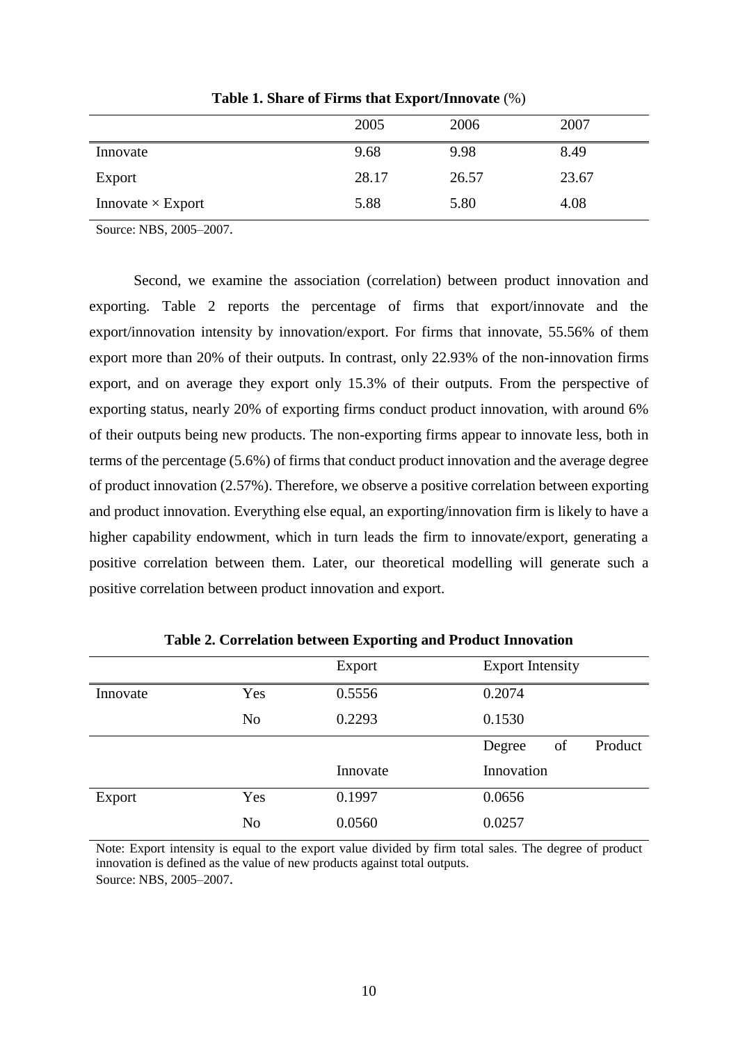**Table 1. Share of Firms that Export/Innovate** (%)

| | 2005 | 2006 | 2007 |
|---|---|---|---|
| Innovate | 9.68 | 9.98 | 8.49 |
| Export | 28.17 | 26.57 | 23.67 |
| Innovate × Export | 5.88 | 5.80 | 4.08 |

Source: NBS, 2005–2007.

Second, we examine the association (correlation) between product innovation and exporting. Table 2 reports the percentage of firms that export/innovate and the export/innovation intensity by innovation/export. For firms that innovate, 55.56% of them export more than 20% of their outputs. In contrast, only 22.93% of the non-innovation firms export, and on average they export only 15.3% of their outputs. From the perspective of exporting status, nearly 20% of exporting firms conduct product innovation, with around 6% of their outputs being new products. The non-exporting firms appear to innovate less, both in terms of the percentage (5.6%) of firms that conduct product innovation and the average degree of product innovation (2.57%). Therefore, we observe a positive correlation between exporting and product innovation. Everything else equal, an exporting/innovation firm is likely to have a higher capability endowment, which in turn leads the firm to innovate/export, generating a positive correlation between them. Later, our theoretical modelling will generate such a positive correlation between product innovation and export.

**Table 2. Correlation between Exporting and Product Innovation**

| | | Export | Export Intensity |
|---|---|---|---|
| Innovate | Yes | 0.5556 | 0.2074 |
| | No | 0.2293 | 0.1530 |
| | | Innovate | Degree of Product Innovation |
| Export | Yes | 0.1997 | 0.0656 |
| | No | 0.0560 | 0.0257 |

Note: Export intensity is equal to the export value divided by firm total sales. The degree of product innovation is defined as the value of new products against total outputs.
Source: NBS, 2005–2007.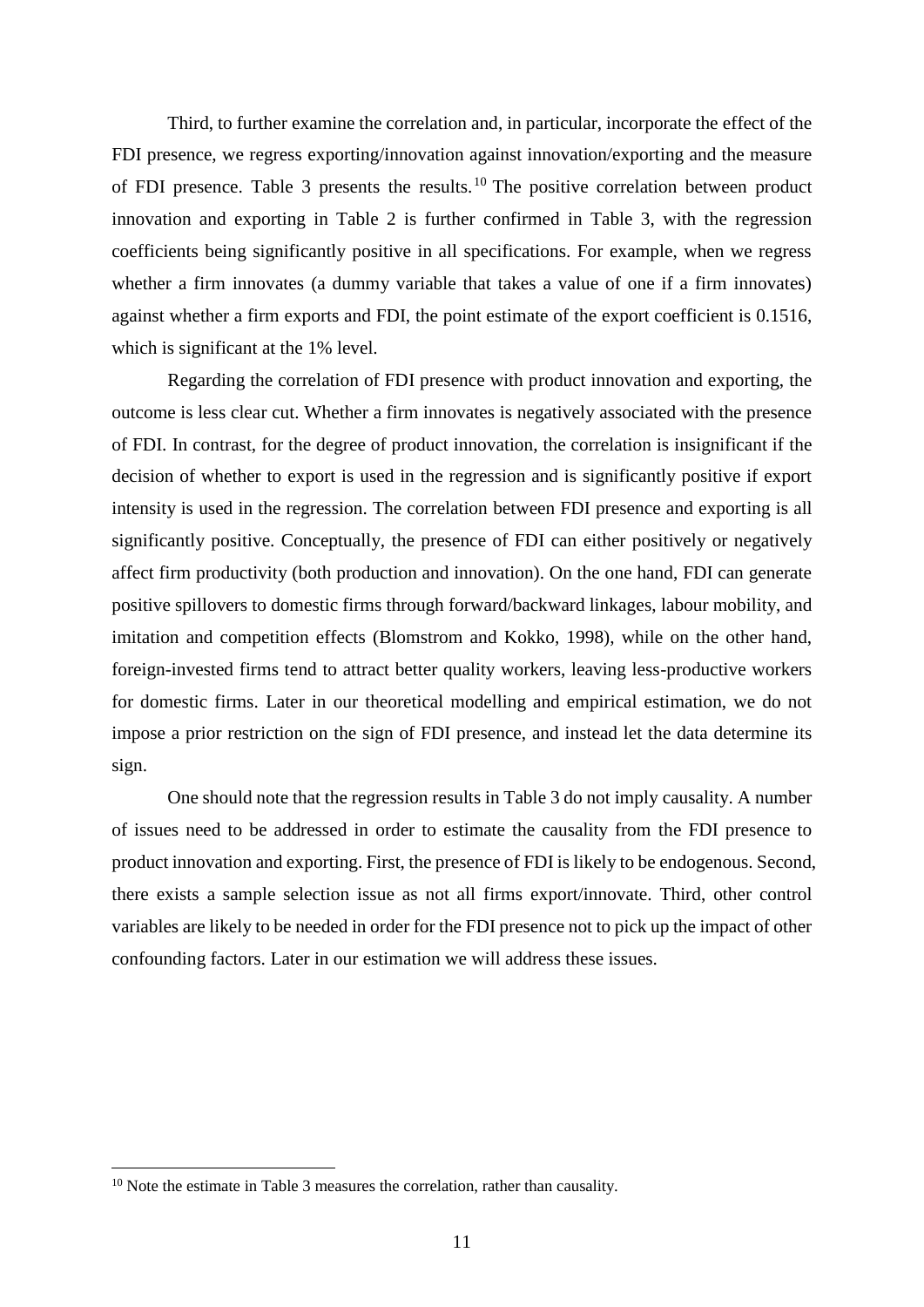Third, to further examine the correlation and, in particular, incorporate the effect of the FDI presence, we regress exporting/innovation against innovation/exporting and the measure of FDI presence. Table 3 presents the results.[10] The positive correlation between product innovation and exporting in Table 2 is further confirmed in Table 3, with the regression coefficients being significantly positive in all specifications. For example, when we regress whether a firm innovates (a dummy variable that takes a value of one if a firm innovates) against whether a firm exports and FDI, the point estimate of the export coefficient is 0.1516, which is significant at the 1% level.

Regarding the correlation of FDI presence with product innovation and exporting, the outcome is less clear cut. Whether a firm innovates is negatively associated with the presence of FDI. In contrast, for the degree of product innovation, the correlation is insignificant if the decision of whether to export is used in the regression and is significantly positive if export intensity is used in the regression. The correlation between FDI presence and exporting is all significantly positive. Conceptually, the presence of FDI can either positively or negatively affect firm productivity (both production and innovation). On the one hand, FDI can generate positive spillovers to domestic firms through forward/backward linkages, labour mobility, and imitation and competition effects (Blomstrom and Kokko, 1998), while on the other hand, foreign-invested firms tend to attract better quality workers, leaving less-productive workers for domestic firms. Later in our theoretical modelling and empirical estimation, we do not impose a prior restriction on the sign of FDI presence, and instead let the data determine its sign.

One should note that the regression results in Table 3 do not imply causality. A number of issues need to be addressed in order to estimate the causality from the FDI presence to product innovation and exporting. First, the presence of FDI is likely to be endogenous. Second, there exists a sample selection issue as not all firms export/innovate. Third, other control variables are likely to be needed in order for the FDI presence not to pick up the impact of other confounding factors. Later in our estimation we will address these issues.

[10] Note the estimate in Table 3 measures the correlation, rather than causality.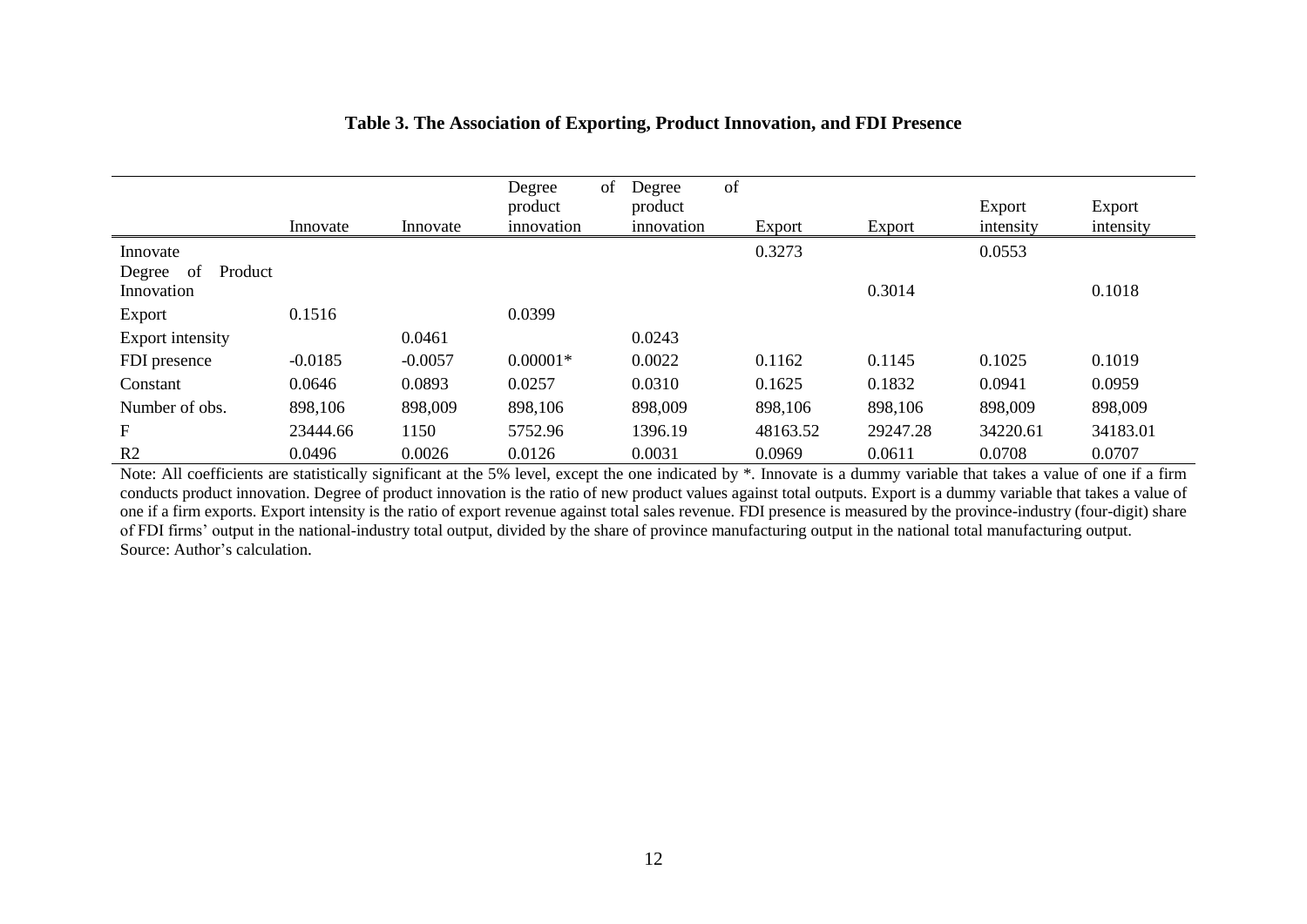**Table 3. The Association of Exporting, Product Innovation, and FDI Presence**

| | Innovate | Innovate | Degree of product innovation | Degree of product innovation | Export | Export | Export intensity | Export intensity |
|---|---|---|---|---|---|---|---|---|
| Innovate | | | | | 0.3273 | | 0.0553 | |
| Degree of Product Innovation | | | | | | 0.3014 | | 0.1018 |
| Export | 0.1516 | | 0.0399 | | | | | |
| Export intensity | | 0.0461 | | 0.0243 | | | | |
| FDI presence | -0.0185 | -0.0057 | 0.00001* | 0.0022 | 0.1162 | 0.1145 | 0.1025 | 0.1019 |
| Constant | 0.0646 | 0.0893 | 0.0257 | 0.0310 | 0.1625 | 0.1832 | 0.0941 | 0.0959 |
| Number of obs. | 898,106 | 898,009 | 898,106 | 898,009 | 898,106 | 898,106 | 898,009 | 898,009 |
| F | 23444.66 | 1150 | 5752.96 | 1396.19 | 48163.52 | 29247.28 | 34220.61 | 34183.01 |
| R2 | 0.0496 | 0.0026 | 0.0126 | 0.0031 | 0.0969 | 0.0611 | 0.0708 | 0.0707 |

Note: All coefficients are statistically significant at the 5% level, except the one indicated by *. Innovate is a dummy variable that takes a value of one if a firm conducts product innovation. Degree of product innovation is the ratio of new product values against total outputs. Export is a dummy variable that takes a value of one if a firm exports. Export intensity is the ratio of export revenue against total sales revenue. FDI presence is measured by the province-industry (four-digit) share of FDI firms' output in the national-industry total output, divided by the share of province manufacturing output in the national total manufacturing output.
Source: Author's calculation.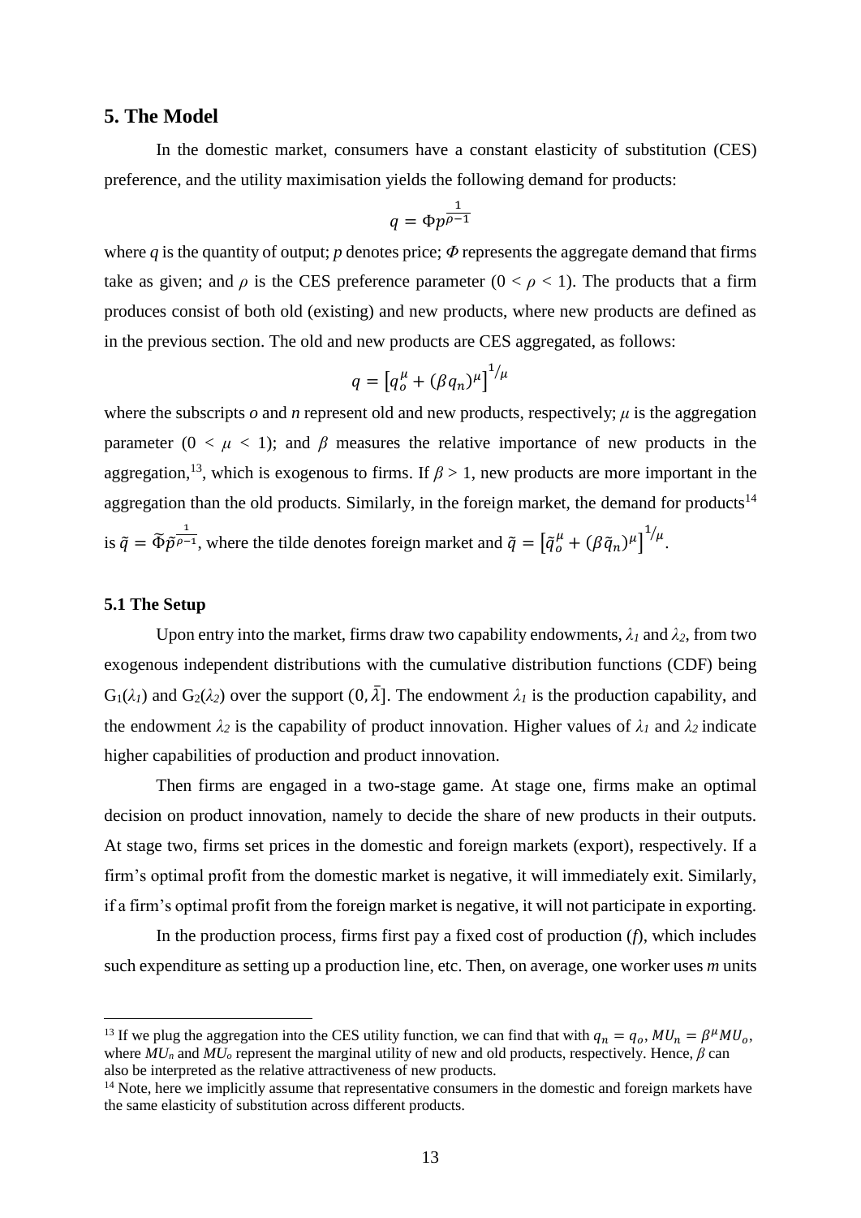## 5. The Model

In the domestic market, consumers have a constant elasticity of substitution (CES) preference, and the utility maximisation yields the following demand for products:

$$q = \Phi p^{\frac{1}{\rho - 1}}$$

where $q$ is the quantity of output; $p$ denotes price; $\Phi$ represents the aggregate demand that firms take as given; and $\rho$ is the CES preference parameter ($0 < \rho < 1$). The products that a firm produces consist of both old (existing) and new products, where new products are defined as in the previous section. The old and new products are CES aggregated, as follows:

$$q = \left[q_o^{\mu} + (\beta q_n)^{\mu}\right]^{1/\mu}$$

where the subscripts $o$ and $n$ represent old and new products, respectively; $\mu$ is the aggregation parameter ($0 < \mu < 1$); and $\beta$ measures the relative importance of new products in the aggregation,[13], which is exogenous to firms. If $\beta > 1$, new products are more important in the aggregation than the old products. Similarly, in the foreign market, the demand for products[14] is $\tilde{q} = \tilde{\Phi}\tilde{p}^{\frac{1}{\rho-1}}$, where the tilde denotes foreign market and $\tilde{q} = \left[\tilde{q}_o^{\mu} + (\beta \tilde{q}_n)^{\mu}\right]^{1/\mu}$.

### 5.1 The Setup

Upon entry into the market, firms draw two capability endowments, $\lambda_1$ and $\lambda_2$, from two exogenous independent distributions with the cumulative distribution functions (CDF) being $G_1(\lambda_1)$ and $G_2(\lambda_2)$ over the support $(0, \bar{\lambda}]$. The endowment $\lambda_1$ is the production capability, and the endowment $\lambda_2$ is the capability of product innovation. Higher values of $\lambda_1$ and $\lambda_2$ indicate higher capabilities of production and product innovation.

Then firms are engaged in a two-stage game. At stage one, firms make an optimal decision on product innovation, namely to decide the share of new products in their outputs. At stage two, firms set prices in the domestic and foreign markets (export), respectively. If a firm's optimal profit from the domestic market is negative, it will immediately exit. Similarly, if a firm's optimal profit from the foreign market is negative, it will not participate in exporting.

In the production process, firms first pay a fixed cost of production ($f$), which includes such expenditure as setting up a production line, etc. Then, on average, one worker uses $m$ units

---

[13] If we plug the aggregation into the CES utility function, we can find that with $q_n = q_o$, $MU_n = \beta^{\mu} MU_o$, where $MU_n$ and $MU_o$ represent the marginal utility of new and old products, respectively. Hence, $\beta$ can also be interpreted as the relative attractiveness of new products.

[14] Note, here we implicitly assume that representative consumers in the domestic and foreign markets have the same elasticity of substitution across different products.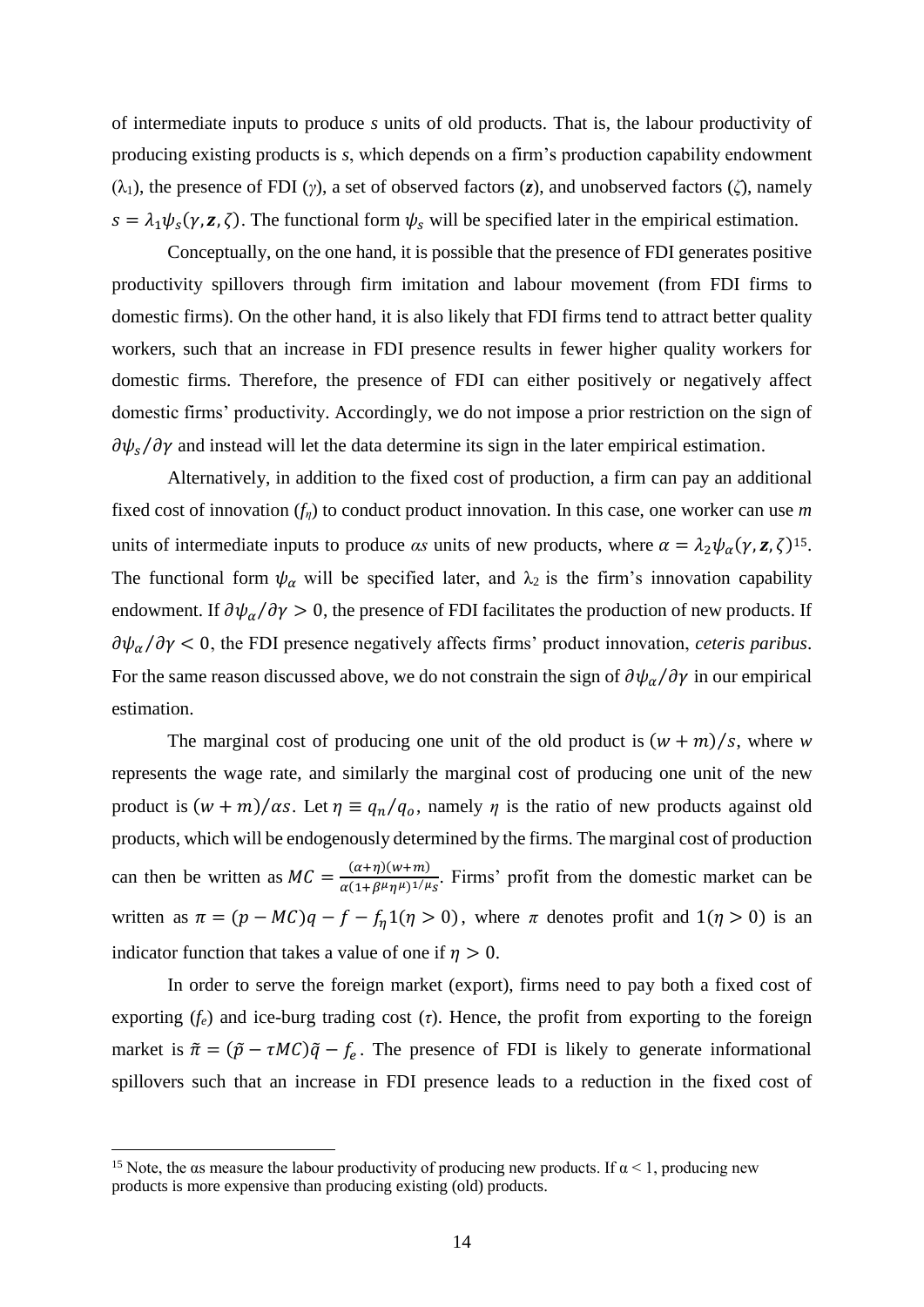of intermediate inputs to produce *s* units of old products. That is, the labour productivity of producing existing products is *s*, which depends on a firm's production capability endowment ($\lambda_1$), the presence of FDI ($\gamma$), a set of observed factors ($\boldsymbol{z}$), and unobserved factors ($\zeta$), namely $s = \lambda_1 \psi_s(\gamma, \boldsymbol{z}, \zeta)$. The functional form $\psi_s$ will be specified later in the empirical estimation.

Conceptually, on the one hand, it is possible that the presence of FDI generates positive productivity spillovers through firm imitation and labour movement (from FDI firms to domestic firms). On the other hand, it is also likely that FDI firms tend to attract better quality workers, such that an increase in FDI presence results in fewer higher quality workers for domestic firms. Therefore, the presence of FDI can either positively or negatively affect domestic firms' productivity. Accordingly, we do not impose a prior restriction on the sign of $\partial\psi_s/\partial\gamma$ and instead will let the data determine its sign in the later empirical estimation.

Alternatively, in addition to the fixed cost of production, a firm can pay an additional fixed cost of innovation ($f_\eta$) to conduct product innovation. In this case, one worker can use *m* units of intermediate inputs to produce $\alpha s$ units of new products, where $\alpha = \lambda_2 \psi_\alpha(\gamma, \boldsymbol{z}, \zeta)$[15]. The functional form $\psi_\alpha$ will be specified later, and $\lambda_2$ is the firm's innovation capability endowment. If $\partial\psi_\alpha/\partial\gamma > 0$, the presence of FDI facilitates the production of new products. If $\partial\psi_\alpha/\partial\gamma < 0$, the FDI presence negatively affects firms' product innovation, *ceteris paribus*. For the same reason discussed above, we do not constrain the sign of $\partial\psi_\alpha/\partial\gamma$ in our empirical estimation.

The marginal cost of producing one unit of the old product is $(w + m)/s$, where *w* represents the wage rate, and similarly the marginal cost of producing one unit of the new product is $(w + m)/\alpha s$. Let $\eta \equiv q_n/q_o$, namely $\eta$ is the ratio of new products against old products, which will be endogenously determined by the firms. The marginal cost of production can then be written as $MC = \frac{(\alpha+\eta)(w+m)}{\alpha(1+\beta^\mu\eta^\mu)^{1/\mu}s}$. Firms' profit from the domestic market can be written as $\pi = (p - MC)q - f - f_\eta 1(\eta > 0)$, where $\pi$ denotes profit and $1(\eta > 0)$ is an indicator function that takes a value of one if $\eta > 0$.

In order to serve the foreign market (export), firms need to pay both a fixed cost of exporting ($f_e$) and ice-burg trading cost ($\tau$). Hence, the profit from exporting to the foreign market is $\tilde{\pi} = (\tilde{p} - \tau MC)\tilde{q} - f_e$. The presence of FDI is likely to generate informational spillovers such that an increase in FDI presence leads to a reduction in the fixed cost of

[15] Note, the αs measure the labour productivity of producing new products. If $\alpha < 1$, producing new products is more expensive than producing existing (old) products.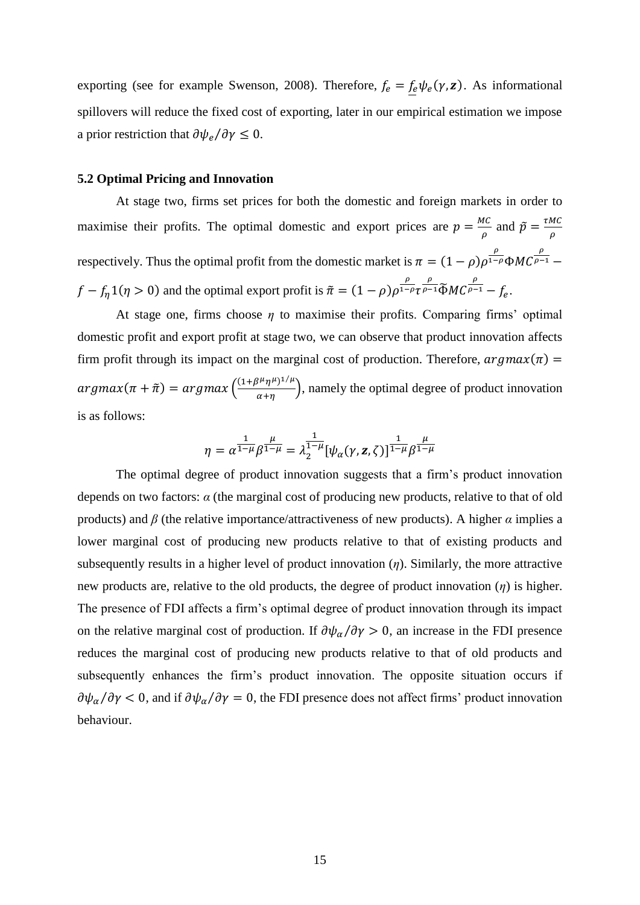exporting (see for example Swenson, 2008). Therefore, $f_e = \underline{f_e}\psi_e(\gamma, \boldsymbol{z})$. As informational spillovers will reduce the fixed cost of exporting, later in our empirical estimation we impose a prior restriction that $\partial\psi_e/\partial\gamma \leq 0$.

### 5.2 Optimal Pricing and Innovation

At stage two, firms set prices for both the domestic and foreign markets in order to maximise their profits. The optimal domestic and export prices are $p = \frac{MC}{\rho}$ and $\tilde{p} = \frac{\tau MC}{\rho}$ respectively. Thus the optimal profit from the domestic market is $\pi = (1-\rho)\rho^{\frac{\rho}{1-\rho}}\Phi MC^{\frac{\rho}{\rho-1}} - f - f_\eta 1(\eta > 0)$ and the optimal export profit is $\tilde{\pi} = (1-\rho)\rho^{\frac{\rho}{1-\rho}}\tau^{\frac{\rho}{\rho-1}}\tilde{\Phi}MC^{\frac{\rho}{\rho-1}} - f_e$.

At stage one, firms choose $\eta$ to maximise their profits. Comparing firms' optimal domestic profit and export profit at stage two, we can observe that product innovation affects firm profit through its impact on the marginal cost of production. Therefore, $argmax(\pi) = argmax(\pi + \tilde{\pi}) = argmax\left(\frac{(1+\beta^\mu\eta^\mu)^{1/\mu}}{\alpha+\eta}\right)$, namely the optimal degree of product innovation is as follows:

$$\eta = \alpha^{\frac{1}{1-\mu}}\beta^{\frac{\mu}{1-\mu}} = \lambda_2^{\frac{1}{1-\mu}}[\psi_\alpha(\gamma, \boldsymbol{z}, \zeta)]^{\frac{1}{1-\mu}}\beta^{\frac{\mu}{1-\mu}}$$

The optimal degree of product innovation suggests that a firm's product innovation depends on two factors: $\alpha$ (the marginal cost of producing new products, relative to that of old products) and $\beta$ (the relative importance/attractiveness of new products). A higher $\alpha$ implies a lower marginal cost of producing new products relative to that of existing products and subsequently results in a higher level of product innovation ($\eta$). Similarly, the more attractive new products are, relative to the old products, the degree of product innovation ($\eta$) is higher. The presence of FDI affects a firm's optimal degree of product innovation through its impact on the relative marginal cost of production. If $\partial\psi_\alpha/\partial\gamma > 0$, an increase in the FDI presence reduces the marginal cost of producing new products relative to that of old products and subsequently enhances the firm's product innovation. The opposite situation occurs if $\partial\psi_\alpha/\partial\gamma < 0$, and if $\partial\psi_\alpha/\partial\gamma = 0$, the FDI presence does not affect firms' product innovation behaviour.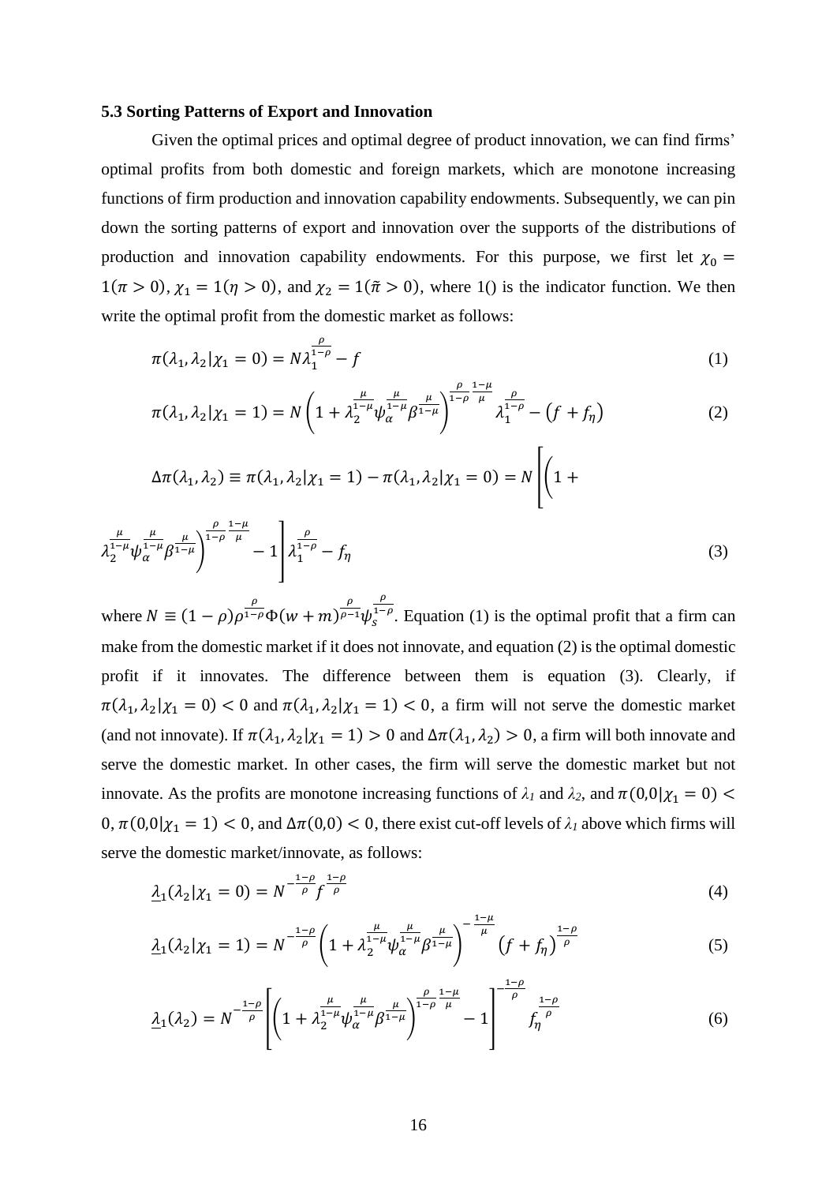### 5.3 Sorting Patterns of Export and Innovation

Given the optimal prices and optimal degree of product innovation, we can find firms' optimal profits from both domestic and foreign markets, which are monotone increasing functions of firm production and innovation capability endowments. Subsequently, we can pin down the sorting patterns of export and innovation over the supports of the distributions of production and innovation capability endowments. For this purpose, we first let $\chi_0 = 1(\pi > 0)$, $\chi_1 = 1(\eta > 0)$, and $\chi_2 = 1(\tilde{\pi} > 0)$, where 1() is the indicator function. We then write the optimal profit from the domestic market as follows:

$$\pi(\lambda_1, \lambda_2 | \chi_1 = 0) = N\lambda_1^{\frac{\rho}{1-\rho}} - f \tag{1}$$

$$\pi(\lambda_1, \lambda_2 | \chi_1 = 1) = N\left(1 + \lambda_2^{\frac{\mu}{1-\mu}} \psi_\alpha^{\frac{\mu}{1-\mu}} \beta^{\frac{\mu}{1-\mu}}\right)^{\frac{\rho}{1-\rho}\frac{1-\mu}{\mu}} \lambda_1^{\frac{\rho}{1-\rho}} - \left(f + f_\eta\right) \tag{2}$$

$$\Delta\pi(\lambda_1, \lambda_2) \equiv \pi(\lambda_1, \lambda_2 | \chi_1 = 1) - \pi(\lambda_1, \lambda_2 | \chi_1 = 0) = N\left[\left(1 + \lambda_2^{\frac{\mu}{1-\mu}} \psi_\alpha^{\frac{\mu}{1-\mu}} \beta^{\frac{\mu}{1-\mu}}\right)^{\frac{\rho}{1-\rho}\frac{1-\mu}{\mu}} - 1\right]\lambda_1^{\frac{\rho}{1-\rho}} - f_\eta \tag{3}$$

where $N \equiv (1-\rho)\rho^{\frac{\rho}{1-\rho}} \Phi (w+m)^{\frac{\rho}{\rho-1}} \psi_s^{\frac{\rho}{1-\rho}}$. Equation (1) is the optimal profit that a firm can make from the domestic market if it does not innovate, and equation (2) is the optimal domestic profit if it innovates. The difference between them is equation (3). Clearly, if $\pi(\lambda_1, \lambda_2 | \chi_1 = 0) < 0$ and $\pi(\lambda_1, \lambda_2 | \chi_1 = 1) < 0$, a firm will not serve the domestic market (and not innovate). If $\pi(\lambda_1, \lambda_2 | \chi_1 = 1) > 0$ and $\Delta\pi(\lambda_1, \lambda_2) > 0$, a firm will both innovate and serve the domestic market. In other cases, the firm will serve the domestic market but not innovate. As the profits are monotone increasing functions of $\lambda_1$ and $\lambda_2$, and $\pi(0,0|\chi_1 = 0) < 0$, $\pi(0,0|\chi_1 = 1) < 0$, and $\Delta\pi(0,0) < 0$, there exist cut-off levels of $\lambda_1$ above which firms will serve the domestic market/innovate, as follows:

$$\underline{\lambda}_1(\lambda_2 | \chi_1 = 0) = N^{-\frac{1-\rho}{\rho}} f^{\frac{1-\rho}{\rho}} \tag{4}$$

$$\underline{\lambda}_1(\lambda_2 | \chi_1 = 1) = N^{-\frac{1-\rho}{\rho}} \left(1 + \lambda_2^{\frac{\mu}{1-\mu}} \psi_\alpha^{\frac{\mu}{1-\mu}} \beta^{\frac{\mu}{1-\mu}}\right)^{-\frac{1-\mu}{\mu}} \left(f + f_\eta\right)^{\frac{1-\rho}{\rho}} \tag{5}$$

$$\underline{\lambda}_1(\lambda_2) = N^{-\frac{1-\rho}{\rho}} \left[\left(1 + \lambda_2^{\frac{\mu}{1-\mu}} \psi_\alpha^{\frac{\mu}{1-\mu}} \beta^{\frac{\mu}{1-\mu}}\right)^{\frac{\rho}{1-\rho}\frac{1-\mu}{\mu}} - 1\right]^{-\frac{1-\rho}{\rho}} f_\eta^{\frac{1-\rho}{\rho}} \tag{6}$$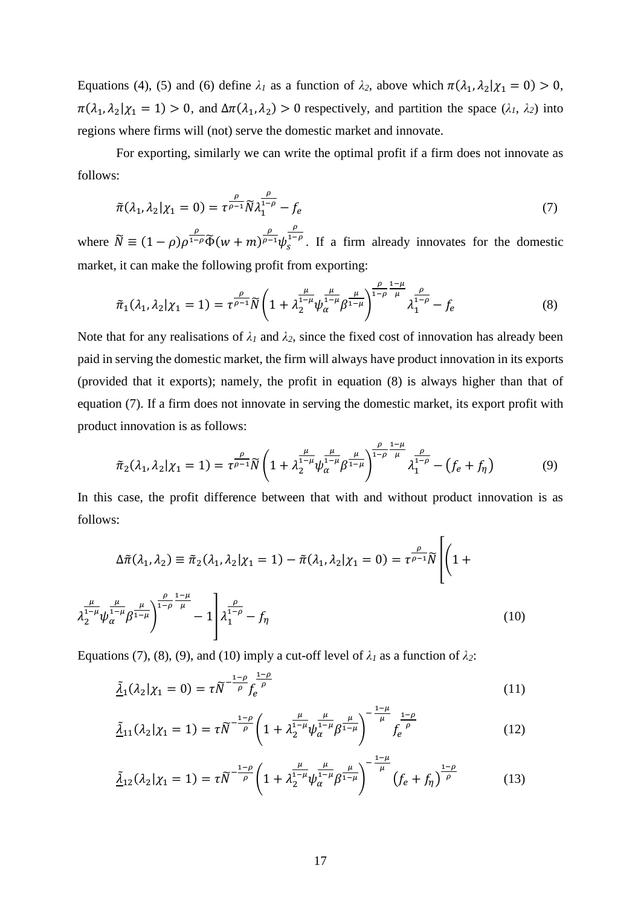Equations (4), (5) and (6) define $\lambda_1$ as a function of $\lambda_2$, above which $\pi(\lambda_1, \lambda_2|\chi_1 = 0) > 0$, $\pi(\lambda_1, \lambda_2|\chi_1 = 1) > 0$, and $\Delta\pi(\lambda_1, \lambda_2) > 0$ respectively, and partition the space ($\lambda_1$, $\lambda_2$) into regions where firms will (not) serve the domestic market and innovate.

For exporting, similarly we can write the optimal profit if a firm does not innovate as follows:

$$\tilde{\pi}(\lambda_1, \lambda_2|\chi_1 = 0) = \tau^{\frac{\rho}{\rho-1}} \widetilde{N} \lambda_1^{\frac{\rho}{1-\rho}} - f_e \tag{7}$$

where $\widetilde{N} \equiv (1-\rho)\rho^{\frac{\rho}{1-\rho}} \widetilde{\Phi}(w+m)^{\frac{\rho}{\rho-1}} \psi_s^{\frac{\rho}{1-\rho}}$. If a firm already innovates for the domestic market, it can make the following profit from exporting:

$$\tilde{\pi}_1(\lambda_1, \lambda_2|\chi_1 = 1) = \tau^{\frac{\rho}{\rho-1}} \widetilde{N} \left(1 + \lambda_2^{\frac{\mu}{1-\mu}} \psi_\alpha^{\frac{\mu}{1-\mu}} \beta^{\frac{\mu}{1-\mu}}\right)^{\frac{\rho}{1-\rho}\frac{1-\mu}{\mu}} \lambda_1^{\frac{\rho}{1-\rho}} - f_e \tag{8}$$

Note that for any realisations of $\lambda_1$ and $\lambda_2$, since the fixed cost of innovation has already been paid in serving the domestic market, the firm will always have product innovation in its exports (provided that it exports); namely, the profit in equation (8) is always higher than that of equation (7). If a firm does not innovate in serving the domestic market, its export profit with product innovation is as follows:

$$\tilde{\pi}_2(\lambda_1, \lambda_2|\chi_1 = 1) = \tau^{\frac{\rho}{\rho-1}} \widetilde{N} \left(1 + \lambda_2^{\frac{\mu}{1-\mu}} \psi_\alpha^{\frac{\mu}{1-\mu}} \beta^{\frac{\mu}{1-\mu}}\right)^{\frac{\rho}{1-\rho}\frac{1-\mu}{\mu}} \lambda_1^{\frac{\rho}{1-\rho}} - (f_e + f_\eta) \tag{9}$$

In this case, the profit difference between that with and without product innovation is as follows:

$$\Delta\tilde{\pi}(\lambda_1, \lambda_2) \equiv \tilde{\pi}_2(\lambda_1, \lambda_2|\chi_1 = 1) - \tilde{\pi}(\lambda_1, \lambda_2|\chi_1 = 0) = \tau^{\frac{\rho}{\rho-1}} \widetilde{N} \left[\left(1 + \lambda_2^{\frac{\mu}{1-\mu}} \psi_\alpha^{\frac{\mu}{1-\mu}} \beta^{\frac{\mu}{1-\mu}}\right)^{\frac{\rho}{1-\rho}\frac{1-\mu}{\mu}} - 1\right] \lambda_1^{\frac{\rho}{1-\rho}} - f_\eta \tag{10}$$

Equations (7), (8), (9), and (10) imply a cut-off level of $\lambda_1$ as a function of $\lambda_2$:

$$\underline{\tilde{\lambda}}_1(\lambda_2|\chi_1 = 0) = \tau \widetilde{N}^{-\frac{1-\rho}{\rho}} f_e^{\frac{1-\rho}{\rho}} \tag{11}$$

$$\underline{\tilde{\lambda}}_{11}(\lambda_2|\chi_1 = 1) = \tau \widetilde{N}^{-\frac{1-\rho}{\rho}} \left(1 + \lambda_2^{\frac{\mu}{1-\mu}} \psi_\alpha^{\frac{\mu}{1-\mu}} \beta^{\frac{\mu}{1-\mu}}\right)^{-\frac{1-\mu}{\mu}} f_e^{\frac{1-\rho}{\rho}} \tag{12}$$

$$\underline{\tilde{\lambda}}_{12}(\lambda_2|\chi_1 = 1) = \tau \widetilde{N}^{-\frac{1-\rho}{\rho}} \left(1 + \lambda_2^{\frac{\mu}{1-\mu}} \psi_\alpha^{\frac{\mu}{1-\mu}} \beta^{\frac{\mu}{1-\mu}}\right)^{-\frac{1-\mu}{\mu}} (f_e + f_\eta)^{\frac{1-\rho}{\rho}} \tag{13}$$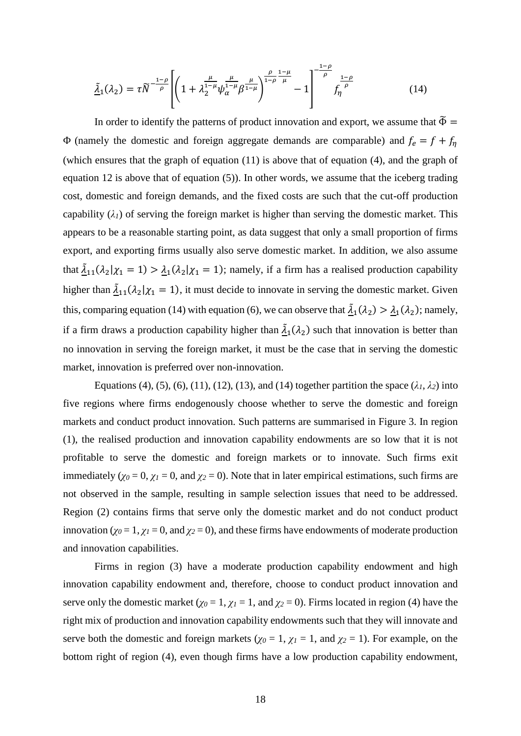$$\underline{\tilde{\lambda}}_1(\lambda_2) = \tau \widetilde{N}^{-\frac{1-\rho}{\rho}} \left[ \left( 1 + \lambda_2^{\frac{\mu}{1-\mu}} \psi_\alpha^{\frac{\mu}{1-\mu}} \beta^{\frac{\mu}{1-\mu}} \right)^{\frac{\rho}{1-\rho}\frac{1-\mu}{\mu}} - 1 \right]^{-\frac{1-\rho}{\rho}} f_\eta^{\frac{1-\rho}{\rho}} \tag{14}$$

In order to identify the patterns of product innovation and export, we assume that $\widetilde{\Phi} = \Phi$ (namely the domestic and foreign aggregate demands are comparable) and $f_e = f + f_\eta$ (which ensures that the graph of equation (11) is above that of equation (4), and the graph of equation 12 is above that of equation (5)). In other words, we assume that the iceberg trading cost, domestic and foreign demands, and the fixed costs are such that the cut-off production capability ($\lambda_1$) of serving the foreign market is higher than serving the domestic market. This appears to be a reasonable starting point, as data suggest that only a small proportion of firms export, and exporting firms usually also serve domestic market. In addition, we also assume that $\underline{\tilde{\lambda}}_{11}(\lambda_2|\chi_1 = 1) > \underline{\lambda}_1(\lambda_2|\chi_1 = 1)$; namely, if a firm has a realised production capability higher than $\underline{\tilde{\lambda}}_{11}(\lambda_2|\chi_1 = 1)$, it must decide to innovate in serving the domestic market. Given this, comparing equation (14) with equation (6), we can observe that $\underline{\tilde{\lambda}}_1(\lambda_2) > \underline{\lambda}_1(\lambda_2)$; namely, if a firm draws a production capability higher than $\underline{\tilde{\lambda}}_1(\lambda_2)$ such that innovation is better than no innovation in serving the foreign market, it must be the case that in serving the domestic market, innovation is preferred over non-innovation.

Equations (4), (5), (6), (11), (12), (13), and (14) together partition the space ($\lambda_1$, $\lambda_2$) into five regions where firms endogenously choose whether to serve the domestic and foreign markets and conduct product innovation. Such patterns are summarised in Figure 3. In region (1), the realised production and innovation capability endowments are so low that it is not profitable to serve the domestic and foreign markets or to innovate. Such firms exit immediately ($\chi_0 = 0$, $\chi_1 = 0$, and $\chi_2 = 0$). Note that in later empirical estimations, such firms are not observed in the sample, resulting in sample selection issues that need to be addressed. Region (2) contains firms that serve only the domestic market and do not conduct product innovation ($\chi_0 = 1$, $\chi_1 = 0$, and $\chi_2 = 0$), and these firms have endowments of moderate production and innovation capabilities.

Firms in region (3) have a moderate production capability endowment and high innovation capability endowment and, therefore, choose to conduct product innovation and serve only the domestic market ($\chi_0 = 1$, $\chi_1 = 1$, and $\chi_2 = 0$). Firms located in region (4) have the right mix of production and innovation capability endowments such that they will innovate and serve both the domestic and foreign markets ($\chi_0 = 1$, $\chi_1 = 1$, and $\chi_2 = 1$). For example, on the bottom right of region (4), even though firms have a low production capability endowment,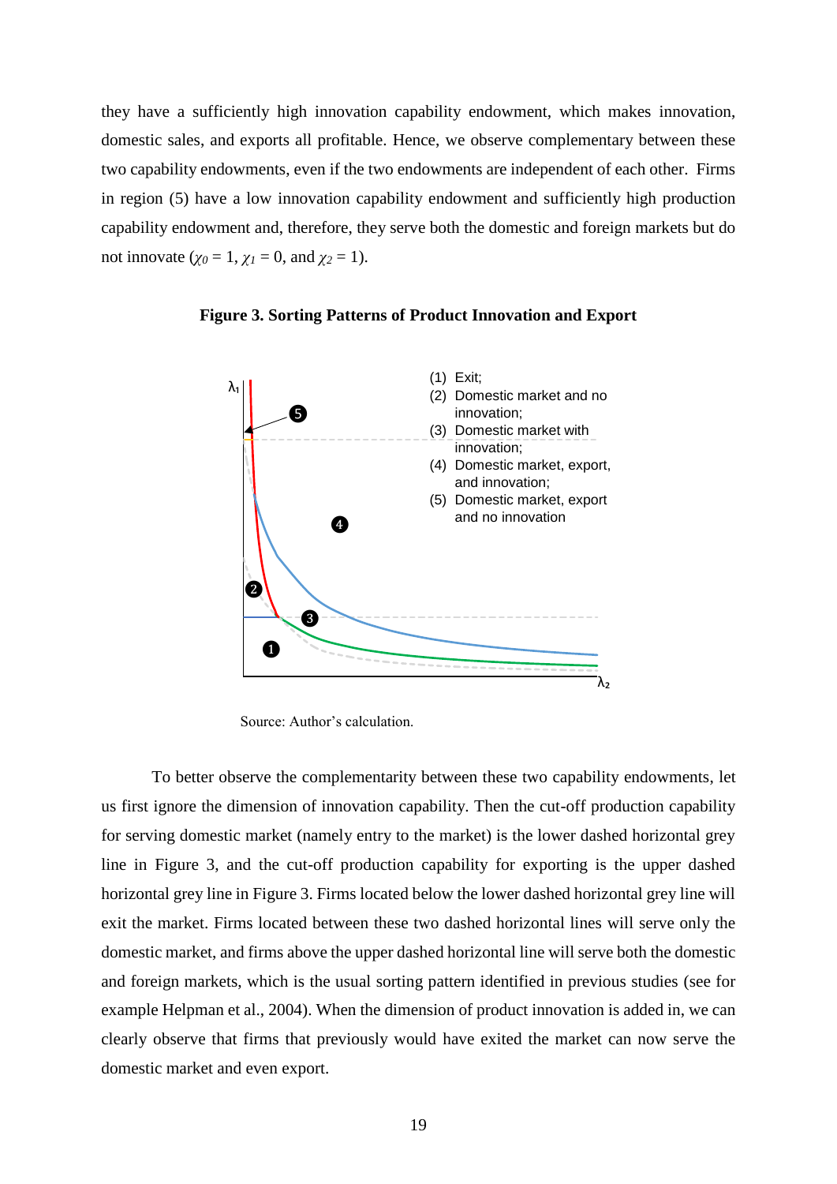they have a sufficiently high innovation capability endowment, which makes innovation, domestic sales, and exports all profitable. Hence, we observe complementary between these two capability endowments, even if the two endowments are independent of each other. Firms in region (5) have a low innovation capability endowment and sufficiently high production capability endowment and, therefore, they serve both the domestic and foreign markets but do not innovate ($\chi_0 = 1$, $\chi_1 = 0$, and $\chi_2 = 1$).

**Figure 3. Sorting Patterns of Product Innovation and Export**

Source: Author's calculation.

To better observe the complementarity between these two capability endowments, let us first ignore the dimension of innovation capability. Then the cut-off production capability for serving domestic market (namely entry to the market) is the lower dashed horizontal grey line in Figure 3, and the cut-off production capability for exporting is the upper dashed horizontal grey line in Figure 3. Firms located below the lower dashed horizontal grey line will exit the market. Firms located between these two dashed horizontal lines will serve only the domestic market, and firms above the upper dashed horizontal line will serve both the domestic and foreign markets, which is the usual sorting pattern identified in previous studies (see for example Helpman et al., 2004). When the dimension of product innovation is added in, we can clearly observe that firms that previously would have exited the market can now serve the domestic market and even export.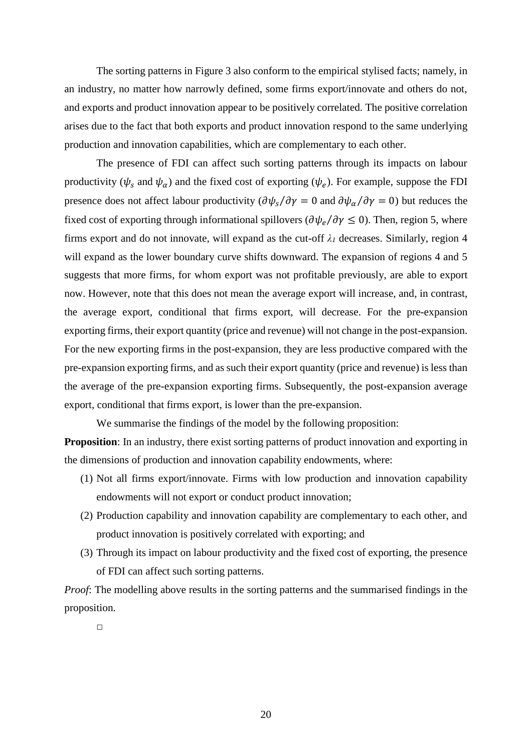The sorting patterns in Figure 3 also conform to the empirical stylised facts; namely, in an industry, no matter how narrowly defined, some firms export/innovate and others do not, and exports and product innovation appear to be positively correlated. The positive correlation arises due to the fact that both exports and product innovation respond to the same underlying production and innovation capabilities, which are complementary to each other.

The presence of FDI can affect such sorting patterns through its impacts on labour productivity ($\psi_s$ and $\psi_\alpha$) and the fixed cost of exporting ($\psi_e$). For example, suppose the FDI presence does not affect labour productivity ($\partial\psi_s/\partial\gamma = 0$ and $\partial\psi_\alpha/\partial\gamma = 0$) but reduces the fixed cost of exporting through informational spillovers ($\partial\psi_e/\partial\gamma \leq 0$). Then, region 5, where firms export and do not innovate, will expand as the cut-off $\lambda_1$ decreases. Similarly, region 4 will expand as the lower boundary curve shifts downward. The expansion of regions 4 and 5 suggests that more firms, for whom export was not profitable previously, are able to export now. However, note that this does not mean the average export will increase, and, in contrast, the average export, conditional that firms export, will decrease. For the pre-expansion exporting firms, their export quantity (price and revenue) will not change in the post-expansion. For the new exporting firms in the post-expansion, they are less productive compared with the pre-expansion exporting firms, and as such their export quantity (price and revenue) is less than the average of the pre-expansion exporting firms. Subsequently, the post-expansion average export, conditional that firms export, is lower than the pre-expansion.

We summarise the findings of the model by the following proposition:

**Proposition**: In an industry, there exist sorting patterns of product innovation and exporting in the dimensions of production and innovation capability endowments, where:

1. Not all firms export/innovate. Firms with low production and innovation capability endowments will not export or conduct product innovation;
2. Production capability and innovation capability are complementary to each other, and product innovation is positively correlated with exporting; and
3. Through its impact on labour productivity and the fixed cost of exporting, the presence of FDI can affect such sorting patterns.

*Proof*: The modelling above results in the sorting patterns and the summarised findings in the proposition.

□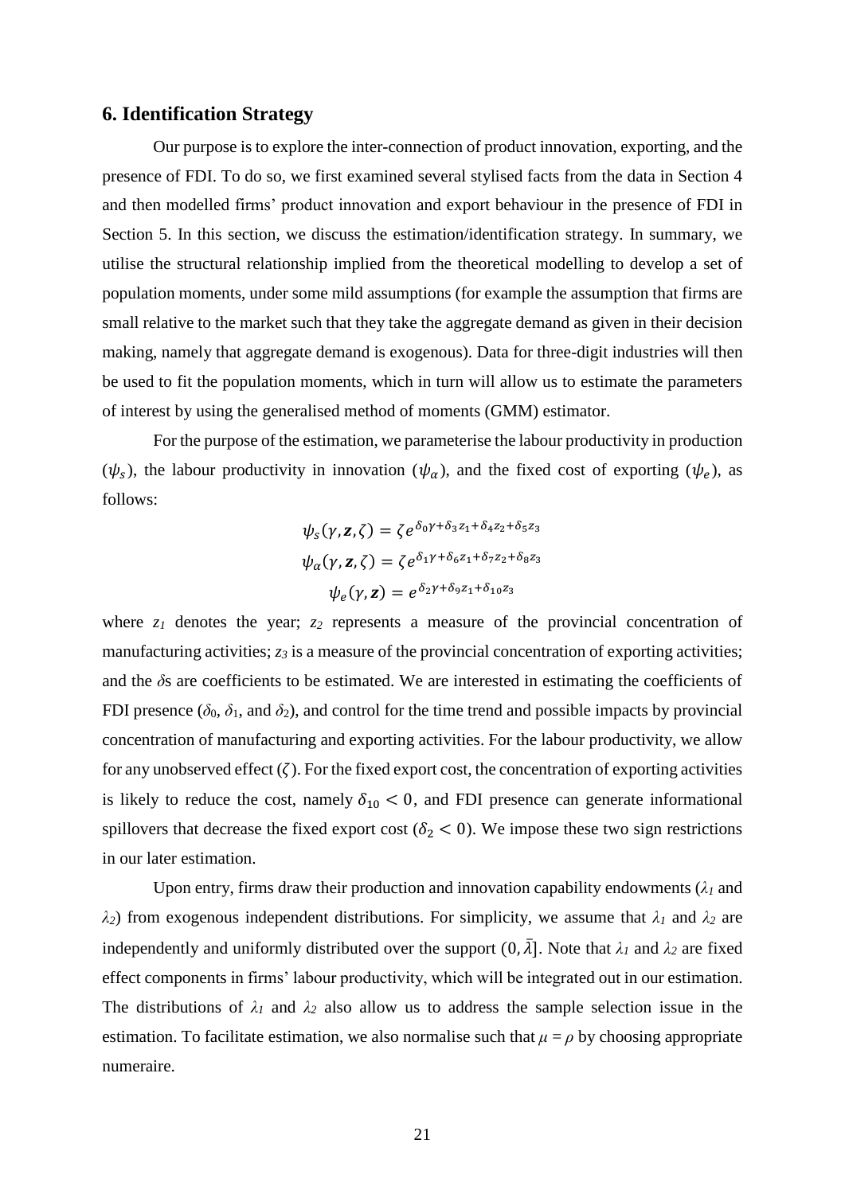## 6. Identification Strategy

Our purpose is to explore the inter-connection of product innovation, exporting, and the presence of FDI. To do so, we first examined several stylised facts from the data in Section 4 and then modelled firms' product innovation and export behaviour in the presence of FDI in Section 5. In this section, we discuss the estimation/identification strategy. In summary, we utilise the structural relationship implied from the theoretical modelling to develop a set of population moments, under some mild assumptions (for example the assumption that firms are small relative to the market such that they take the aggregate demand as given in their decision making, namely that aggregate demand is exogenous). Data for three-digit industries will then be used to fit the population moments, which in turn will allow us to estimate the parameters of interest by using the generalised method of moments (GMM) estimator.

For the purpose of the estimation, we parameterise the labour productivity in production ($\psi_s$), the labour productivity in innovation ($\psi_\alpha$), and the fixed cost of exporting ($\psi_e$), as follows:

$$\psi_s(\gamma, \mathbf{z}, \zeta) = \zeta e^{\delta_0 \gamma + \delta_3 z_1 + \delta_4 z_2 + \delta_5 z_3}$$

$$\psi_\alpha(\gamma, \mathbf{z}, \zeta) = \zeta e^{\delta_1 \gamma + \delta_6 z_1 + \delta_7 z_2 + \delta_8 z_3}$$

$$\psi_e(\gamma, \mathbf{z}) = e^{\delta_2 \gamma + \delta_9 z_1 + \delta_{10} z_3}$$

where $z_1$ denotes the year; $z_2$ represents a measure of the provincial concentration of manufacturing activities; $z_3$ is a measure of the provincial concentration of exporting activities; and the $\delta$s are coefficients to be estimated. We are interested in estimating the coefficients of FDI presence ($\delta_0$, $\delta_1$, and $\delta_2$), and control for the time trend and possible impacts by provincial concentration of manufacturing and exporting activities. For the labour productivity, we allow for any unobserved effect ($\zeta$). For the fixed export cost, the concentration of exporting activities is likely to reduce the cost, namely $\delta_{10} < 0$, and FDI presence can generate informational spillovers that decrease the fixed export cost ($\delta_2 < 0$). We impose these two sign restrictions in our later estimation.

Upon entry, firms draw their production and innovation capability endowments ($\lambda_1$ and $\lambda_2$) from exogenous independent distributions. For simplicity, we assume that $\lambda_1$ and $\lambda_2$ are independently and uniformly distributed over the support $(0, \bar{\lambda}]$. Note that $\lambda_1$ and $\lambda_2$ are fixed effect components in firms' labour productivity, which will be integrated out in our estimation. The distributions of $\lambda_1$ and $\lambda_2$ also allow us to address the sample selection issue in the estimation. To facilitate estimation, we also normalise such that $\mu = \rho$ by choosing appropriate numeraire.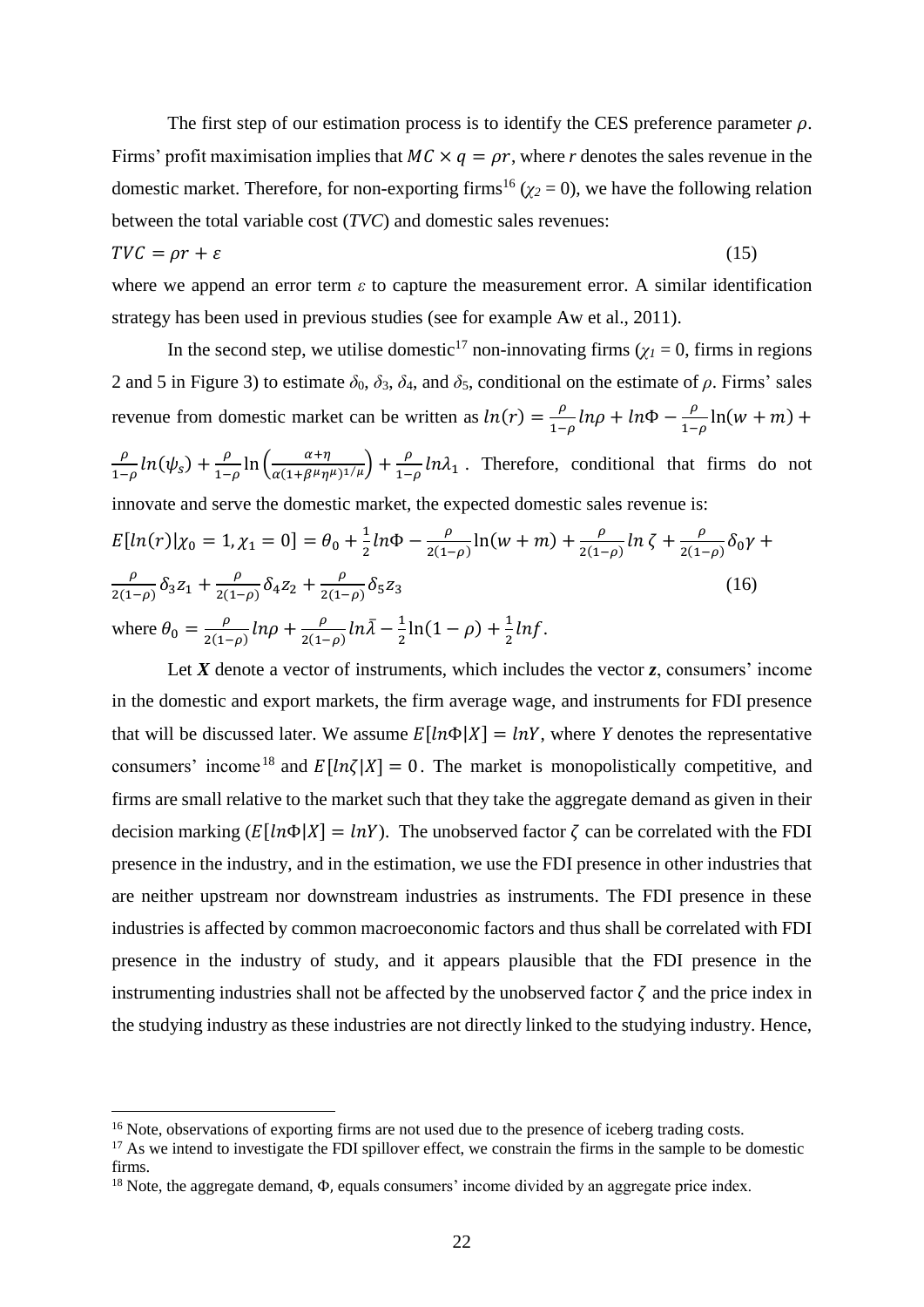The first step of our estimation process is to identify the CES preference parameter $\rho$. Firms' profit maximisation implies that $MC \times q = \rho r$, where $r$ denotes the sales revenue in the domestic market. Therefore, for non-exporting firms[16] ($\chi_2 = 0$), we have the following relation between the total variable cost (*TVC*) and domestic sales revenues:

$$TVC = \rho r + \varepsilon \tag{15}$$

where we append an error term $\varepsilon$ to capture the measurement error. A similar identification strategy has been used in previous studies (see for example Aw et al., 2011).

In the second step, we utilise domestic[17] non-innovating firms ($\chi_1 = 0$, firms in regions 2 and 5 in Figure 3) to estimate $\delta_0$, $\delta_3$, $\delta_4$, and $\delta_5$, conditional on the estimate of $\rho$. Firms' sales revenue from domestic market can be written as $ln(r) = \frac{\rho}{1-\rho} ln\rho + ln\Phi - \frac{\rho}{1-\rho}\ln(w+m) + \frac{\rho}{1-\rho} ln(\psi_s) + \frac{\rho}{1-\rho}\ln\left(\frac{\alpha+\eta}{\alpha(1+\beta^{\mu}\eta^{\mu})^{1/\mu}}\right) + \frac{\rho}{1-\rho} ln\lambda_1$. Therefore, conditional that firms do not innovate and serve the domestic market, the expected domestic sales revenue is:

$$E[ln(r)|\chi_0 = 1, \chi_1 = 0] = \theta_0 + \frac{1}{2} ln\Phi - \frac{\rho}{2(1-\rho)}\ln(w+m) + \frac{\rho}{2(1-\rho)} ln\,\zeta + \frac{\rho}{2(1-\rho)}\delta_0\gamma + \frac{\rho}{2(1-\rho)}\delta_3 z_1 + \frac{\rho}{2(1-\rho)}\delta_4 z_2 + \frac{\rho}{2(1-\rho)}\delta_5 z_3 \tag{16}$$

where $\theta_0 = \frac{\rho}{2(1-\rho)} ln\rho + \frac{\rho}{2(1-\rho)} ln\bar{\lambda} - \frac{1}{2}\ln(1-\rho) + \frac{1}{2} lnf$.

Let $\boldsymbol{X}$ denote a vector of instruments, which includes the vector $\boldsymbol{z}$, consumers' income in the domestic and export markets, the firm average wage, and instruments for FDI presence that will be discussed later. We assume $E[ln\Phi|X] = lnY$, where $Y$ denotes the representative consumers' income[18] and $E[ln\zeta|X] = 0$. The market is monopolistically competitive, and firms are small relative to the market such that they take the aggregate demand as given in their decision marking ($E[ln\Phi|X] = lnY$). The unobserved factor $\zeta$ can be correlated with the FDI presence in the industry, and in the estimation, we use the FDI presence in other industries that are neither upstream nor downstream industries as instruments. The FDI presence in these industries is affected by common macroeconomic factors and thus shall be correlated with FDI presence in the industry of study, and it appears plausible that the FDI presence in the instrumenting industries shall not be affected by the unobserved factor $\zeta$ and the price index in the studying industry as these industries are not directly linked to the studying industry. Hence,

---

[16] Note, observations of exporting firms are not used due to the presence of iceberg trading costs.

[17] As we intend to investigate the FDI spillover effect, we constrain the firms in the sample to be domestic firms.

[18] Note, the aggregate demand, $\Phi$, equals consumers' income divided by an aggregate price index.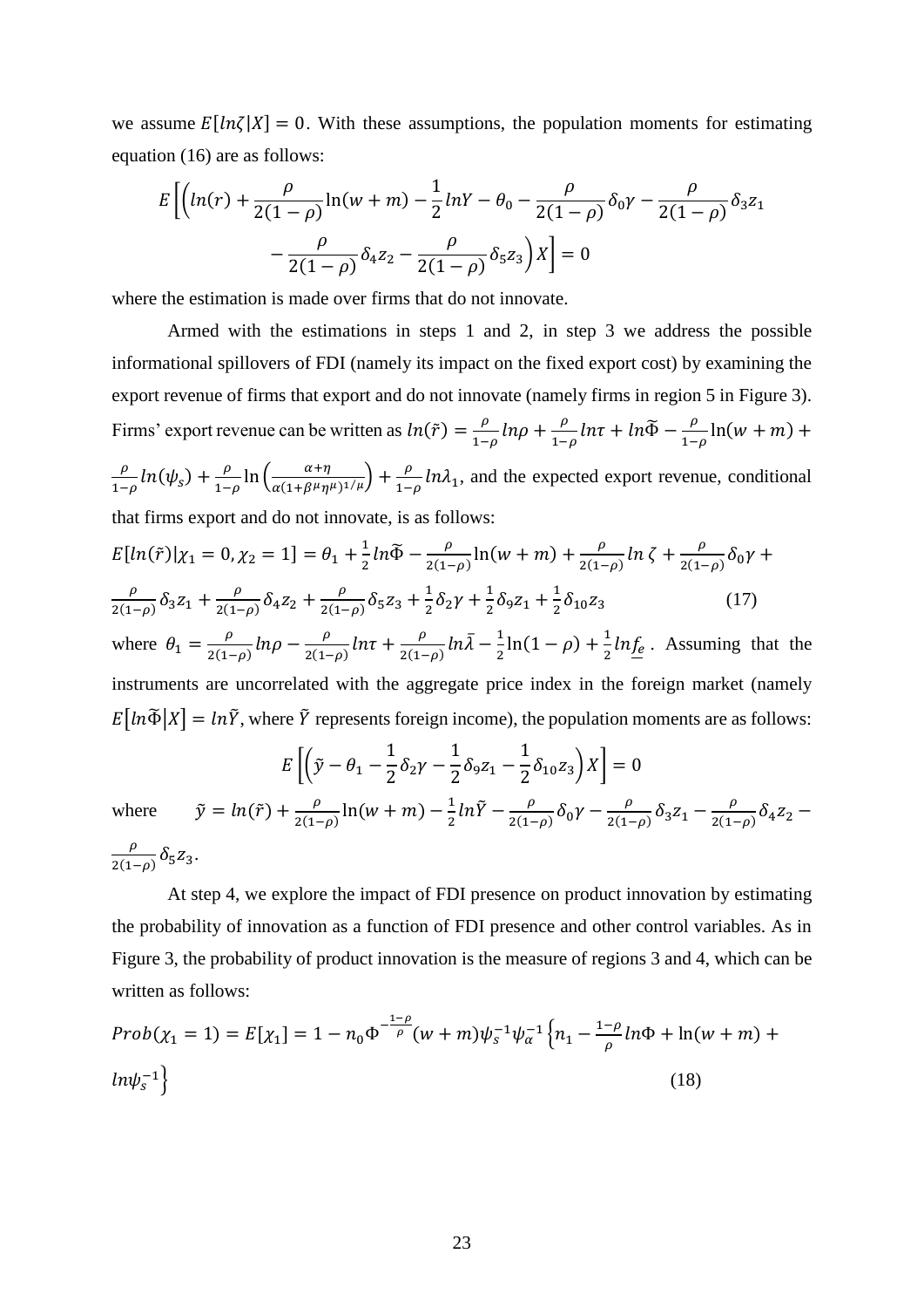we assume $E[ln\zeta|X] = 0$. With these assumptions, the population moments for estimating equation (16) are as follows:

$$E\left[\left(ln(r) + \frac{\rho}{2(1-\rho)}\ln(w+m) - \frac{1}{2}lnY - \theta_0 - \frac{\rho}{2(1-\rho)}\delta_0\gamma - \frac{\rho}{2(1-\rho)}\delta_3 z_1 - \frac{\rho}{2(1-\rho)}\delta_4 z_2 - \frac{\rho}{2(1-\rho)}\delta_5 z_3\right)X\right] = 0$$

where the estimation is made over firms that do not innovate.

Armed with the estimations in steps 1 and 2, in step 3 we address the possible informational spillovers of FDI (namely its impact on the fixed export cost) by examining the export revenue of firms that export and do not innovate (namely firms in region 5 in Figure 3). Firms' export revenue can be written as $ln(\tilde{r}) = \frac{\rho}{1-\rho}ln\rho + \frac{\rho}{1-\rho}ln\tau + ln\widetilde{\Phi} - \frac{\rho}{1-\rho}\ln(w+m) + \frac{\rho}{1-\rho}ln(\psi_s) + \frac{\rho}{1-\rho}\ln\left(\frac{\alpha+\eta}{\alpha(1+\beta^{\mu}\eta^{\mu})^{1/\mu}}\right) + \frac{\rho}{1-\rho}ln\lambda_1$, and the expected export revenue, conditional that firms export and do not innovate, is as follows:

$$E[ln(\tilde{r})|\chi_1 = 0, \chi_2 = 1] = \theta_1 + \frac{1}{2}ln\widetilde{\Phi} - \frac{\rho}{2(1-\rho)}\ln(w+m) + \frac{\rho}{2(1-\rho)}ln\,\zeta + \frac{\rho}{2(1-\rho)}\delta_0\gamma + \frac{\rho}{2(1-\rho)}\delta_3 z_1 + \frac{\rho}{2(1-\rho)}\delta_4 z_2 + \frac{\rho}{2(1-\rho)}\delta_5 z_3 + \frac{1}{2}\delta_2\gamma + \frac{1}{2}\delta_9 z_1 + \frac{1}{2}\delta_{10} z_3 \quad (17)$$

where $\theta_1 = \frac{\rho}{2(1-\rho)}ln\rho - \frac{\rho}{2(1-\rho)}ln\tau + \frac{\rho}{2(1-\rho)}ln\bar{\lambda} - \frac{1}{2}\ln(1-\rho) + \frac{1}{2}ln\underline{f_e}$. Assuming that the instruments are uncorrelated with the aggregate price index in the foreign market (namely $E[ln\widetilde{\Phi}|X] = ln\tilde{Y}$, where $\tilde{Y}$ represents foreign income), the population moments are as follows:

$$E\left[\left(\tilde{y} - \theta_1 - \frac{1}{2}\delta_2\gamma - \frac{1}{2}\delta_9 z_1 - \frac{1}{2}\delta_{10} z_3\right)X\right] = 0$$

where $\tilde{y} = ln(\tilde{r}) + \frac{\rho}{2(1-\rho)}\ln(w+m) - \frac{1}{2}ln\tilde{Y} - \frac{\rho}{2(1-\rho)}\delta_0\gamma - \frac{\rho}{2(1-\rho)}\delta_3 z_1 - \frac{\rho}{2(1-\rho)}\delta_4 z_2 - \frac{\rho}{2(1-\rho)}\delta_5 z_3$.

At step 4, we explore the impact of FDI presence on product innovation by estimating the probability of innovation as a function of FDI presence and other control variables. As in Figure 3, the probability of product innovation is the measure of regions 3 and 4, which can be written as follows:

$$Prob(\chi_1 = 1) = E[\chi_1] = 1 - n_0\Phi^{-\frac{1-\rho}{\rho}}(w+m)\psi_s^{-1}\psi_\alpha^{-1}\left\{n_1 - \frac{1-\rho}{\rho}ln\Phi + \ln(w+m) + ln\psi_s^{-1}\right\} \quad (18)$$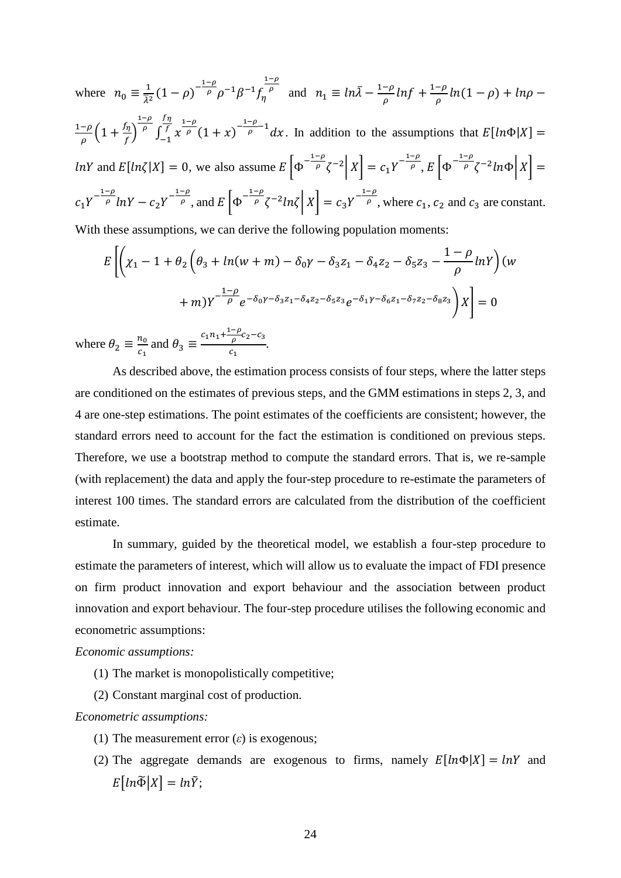where $n_0 \equiv \frac{1}{\bar{\lambda}^2}(1-\rho)^{-\frac{1-\rho}{\rho}}\rho^{-1}\beta^{-1}f_\eta^{\frac{1-\rho}{\rho}}$ and $n_1 \equiv ln\bar{\lambda} - \frac{1-\rho}{\rho}lnf + \frac{1-\rho}{\rho}ln(1-\rho) + ln\rho - \frac{1-\rho}{\rho}\left(1+\frac{f_\eta}{f}\right)^{\frac{1-\rho}{\rho}}\int_{-1}^{\frac{f_\eta}{f}} x^{\frac{1-\rho}{\rho}}(1+x)^{-\frac{1-\rho}{\rho}-1}dx$. In addition to the assumptions that $E[ln\Phi|X] = lnY$ and $E[ln\zeta|X] = 0$, we also assume $E\left[\Phi^{-\frac{1-\rho}{\rho}}\zeta^{-2}\middle|X\right] = c_1 Y^{-\frac{1-\rho}{\rho}}$, $E\left[\Phi^{-\frac{1-\rho}{\rho}}\zeta^{-2}ln\Phi\middle|X\right] = c_1 Y^{-\frac{1-\rho}{\rho}}lnY - c_2 Y^{-\frac{1-\rho}{\rho}}$, and $E\left[\Phi^{-\frac{1-\rho}{\rho}}\zeta^{-2}ln\zeta\middle|X\right] = c_3 Y^{-\frac{1-\rho}{\rho}}$, where $c_1$, $c_2$ and $c_3$ are constant. With these assumptions, we can derive the following population moments:

$$E\left[\left(\chi_1 - 1 + \theta_2\left(\theta_3 + ln(w+m) - \delta_0\gamma - \delta_3 z_1 - \delta_4 z_2 - \delta_5 z_3 - \frac{1-\rho}{\rho}lnY\right)(w+m)Y^{-\frac{1-\rho}{\rho}}e^{-\delta_0\gamma-\delta_3 z_1-\delta_4 z_2-\delta_5 z_3}e^{-\delta_1\gamma-\delta_6 z_1-\delta_7 z_2-\delta_8 z_3}\right)X\right] = 0$$

where $\theta_2 \equiv \frac{n_0}{c_1}$ and $\theta_3 \equiv \frac{c_1 n_1 + \frac{1-\rho}{\rho}c_2 - c_3}{c_1}$.

As described above, the estimation process consists of four steps, where the latter steps are conditioned on the estimates of previous steps, and the GMM estimations in steps 2, 3, and 4 are one-step estimations. The point estimates of the coefficients are consistent; however, the standard errors need to account for the fact the estimation is conditioned on previous steps. Therefore, we use a bootstrap method to compute the standard errors. That is, we re-sample (with replacement) the data and apply the four-step procedure to re-estimate the parameters of interest 100 times. The standard errors are calculated from the distribution of the coefficient estimate.

In summary, guided by the theoretical model, we establish a four-step procedure to estimate the parameters of interest, which will allow us to evaluate the impact of FDI presence on firm product innovation and export behaviour and the association between product innovation and export behaviour. The four-step procedure utilises the following economic and econometric assumptions:

*Economic assumptions:*

(1) The market is monopolistically competitive;

(2) Constant marginal cost of production.

*Econometric assumptions:*

(1) The measurement error ($\varepsilon$) is exogenous;

(2) The aggregate demands are exogenous to firms, namely $E[ln\Phi|X] = lnY$ and $E\left[ln\widetilde{\Phi}\middle|X\right] = ln\widetilde{Y}$;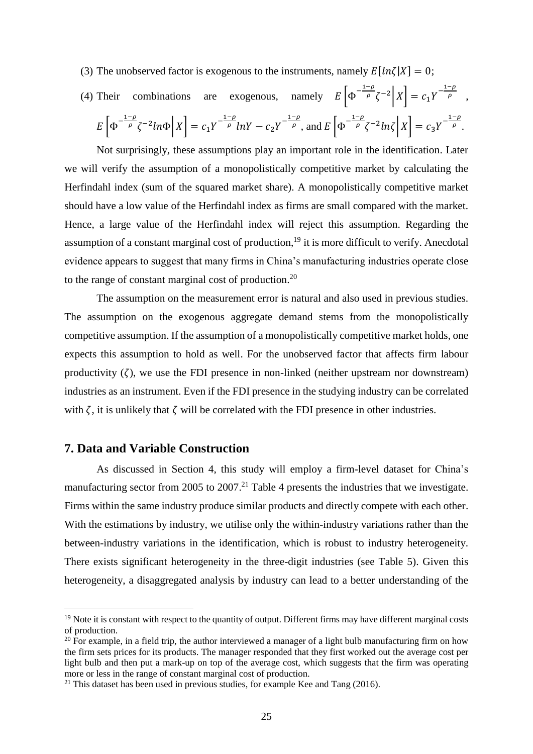(3) The unobserved factor is exogenous to the instruments, namely $E[ln\zeta|X] = 0$;

(4) Their combinations are exogenous, namely $E\left[\Phi^{-\frac{1-\rho}{\rho}}\zeta^{-2}\middle|X\right] = c_1 Y^{-\frac{1-\rho}{\rho}}$, $E\left[\Phi^{-\frac{1-\rho}{\rho}}\zeta^{-2}ln\Phi\middle|X\right] = c_1 Y^{-\frac{1-\rho}{\rho}}lnY - c_2 Y^{-\frac{1-\rho}{\rho}}$, and $E\left[\Phi^{-\frac{1-\rho}{\rho}}\zeta^{-2}ln\zeta\middle|X\right] = c_3 Y^{-\frac{1-\rho}{\rho}}$.

Not surprisingly, these assumptions play an important role in the identification. Later we will verify the assumption of a monopolistically competitive market by calculating the Herfindahl index (sum of the squared market share). A monopolistically competitive market should have a low value of the Herfindahl index as firms are small compared with the market. Hence, a large value of the Herfindahl index will reject this assumption. Regarding the assumption of a constant marginal cost of production,[19] it is more difficult to verify. Anecdotal evidence appears to suggest that many firms in China's manufacturing industries operate close to the range of constant marginal cost of production.[20]

The assumption on the measurement error is natural and also used in previous studies. The assumption on the exogenous aggregate demand stems from the monopolistically competitive assumption. If the assumption of a monopolistically competitive market holds, one expects this assumption to hold as well. For the unobserved factor that affects firm labour productivity ($\zeta$), we use the FDI presence in non-linked (neither upstream nor downstream) industries as an instrument. Even if the FDI presence in the studying industry can be correlated with $\zeta$, it is unlikely that $\zeta$ will be correlated with the FDI presence in other industries.

## 7. Data and Variable Construction

As discussed in Section 4, this study will employ a firm-level dataset for China's manufacturing sector from 2005 to 2007.[21] Table 4 presents the industries that we investigate. Firms within the same industry produce similar products and directly compete with each other. With the estimations by industry, we utilise only the within-industry variations rather than the between-industry variations in the identification, which is robust to industry heterogeneity. There exists significant heterogeneity in the three-digit industries (see Table 5). Given this heterogeneity, a disaggregated analysis by industry can lead to a better understanding of the

---

[19] Note it is constant with respect to the quantity of output. Different firms may have different marginal costs of production.

[20] For example, in a field trip, the author interviewed a manager of a light bulb manufacturing firm on how the firm sets prices for its products. The manager responded that they first worked out the average cost per light bulb and then put a mark-up on top of the average cost, which suggests that the firm was operating more or less in the range of constant marginal cost of production.

[21] This dataset has been used in previous studies, for example Kee and Tang (2016).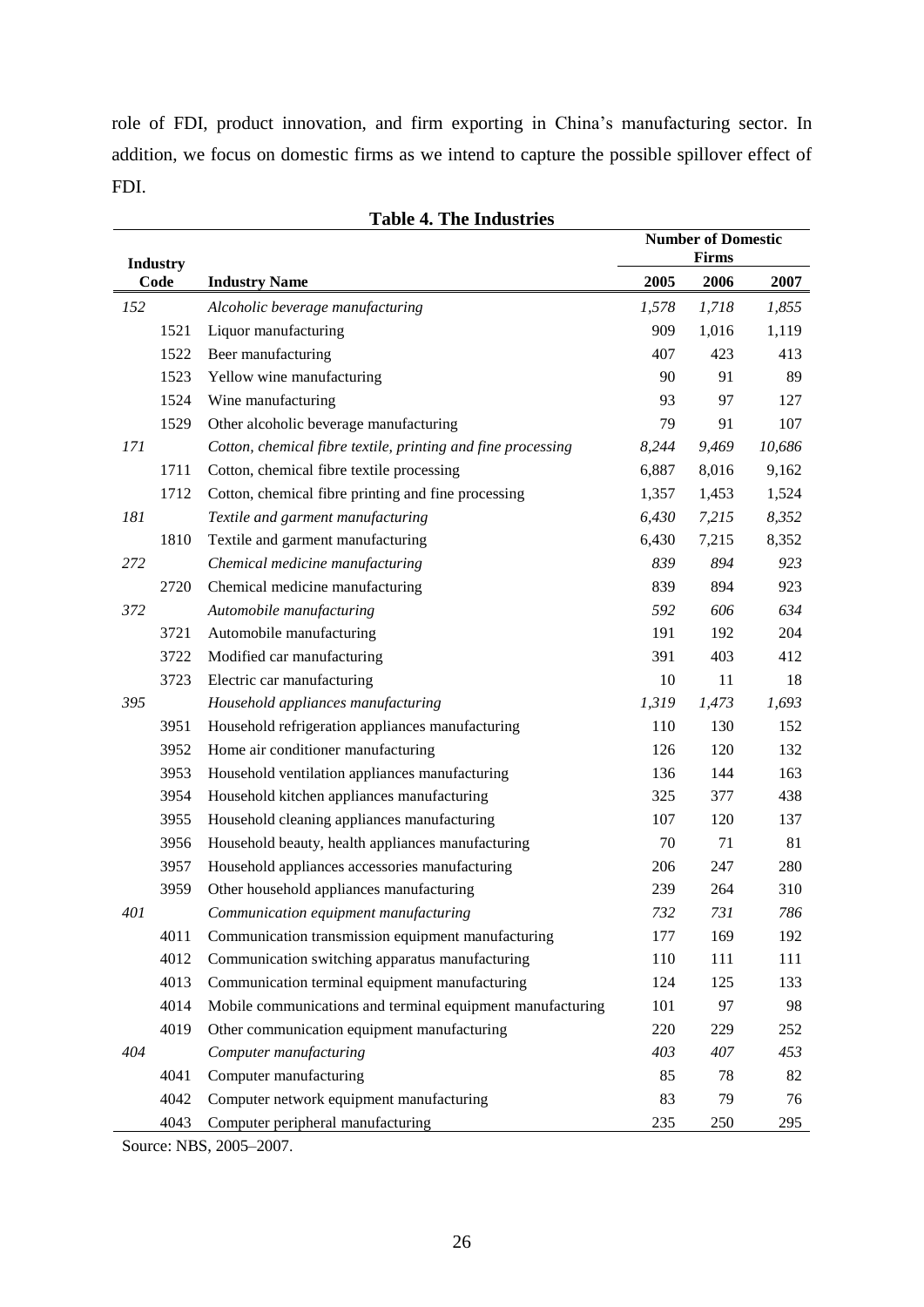role of FDI, product innovation, and firm exporting in China's manufacturing sector. In addition, we focus on domestic firms as we intend to capture the possible spillover effect of FDI.

**Table 4. The Industries**

| Industry Code | | Industry Name | Number of Domestic Firms | | |
|---|---|---|---|---|---|
| | | | **2005** | **2006** | **2007** |
| *152* | | *Alcoholic beverage manufacturing* | *1,578* | *1,718* | *1,855* |
| | 1521 | Liquor manufacturing | 909 | 1,016 | 1,119 |
| | 1522 | Beer manufacturing | 407 | 423 | 413 |
| | 1523 | Yellow wine manufacturing | 90 | 91 | 89 |
| | 1524 | Wine manufacturing | 93 | 97 | 127 |
| | 1529 | Other alcoholic beverage manufacturing | 79 | 91 | 107 |
| *171* | | *Cotton, chemical fibre textile, printing and fine processing* | *8,244* | *9,469* | *10,686* |
| | 1711 | Cotton, chemical fibre textile processing | 6,887 | 8,016 | 9,162 |
| | 1712 | Cotton, chemical fibre printing and fine processing | 1,357 | 1,453 | 1,524 |
| *181* | | *Textile and garment manufacturing* | *6,430* | *7,215* | *8,352* |
| | 1810 | Textile and garment manufacturing | 6,430 | 7,215 | 8,352 |
| *272* | | *Chemical medicine manufacturing* | *839* | *894* | *923* |
| | 2720 | Chemical medicine manufacturing | 839 | 894 | 923 |
| *372* | | *Automobile manufacturing* | *592* | *606* | *634* |
| | 3721 | Automobile manufacturing | 191 | 192 | 204 |
| | 3722 | Modified car manufacturing | 391 | 403 | 412 |
| | 3723 | Electric car manufacturing | 10 | 11 | 18 |
| *395* | | *Household appliances manufacturing* | *1,319* | *1,473* | *1,693* |
| | 3951 | Household refrigeration appliances manufacturing | 110 | 130 | 152 |
| | 3952 | Home air conditioner manufacturing | 126 | 120 | 132 |
| | 3953 | Household ventilation appliances manufacturing | 136 | 144 | 163 |
| | 3954 | Household kitchen appliances manufacturing | 325 | 377 | 438 |
| | 3955 | Household cleaning appliances manufacturing | 107 | 120 | 137 |
| | 3956 | Household beauty, health appliances manufacturing | 70 | 71 | 81 |
| | 3957 | Household appliances accessories manufacturing | 206 | 247 | 280 |
| | 3959 | Other household appliances manufacturing | 239 | 264 | 310 |
| *401* | | *Communication equipment manufacturing* | *732* | *731* | *786* |
| | 4011 | Communication transmission equipment manufacturing | 177 | 169 | 192 |
| | 4012 | Communication switching apparatus manufacturing | 110 | 111 | 111 |
| | 4013 | Communication terminal equipment manufacturing | 124 | 125 | 133 |
| | 4014 | Mobile communications and terminal equipment manufacturing | 101 | 97 | 98 |
| | 4019 | Other communication equipment manufacturing | 220 | 229 | 252 |
| *404* | | *Computer manufacturing* | *403* | *407* | *453* |
| | 4041 | Computer manufacturing | 85 | 78 | 82 |
| | 4042 | Computer network equipment manufacturing | 83 | 79 | 76 |
| | 4043 | Computer peripheral manufacturing | 235 | 250 | 295 |

Source: NBS, 2005–2007.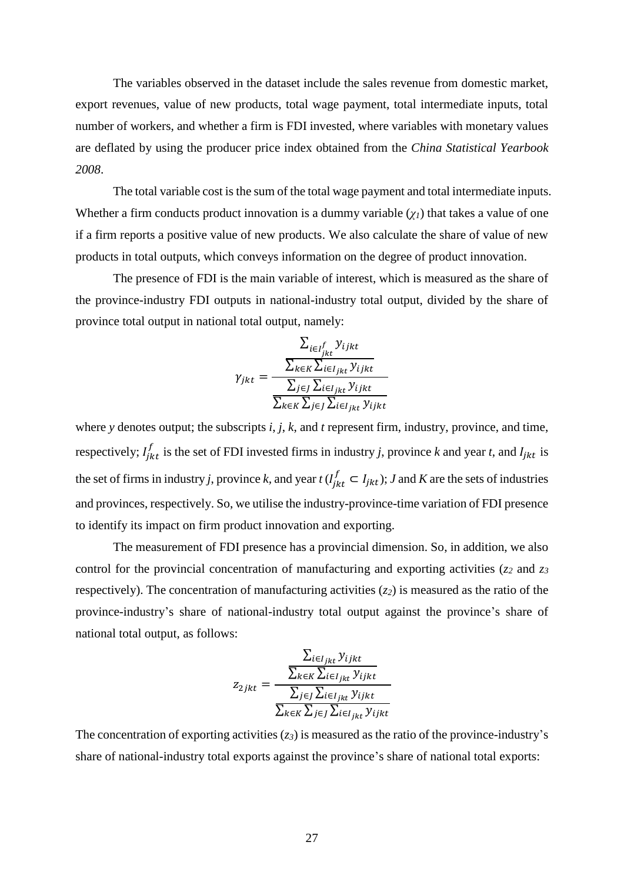The variables observed in the dataset include the sales revenue from domestic market, export revenues, value of new products, total wage payment, total intermediate inputs, total number of workers, and whether a firm is FDI invested, where variables with monetary values are deflated by using the producer price index obtained from the *China Statistical Yearbook 2008*.

The total variable cost is the sum of the total wage payment and total intermediate inputs. Whether a firm conducts product innovation is a dummy variable ($\chi_1$) that takes a value of one if a firm reports a positive value of new products. We also calculate the share of value of new products in total outputs, which conveys information on the degree of product innovation.

The presence of FDI is the main variable of interest, which is measured as the share of the province-industry FDI outputs in national-industry total output, divided by the share of province total output in national total output, namely:

$$\gamma_{jkt} = \frac{\dfrac{\sum_{i \in I_{jkt}^{f}} y_{ijkt}}{\sum_{k \in K} \sum_{i \in I_{jkt}} y_{ijkt}}}{\dfrac{\sum_{j \in J} \sum_{i \in I_{jkt}} y_{ijkt}}{\sum_{k \in K} \sum_{j \in J} \sum_{i \in I_{jkt}} y_{ijkt}}}$$

where $y$ denotes output; the subscripts $i$, $j$, $k$, and $t$ represent firm, industry, province, and time, respectively; $I_{jkt}^{f}$ is the set of FDI invested firms in industry $j$, province $k$ and year $t$, and $I_{jkt}$ is the set of firms in industry $j$, province $k$, and year $t$ ($I_{jkt}^{f} \subset I_{jkt}$); $J$ and $K$ are the sets of industries and provinces, respectively. So, we utilise the industry-province-time variation of FDI presence to identify its impact on firm product innovation and exporting.

The measurement of FDI presence has a provincial dimension. So, in addition, we also control for the provincial concentration of manufacturing and exporting activities ($z_2$ and $z_3$ respectively). The concentration of manufacturing activities ($z_2$) is measured as the ratio of the province-industry's share of national-industry total output against the province's share of national total output, as follows:

$$z_{2jkt} = \frac{\dfrac{\sum_{i \in I_{jkt}} y_{ijkt}}{\sum_{k \in K} \sum_{i \in I_{jkt}} y_{ijkt}}}{\dfrac{\sum_{j \in J} \sum_{i \in I_{jkt}} y_{ijkt}}{\sum_{k \in K} \sum_{j \in J} \sum_{i \in I_{jkt}} y_{ijkt}}}$$

The concentration of exporting activities ($z_3$) is measured as the ratio of the province-industry's share of national-industry total exports against the province's share of national total exports: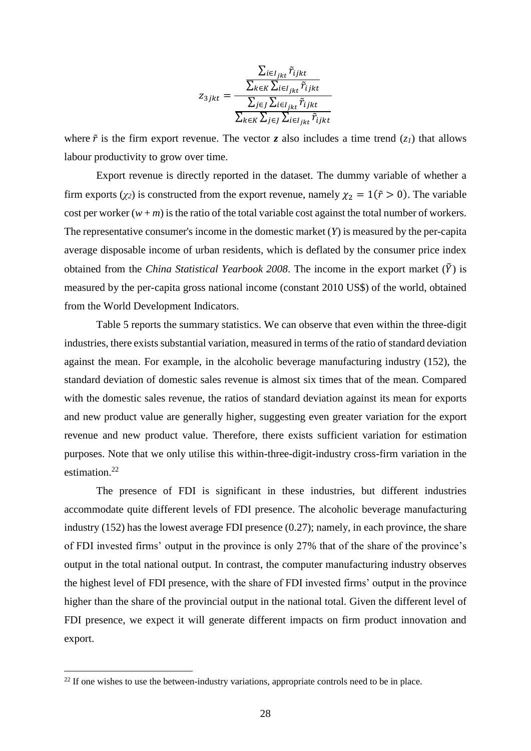$$z_{3jkt} = \frac{\frac{\sum_{i \in I_{jkt}} \tilde{r}_{ijkt}}{\sum_{k \in K} \sum_{i \in I_{jkt}} \tilde{r}_{ijkt}}}{\frac{\sum_{j \in J} \sum_{i \in I_{jkt}} \tilde{r}_{ijkt}}{\sum_{k \in K} \sum_{j \in J} \sum_{i \in I_{jkt}} \tilde{r}_{ijkt}}}$$

where $\tilde{r}$ is the firm export revenue. The vector $\boldsymbol{z}$ also includes a time trend ($z_1$) that allows labour productivity to grow over time.

Export revenue is directly reported in the dataset. The dummy variable of whether a firm exports ($\chi_2$) is constructed from the export revenue, namely $\chi_2 = 1(\tilde{r} > 0)$. The variable cost per worker ($w + m$) is the ratio of the total variable cost against the total number of workers. The representative consumer's income in the domestic market ($Y$) is measured by the per-capita average disposable income of urban residents, which is deflated by the consumer price index obtained from the *China Statistical Yearbook 2008*. The income in the export market ($\tilde{Y}$) is measured by the per-capita gross national income (constant 2010 US$) of the world, obtained from the World Development Indicators.

Table 5 reports the summary statistics. We can observe that even within the three-digit industries, there exists substantial variation, measured in terms of the ratio of standard deviation against the mean. For example, in the alcoholic beverage manufacturing industry (152), the standard deviation of domestic sales revenue is almost six times that of the mean. Compared with the domestic sales revenue, the ratios of standard deviation against its mean for exports and new product value are generally higher, suggesting even greater variation for the export revenue and new product value. Therefore, there exists sufficient variation for estimation purposes. Note that we only utilise this within-three-digit-industry cross-firm variation in the estimation.[22]

The presence of FDI is significant in these industries, but different industries accommodate quite different levels of FDI presence. The alcoholic beverage manufacturing industry (152) has the lowest average FDI presence (0.27); namely, in each province, the share of FDI invested firms' output in the province is only 27% that of the share of the province's output in the total national output. In contrast, the computer manufacturing industry observes the highest level of FDI presence, with the share of FDI invested firms' output in the province higher than the share of the provincial output in the national total. Given the different level of FDI presence, we expect it will generate different impacts on firm product innovation and export.

[22] If one wishes to use the between-industry variations, appropriate controls need to be in place.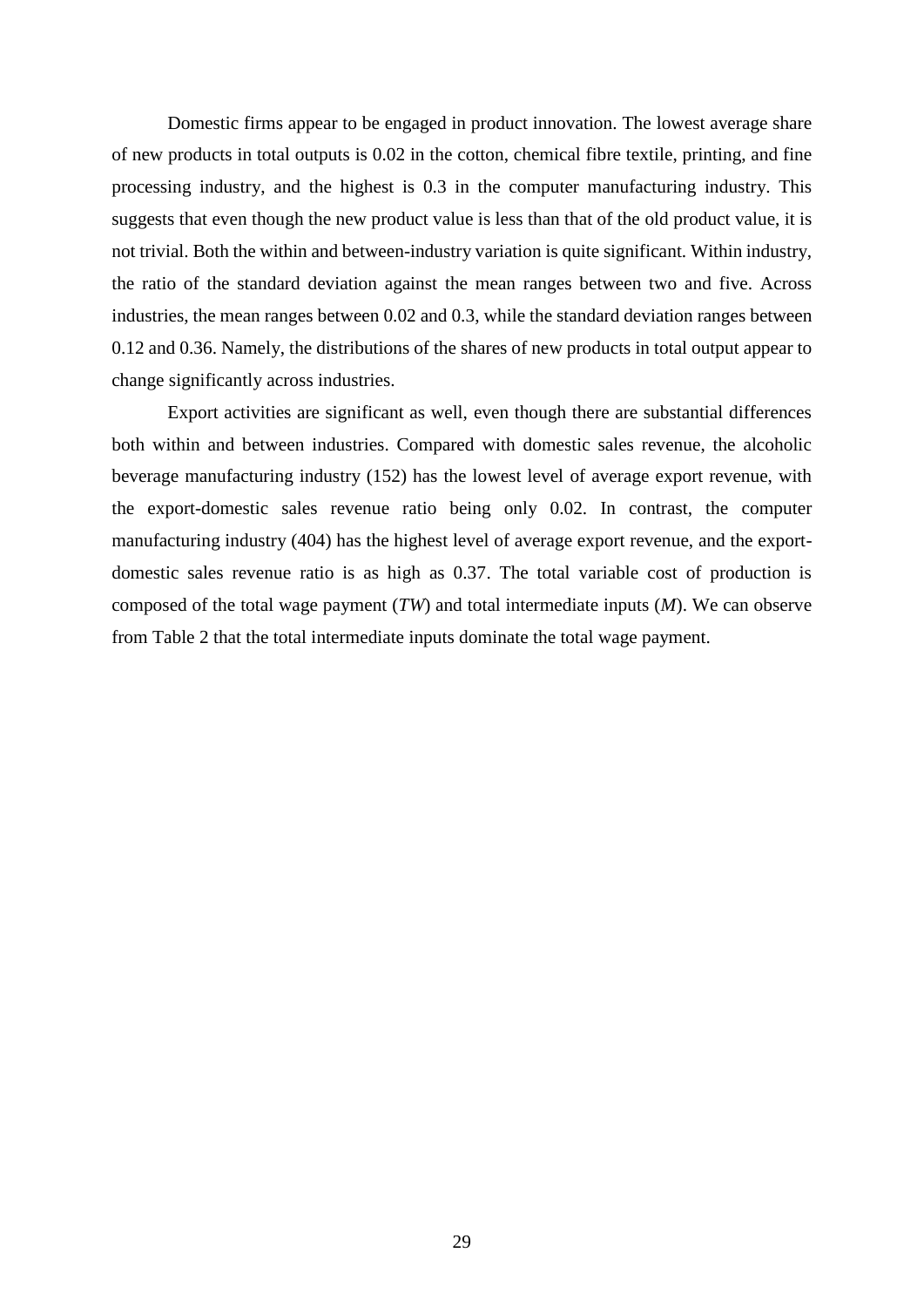Domestic firms appear to be engaged in product innovation. The lowest average share of new products in total outputs is 0.02 in the cotton, chemical fibre textile, printing, and fine processing industry, and the highest is 0.3 in the computer manufacturing industry. This suggests that even though the new product value is less than that of the old product value, it is not trivial. Both the within and between-industry variation is quite significant. Within industry, the ratio of the standard deviation against the mean ranges between two and five. Across industries, the mean ranges between 0.02 and 0.3, while the standard deviation ranges between 0.12 and 0.36. Namely, the distributions of the shares of new products in total output appear to change significantly across industries.

Export activities are significant as well, even though there are substantial differences both within and between industries. Compared with domestic sales revenue, the alcoholic beverage manufacturing industry (152) has the lowest level of average export revenue, with the export-domestic sales revenue ratio being only 0.02. In contrast, the computer manufacturing industry (404) has the highest level of average export revenue, and the export-domestic sales revenue ratio is as high as 0.37. The total variable cost of production is composed of the total wage payment (*TW*) and total intermediate inputs (*M*). We can observe from Table 2 that the total intermediate inputs dominate the total wage payment.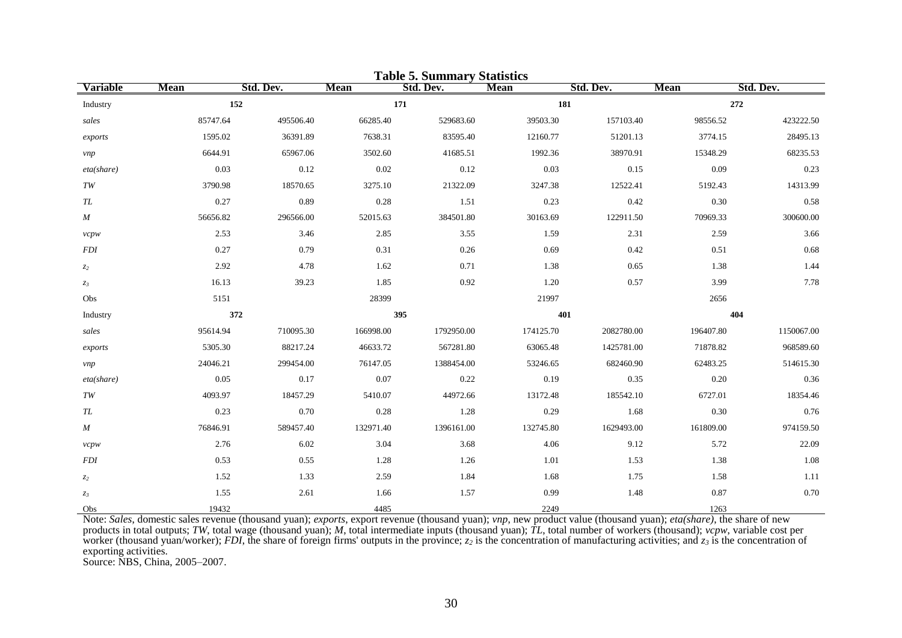**Table 5. Summary Statistics**

| Variable | Mean | Std. Dev. | Mean | Std. Dev. | Mean | Std. Dev. | Mean | Std. Dev. |
|---|---|---|---|---|---|---|---|---|
| Industry | 152 | | 171 | | 181 | | 272 | |
| *sales* | 85747.64 | 495506.40 | 66285.40 | 529683.60 | 39503.30 | 157103.40 | 98556.52 | 423222.50 |
| *exports* | 1595.02 | 36391.89 | 7638.31 | 83595.40 | 12160.77 | 51201.13 | 3774.15 | 28495.13 |
| *vnp* | 6644.91 | 65967.06 | 3502.60 | 41685.51 | 1992.36 | 38970.91 | 15348.29 | 68235.53 |
| *eta(share)* | 0.03 | 0.12 | 0.02 | 0.12 | 0.03 | 0.15 | 0.09 | 0.23 |
| *TW* | 3790.98 | 18570.65 | 3275.10 | 21322.09 | 3247.38 | 12522.41 | 5192.43 | 14313.99 |
| *TL* | 0.27 | 0.89 | 0.28 | 1.51 | 0.23 | 0.42 | 0.30 | 0.58 |
| *M* | 56656.82 | 296566.00 | 52015.63 | 384501.80 | 30163.69 | 122911.50 | 70969.33 | 300600.00 |
| *vcpw* | 2.53 | 3.46 | 2.85 | 3.55 | 1.59 | 2.31 | 2.59 | 3.66 |
| *FDI* | 0.27 | 0.79 | 0.31 | 0.26 | 0.69 | 0.42 | 0.51 | 0.68 |
| $z_2$ | 2.92 | 4.78 | 1.62 | 0.71 | 1.38 | 0.65 | 1.38 | 1.44 |
| $z_3$ | 16.13 | 39.23 | 1.85 | 0.92 | 1.20 | 0.57 | 3.99 | 7.78 |
| Obs | 5151 | | 28399 | | 21997 | | 2656 | |
| Industry | 372 | | 395 | | 401 | | 404 | |
| *sales* | 95614.94 | 710095.30 | 166998.00 | 1792950.00 | 174125.70 | 2082780.00 | 196407.80 | 1150067.00 |
| *exports* | 5305.30 | 88217.24 | 46633.72 | 567281.80 | 63065.48 | 1425781.00 | 71878.82 | 968589.60 |
| *vnp* | 24046.21 | 299454.00 | 76147.05 | 1388454.00 | 53246.65 | 682460.90 | 62483.25 | 514615.30 |
| *eta(share)* | 0.05 | 0.17 | 0.07 | 0.22 | 0.19 | 0.35 | 0.20 | 0.36 |
| *TW* | 4093.97 | 18457.29 | 5410.07 | 44972.66 | 13172.48 | 185542.10 | 6727.01 | 18354.46 |
| *TL* | 0.23 | 0.70 | 0.28 | 1.28 | 0.29 | 1.68 | 0.30 | 0.76 |
| *M* | 76846.91 | 589457.40 | 132971.40 | 1396161.00 | 132745.80 | 1629493.00 | 161809.00 | 974159.50 |
| *vcpw* | 2.76 | 6.02 | 3.04 | 3.68 | 4.06 | 9.12 | 5.72 | 22.09 |
| *FDI* | 0.53 | 0.55 | 1.28 | 1.26 | 1.01 | 1.53 | 1.38 | 1.08 |
| $z_2$ | 1.52 | 1.33 | 2.59 | 1.84 | 1.68 | 1.75 | 1.58 | 1.11 |
| $z_3$ | 1.55 | 2.61 | 1.66 | 1.57 | 0.99 | 1.48 | 0.87 | 0.70 |
| Obs | 19432 | | 4485 | | 2249 | | 1263 | |

Note: *Sales*, domestic sales revenue (thousand yuan); *exports*, export revenue (thousand yuan); *vnp*, new product value (thousand yuan); *eta(share)*, the share of new products in total outputs; *TW*, total wage (thousand yuan); *M*, total intermediate inputs (thousand yuan); *TL*, total number of workers (thousand); *vcpw*, variable cost per worker (thousand yuan/worker); *FDI*, the share of foreign firms' outputs in the province; $z_2$ is the concentration of manufacturing activities; and $z_3$ is the concentration of exporting activities.

Source: NBS, China, 2005–2007.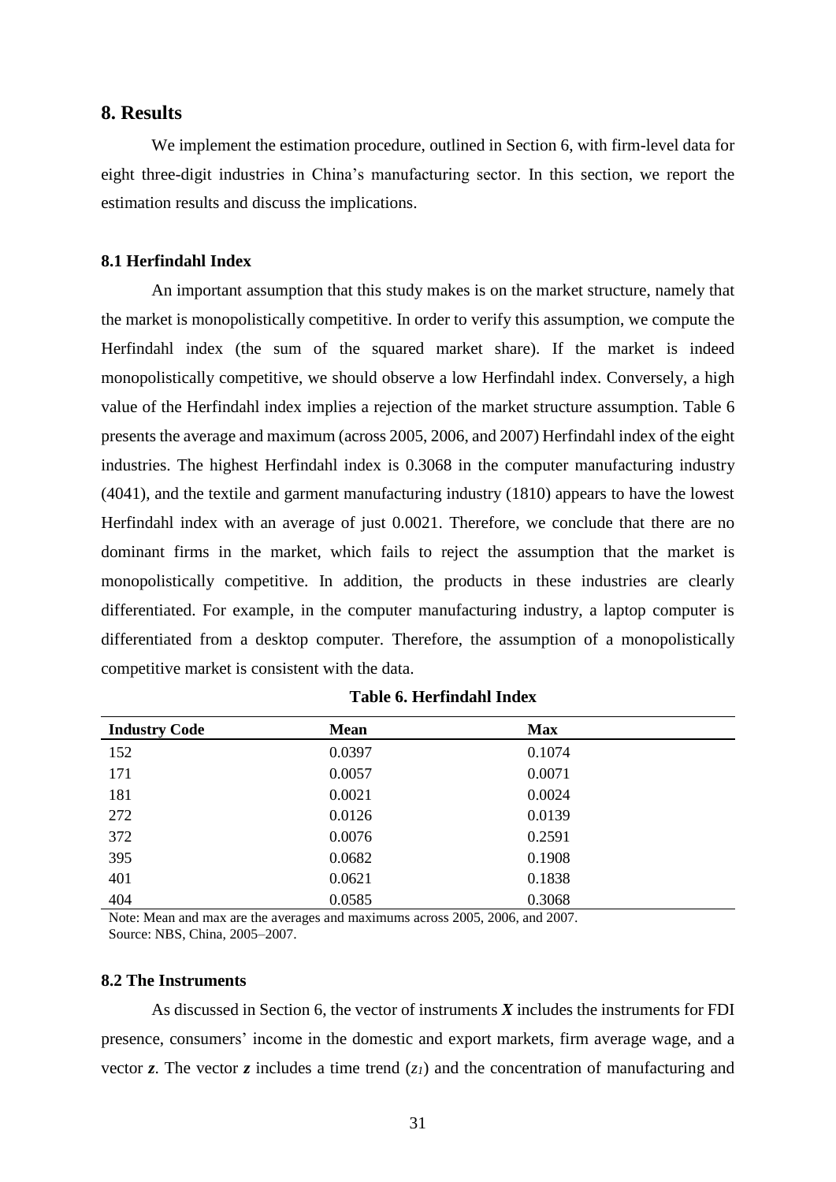## 8. Results

We implement the estimation procedure, outlined in Section 6, with firm-level data for eight three-digit industries in China's manufacturing sector. In this section, we report the estimation results and discuss the implications.

### 8.1 Herfindahl Index

An important assumption that this study makes is on the market structure, namely that the market is monopolistically competitive. In order to verify this assumption, we compute the Herfindahl index (the sum of the squared market share). If the market is indeed monopolistically competitive, we should observe a low Herfindahl index. Conversely, a high value of the Herfindahl index implies a rejection of the market structure assumption. Table 6 presents the average and maximum (across 2005, 2006, and 2007) Herfindahl index of the eight industries. The highest Herfindahl index is 0.3068 in the computer manufacturing industry (4041), and the textile and garment manufacturing industry (1810) appears to have the lowest Herfindahl index with an average of just 0.0021. Therefore, we conclude that there are no dominant firms in the market, which fails to reject the assumption that the market is monopolistically competitive. In addition, the products in these industries are clearly differentiated. For example, in the computer manufacturing industry, a laptop computer is differentiated from a desktop computer. Therefore, the assumption of a monopolistically competitive market is consistent with the data.

**Table 6. Herfindahl Index**

| Industry Code | Mean | Max |
|---|---|---|
| 152 | 0.0397 | 0.1074 |
| 171 | 0.0057 | 0.0071 |
| 181 | 0.0021 | 0.0024 |
| 272 | 0.0126 | 0.0139 |
| 372 | 0.0076 | 0.2591 |
| 395 | 0.0682 | 0.1908 |
| 401 | 0.0621 | 0.1838 |
| 404 | 0.0585 | 0.3068 |

Note: Mean and max are the averages and maximums across 2005, 2006, and 2007.
Source: NBS, China, 2005–2007.

### 8.2 The Instruments

As discussed in Section 6, the vector of instruments $\boldsymbol{X}$ includes the instruments for FDI presence, consumers' income in the domestic and export markets, firm average wage, and a vector $\boldsymbol{z}$. The vector $\boldsymbol{z}$ includes a time trend ($z_1$) and the concentration of manufacturing and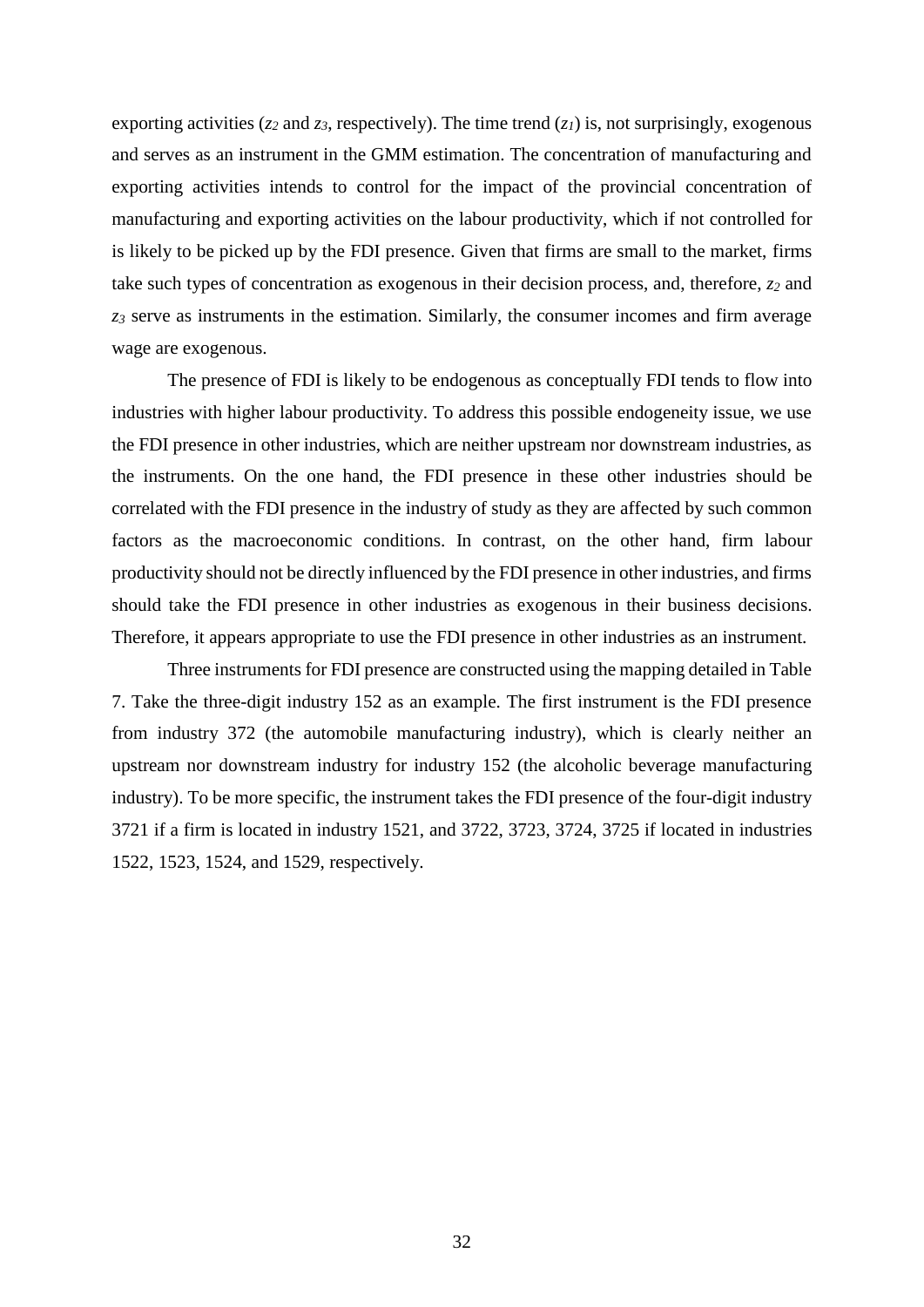exporting activities ($z_2$ and $z_3$, respectively). The time trend ($z_1$) is, not surprisingly, exogenous and serves as an instrument in the GMM estimation. The concentration of manufacturing and exporting activities intends to control for the impact of the provincial concentration of manufacturing and exporting activities on the labour productivity, which if not controlled for is likely to be picked up by the FDI presence. Given that firms are small to the market, firms take such types of concentration as exogenous in their decision process, and, therefore, $z_2$ and $z_3$ serve as instruments in the estimation. Similarly, the consumer incomes and firm average wage are exogenous.

The presence of FDI is likely to be endogenous as conceptually FDI tends to flow into industries with higher labour productivity. To address this possible endogeneity issue, we use the FDI presence in other industries, which are neither upstream nor downstream industries, as the instruments. On the one hand, the FDI presence in these other industries should be correlated with the FDI presence in the industry of study as they are affected by such common factors as the macroeconomic conditions. In contrast, on the other hand, firm labour productivity should not be directly influenced by the FDI presence in other industries, and firms should take the FDI presence in other industries as exogenous in their business decisions. Therefore, it appears appropriate to use the FDI presence in other industries as an instrument.

Three instruments for FDI presence are constructed using the mapping detailed in Table 7. Take the three-digit industry 152 as an example. The first instrument is the FDI presence from industry 372 (the automobile manufacturing industry), which is clearly neither an upstream nor downstream industry for industry 152 (the alcoholic beverage manufacturing industry). To be more specific, the instrument takes the FDI presence of the four-digit industry 3721 if a firm is located in industry 1521, and 3722, 3723, 3724, 3725 if located in industries 1522, 1523, 1524, and 1529, respectively.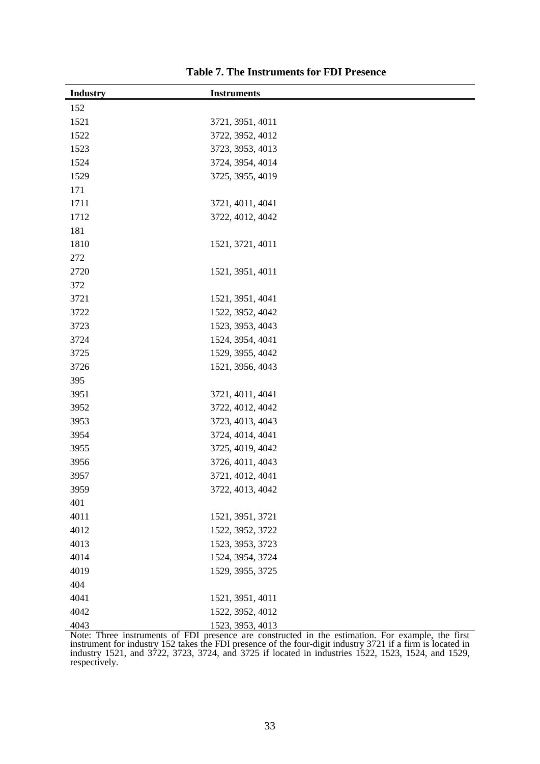**Table 7. The Instruments for FDI Presence**

| Industry | Instruments |
|---|---|
| 152 | |
| 1521 | 3721, 3951, 4011 |
| 1522 | 3722, 3952, 4012 |
| 1523 | 3723, 3953, 4013 |
| 1524 | 3724, 3954, 4014 |
| 1529 | 3725, 3955, 4019 |
| 171 | |
| 1711 | 3721, 4011, 4041 |
| 1712 | 3722, 4012, 4042 |
| 181 | |
| 1810 | 1521, 3721, 4011 |
| 272 | |
| 2720 | 1521, 3951, 4011 |
| 372 | |
| 3721 | 1521, 3951, 4041 |
| 3722 | 1522, 3952, 4042 |
| 3723 | 1523, 3953, 4043 |
| 3724 | 1524, 3954, 4041 |
| 3725 | 1529, 3955, 4042 |
| 3726 | 1521, 3956, 4043 |
| 395 | |
| 3951 | 3721, 4011, 4041 |
| 3952 | 3722, 4012, 4042 |
| 3953 | 3723, 4013, 4043 |
| 3954 | 3724, 4014, 4041 |
| 3955 | 3725, 4019, 4042 |
| 3956 | 3726, 4011, 4043 |
| 3957 | 3721, 4012, 4041 |
| 3959 | 3722, 4013, 4042 |
| 401 | |
| 4011 | 1521, 3951, 3721 |
| 4012 | 1522, 3952, 3722 |
| 4013 | 1523, 3953, 3723 |
| 4014 | 1524, 3954, 3724 |
| 4019 | 1529, 3955, 3725 |
| 404 | |
| 4041 | 1521, 3951, 4011 |
| 4042 | 1522, 3952, 4012 |
| 4043 | 1523, 3953, 4013 |

Note: Three instruments of FDI presence are constructed in the estimation. For example, the first instrument for industry 152 takes the FDI presence of the four-digit industry 3721 if a firm is located in industry 1521, and 3722, 3723, 3724, and 3725 if located in industries 1522, 1523, 1524, and 1529, respectively.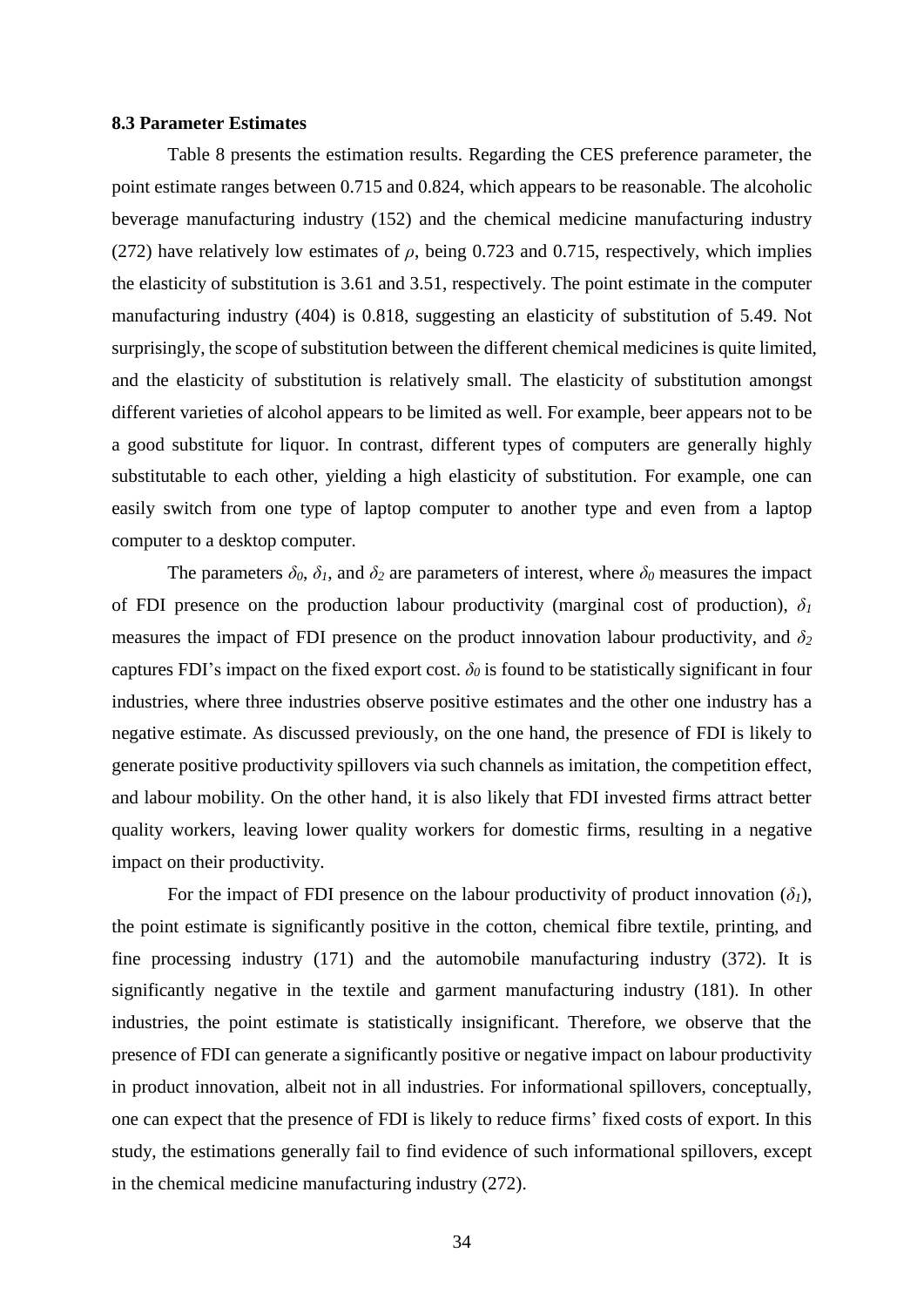### 8.3 Parameter Estimates

Table 8 presents the estimation results. Regarding the CES preference parameter, the point estimate ranges between 0.715 and 0.824, which appears to be reasonable. The alcoholic beverage manufacturing industry (152) and the chemical medicine manufacturing industry (272) have relatively low estimates of $\rho$, being 0.723 and 0.715, respectively, which implies the elasticity of substitution is 3.61 and 3.51, respectively. The point estimate in the computer manufacturing industry (404) is 0.818, suggesting an elasticity of substitution of 5.49. Not surprisingly, the scope of substitution between the different chemical medicines is quite limited, and the elasticity of substitution is relatively small. The elasticity of substitution amongst different varieties of alcohol appears to be limited as well. For example, beer appears not to be a good substitute for liquor. In contrast, different types of computers are generally highly substitutable to each other, yielding a high elasticity of substitution. For example, one can easily switch from one type of laptop computer to another type and even from a laptop computer to a desktop computer.

The parameters $\delta_0$, $\delta_1$, and $\delta_2$ are parameters of interest, where $\delta_0$ measures the impact of FDI presence on the production labour productivity (marginal cost of production), $\delta_1$ measures the impact of FDI presence on the product innovation labour productivity, and $\delta_2$ captures FDI's impact on the fixed export cost. $\delta_0$ is found to be statistically significant in four industries, where three industries observe positive estimates and the other one industry has a negative estimate. As discussed previously, on the one hand, the presence of FDI is likely to generate positive productivity spillovers via such channels as imitation, the competition effect, and labour mobility. On the other hand, it is also likely that FDI invested firms attract better quality workers, leaving lower quality workers for domestic firms, resulting in a negative impact on their productivity.

For the impact of FDI presence on the labour productivity of product innovation ($\delta_1$), the point estimate is significantly positive in the cotton, chemical fibre textile, printing, and fine processing industry (171) and the automobile manufacturing industry (372). It is significantly negative in the textile and garment manufacturing industry (181). In other industries, the point estimate is statistically insignificant. Therefore, we observe that the presence of FDI can generate a significantly positive or negative impact on labour productivity in product innovation, albeit not in all industries. For informational spillovers, conceptually, one can expect that the presence of FDI is likely to reduce firms' fixed costs of export. In this study, the estimations generally fail to find evidence of such informational spillovers, except in the chemical medicine manufacturing industry (272).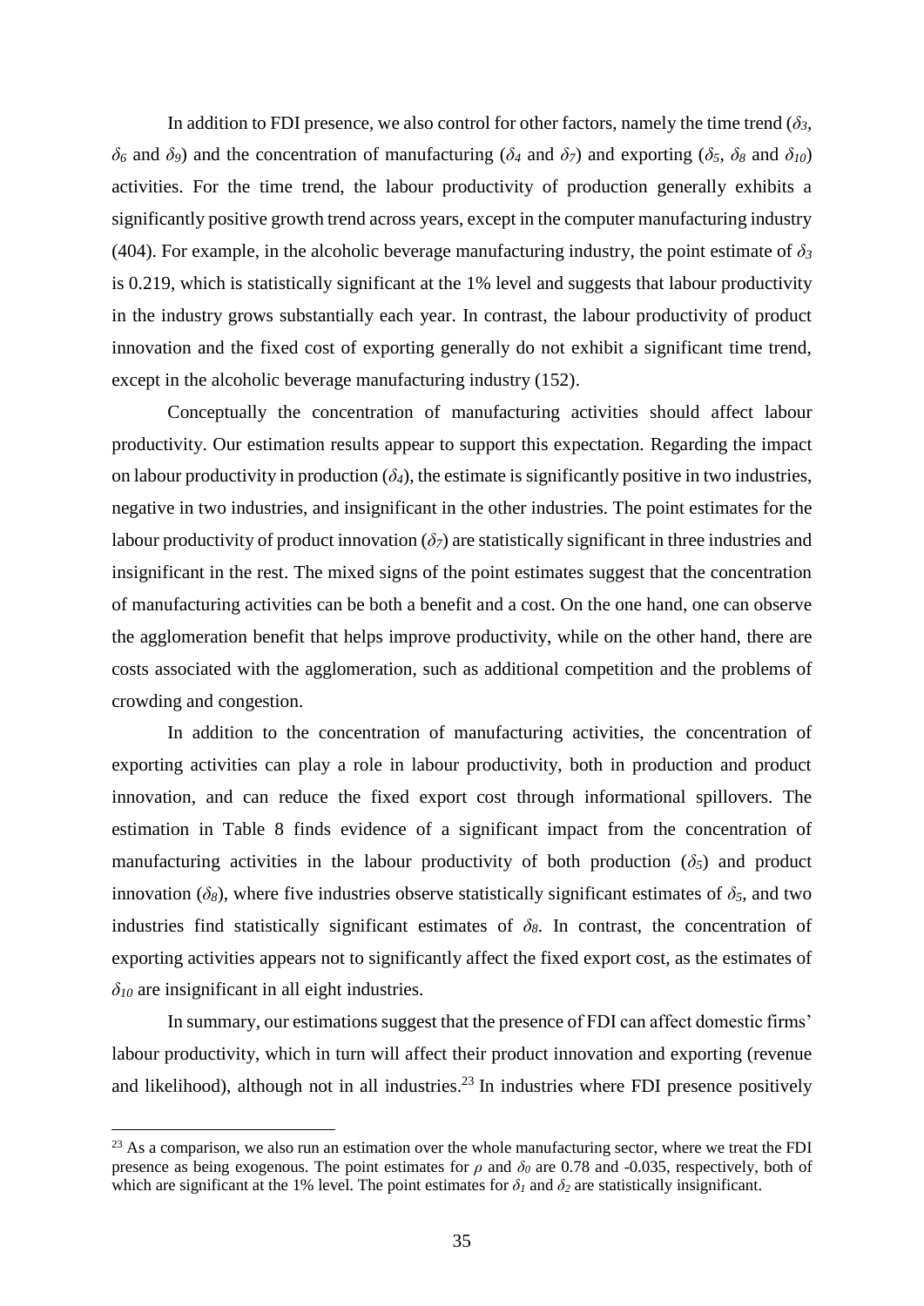In addition to FDI presence, we also control for other factors, namely the time trend ($\delta_3$, $\delta_6$ and $\delta_9$) and the concentration of manufacturing ($\delta_4$ and $\delta_7$) and exporting ($\delta_5$, $\delta_8$ and $\delta_{10}$) activities. For the time trend, the labour productivity of production generally exhibits a significantly positive growth trend across years, except in the computer manufacturing industry (404). For example, in the alcoholic beverage manufacturing industry, the point estimate of $\delta_3$ is 0.219, which is statistically significant at the 1% level and suggests that labour productivity in the industry grows substantially each year. In contrast, the labour productivity of product innovation and the fixed cost of exporting generally do not exhibit a significant time trend, except in the alcoholic beverage manufacturing industry (152).

Conceptually the concentration of manufacturing activities should affect labour productivity. Our estimation results appear to support this expectation. Regarding the impact on labour productivity in production ($\delta_4$), the estimate is significantly positive in two industries, negative in two industries, and insignificant in the other industries. The point estimates for the labour productivity of product innovation ($\delta_7$) are statistically significant in three industries and insignificant in the rest. The mixed signs of the point estimates suggest that the concentration of manufacturing activities can be both a benefit and a cost. On the one hand, one can observe the agglomeration benefit that helps improve productivity, while on the other hand, there are costs associated with the agglomeration, such as additional competition and the problems of crowding and congestion.

In addition to the concentration of manufacturing activities, the concentration of exporting activities can play a role in labour productivity, both in production and product innovation, and can reduce the fixed export cost through informational spillovers. The estimation in Table 8 finds evidence of a significant impact from the concentration of manufacturing activities in the labour productivity of both production ($\delta_5$) and product innovation ($\delta_8$), where five industries observe statistically significant estimates of $\delta_5$, and two industries find statistically significant estimates of $\delta_8$. In contrast, the concentration of exporting activities appears not to significantly affect the fixed export cost, as the estimates of $\delta_{10}$ are insignificant in all eight industries.

In summary, our estimations suggest that the presence of FDI can affect domestic firms' labour productivity, which in turn will affect their product innovation and exporting (revenue and likelihood), although not in all industries.[23] In industries where FDI presence positively

[23] As a comparison, we also run an estimation over the whole manufacturing sector, where we treat the FDI presence as being exogenous. The point estimates for $\rho$ and $\delta_0$ are 0.78 and -0.035, respectively, both of which are significant at the 1% level. The point estimates for $\delta_1$ and $\delta_2$ are statistically insignificant.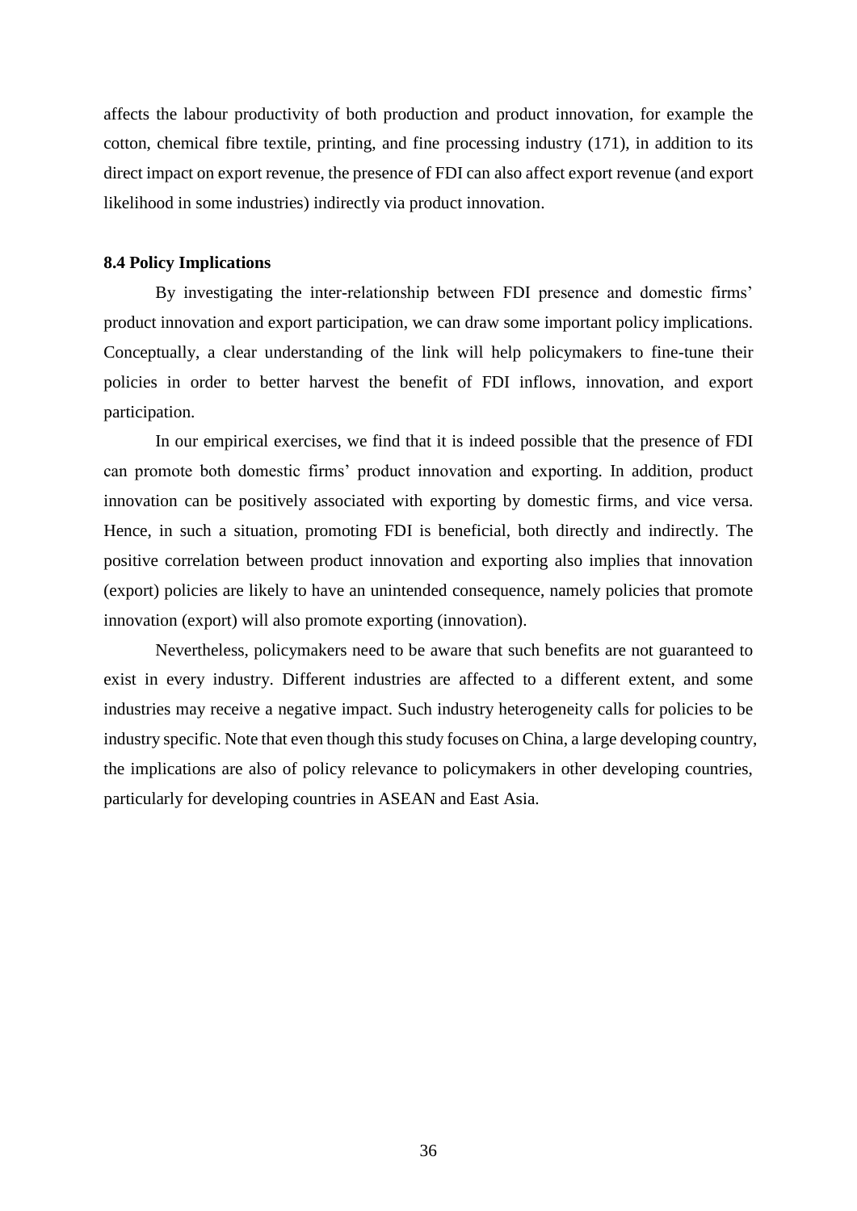affects the labour productivity of both production and product innovation, for example the cotton, chemical fibre textile, printing, and fine processing industry (171), in addition to its direct impact on export revenue, the presence of FDI can also affect export revenue (and export likelihood in some industries) indirectly via product innovation.

### 8.4 Policy Implications

By investigating the inter-relationship between FDI presence and domestic firms' product innovation and export participation, we can draw some important policy implications. Conceptually, a clear understanding of the link will help policymakers to fine-tune their policies in order to better harvest the benefit of FDI inflows, innovation, and export participation.

In our empirical exercises, we find that it is indeed possible that the presence of FDI can promote both domestic firms' product innovation and exporting. In addition, product innovation can be positively associated with exporting by domestic firms, and vice versa. Hence, in such a situation, promoting FDI is beneficial, both directly and indirectly. The positive correlation between product innovation and exporting also implies that innovation (export) policies are likely to have an unintended consequence, namely policies that promote innovation (export) will also promote exporting (innovation).

Nevertheless, policymakers need to be aware that such benefits are not guaranteed to exist in every industry. Different industries are affected to a different extent, and some industries may receive a negative impact. Such industry heterogeneity calls for policies to be industry specific. Note that even though this study focuses on China, a large developing country, the implications are also of policy relevance to policymakers in other developing countries, particularly for developing countries in ASEAN and East Asia.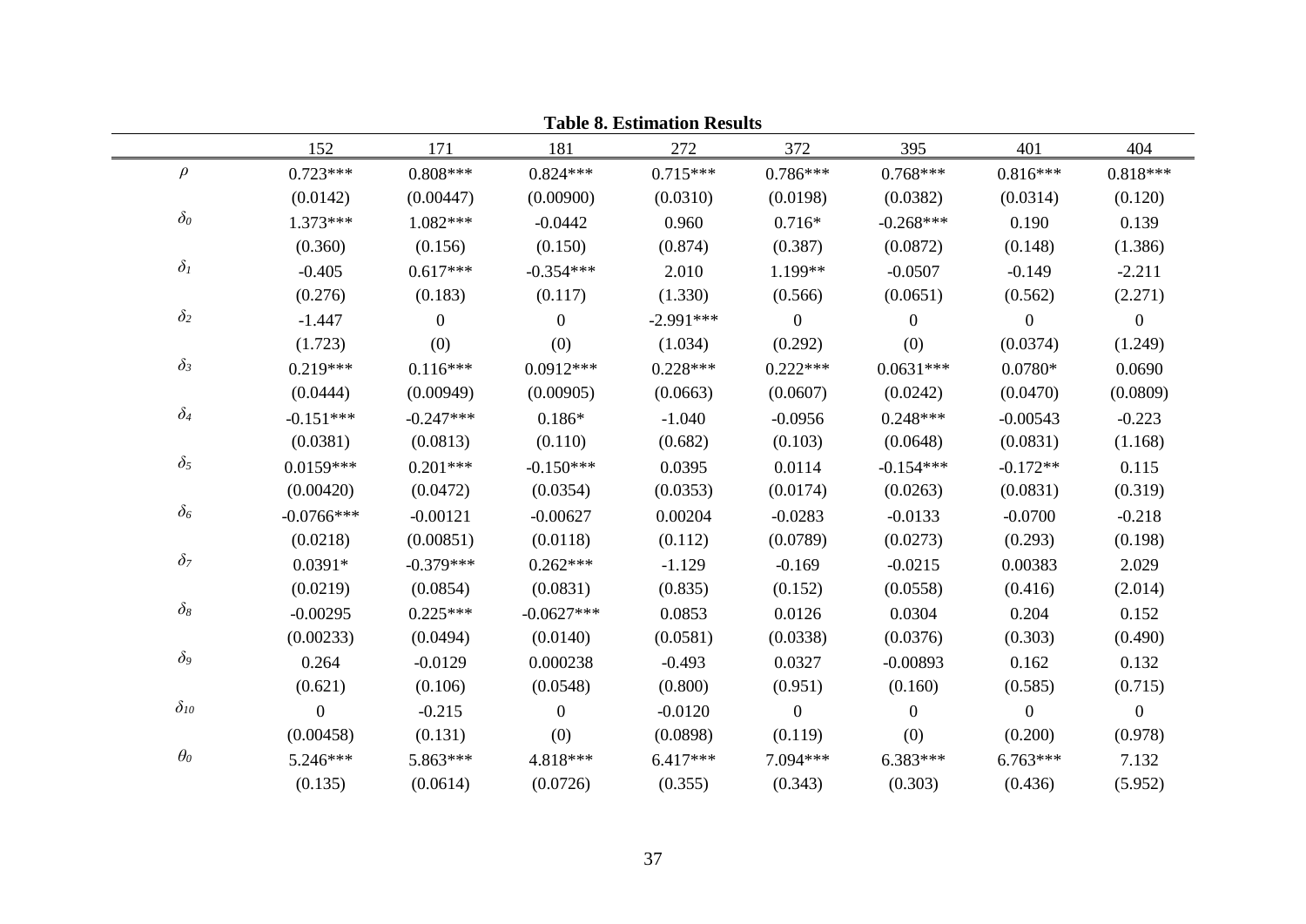**Table 8. Estimation Results**

| | 152 | 171 | 181 | 272 | 372 | 395 | 401 | 404 |
|---|---|---|---|---|---|---|---|---|
| $\rho$ | 0.723*** | 0.808*** | 0.824*** | 0.715*** | 0.786*** | 0.768*** | 0.816*** | 0.818*** |
| | (0.0142) | (0.00447) | (0.00900) | (0.0310) | (0.0198) | (0.0382) | (0.0314) | (0.120) |
| $\delta_0$ | 1.373*** | 1.082*** | -0.0442 | 0.960 | 0.716* | -0.268*** | 0.190 | 0.139 |
| | (0.360) | (0.156) | (0.150) | (0.874) | (0.387) | (0.0872) | (0.148) | (1.386) |
| $\delta_1$ | -0.405 | 0.617*** | -0.354*** | 2.010 | 1.199** | -0.0507 | -0.149 | -2.211 |
| | (0.276) | (0.183) | (0.117) | (1.330) | (0.566) | (0.0651) | (0.562) | (2.271) |
| $\delta_2$ | -1.447 | 0 | 0 | -2.991*** | 0 | 0 | 0 | 0 |
| | (1.723) | (0) | (0) | (1.034) | (0.292) | (0) | (0.0374) | (1.249) |
| $\delta_3$ | 0.219*** | 0.116*** | 0.0912*** | 0.228*** | 0.222*** | 0.0631*** | 0.0780* | 0.0690 |
| | (0.0444) | (0.00949) | (0.00905) | (0.0663) | (0.0607) | (0.0242) | (0.0470) | (0.0809) |
| $\delta_4$ | -0.151*** | -0.247*** | 0.186* | -1.040 | -0.0956 | 0.248*** | -0.00543 | -0.223 |
| | (0.0381) | (0.0813) | (0.110) | (0.682) | (0.103) | (0.0648) | (0.0831) | (1.168) |
| $\delta_5$ | 0.0159*** | 0.201*** | -0.150*** | 0.0395 | 0.0114 | -0.154*** | -0.172** | 0.115 |
| | (0.00420) | (0.0472) | (0.0354) | (0.0353) | (0.0174) | (0.0263) | (0.0831) | (0.319) |
| $\delta_6$ | -0.0766*** | -0.00121 | -0.00627 | 0.00204 | -0.0283 | -0.0133 | -0.0700 | -0.218 |
| | (0.0218) | (0.00851) | (0.0118) | (0.112) | (0.0789) | (0.0273) | (0.293) | (0.198) |
| $\delta_7$ | 0.0391* | -0.379*** | 0.262*** | -1.129 | -0.169 | -0.0215 | 0.00383 | 2.029 |
| | (0.0219) | (0.0854) | (0.0831) | (0.835) | (0.152) | (0.0558) | (0.416) | (2.014) |
| $\delta_8$ | -0.00295 | 0.225*** | -0.0627*** | 0.0853 | 0.0126 | 0.0304 | 0.204 | 0.152 |
| | (0.00233) | (0.0494) | (0.0140) | (0.0581) | (0.0338) | (0.0376) | (0.303) | (0.490) |
| $\delta_9$ | 0.264 | -0.0129 | 0.000238 | -0.493 | 0.0327 | -0.00893 | 0.162 | 0.132 |
| | (0.621) | (0.106) | (0.0548) | (0.800) | (0.951) | (0.160) | (0.585) | (0.715) |
| $\delta_{10}$ | 0 | -0.215 | 0 | -0.0120 | 0 | 0 | 0 | 0 |
| | (0.00458) | (0.131) | (0) | (0.0898) | (0.119) | (0) | (0.200) | (0.978) |
| $\theta_0$ | 5.246*** | 5.863*** | 4.818*** | 6.417*** | 7.094*** | 6.383*** | 6.763*** | 7.132 |
| | (0.135) | (0.0614) | (0.0726) | (0.355) | (0.343) | (0.303) | (0.436) | (5.952) |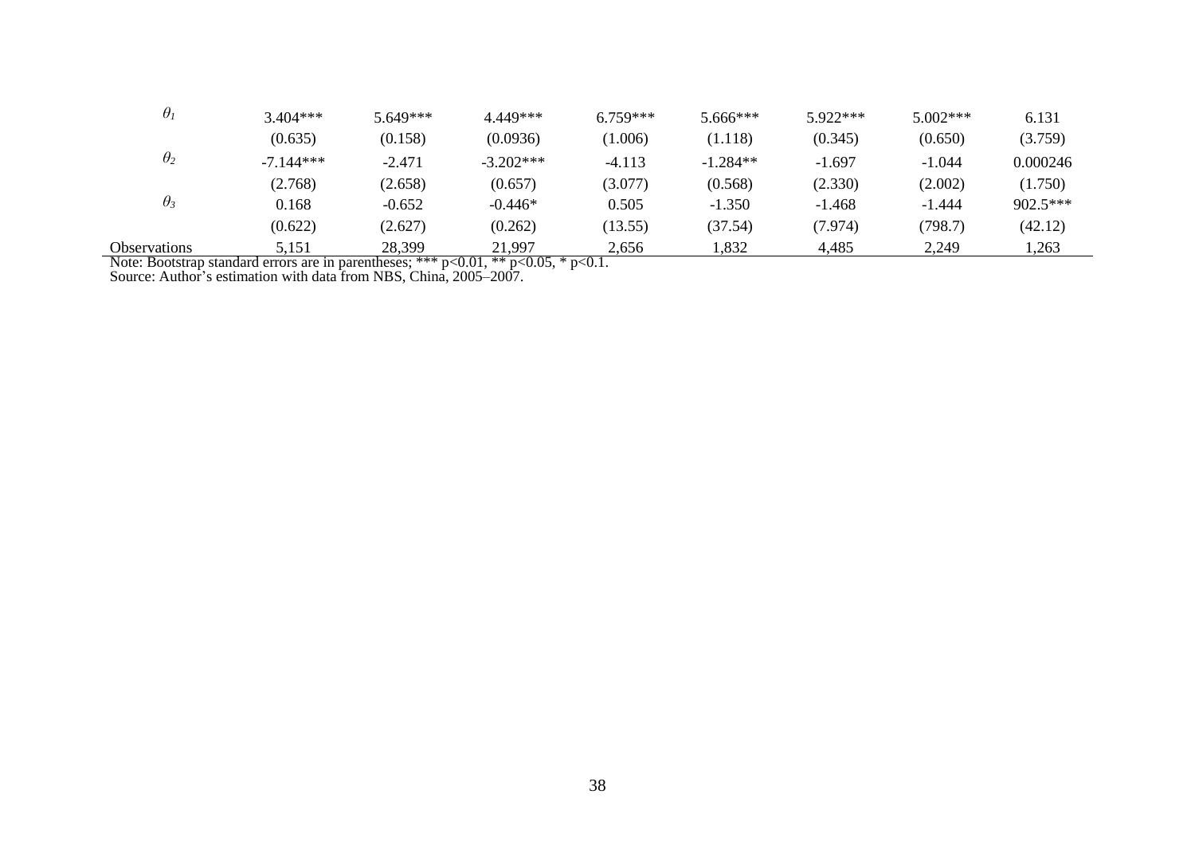| | | | | | | | | |
|---|---|---|---|---|---|---|---|---|
| $\theta_1$ | 3.404*** | 5.649*** | 4.449*** | 6.759*** | 5.666*** | 5.922*** | 5.002*** | 6.131 |
| | (0.635) | (0.158) | (0.0936) | (1.006) | (1.118) | (0.345) | (0.650) | (3.759) |
| $\theta_2$ | -7.144*** | -2.471 | -3.202*** | -4.113 | -1.284** | -1.697 | -1.044 | 0.000246 |
| | (2.768) | (2.658) | (0.657) | (3.077) | (0.568) | (2.330) | (2.002) | (1.750) |
| $\theta_3$ | 0.168 | -0.652 | -0.446* | 0.505 | -1.350 | -1.468 | -1.444 | 902.5*** |
| | (0.622) | (2.627) | (0.262) | (13.55) | (37.54) | (7.974) | (798.7) | (42.12) |
| Observations | 5,151 | 28,399 | 21,997 | 2,656 | 1,832 | 4,485 | 2,249 | 1,263 |

Note: Bootstrap standard errors are in parentheses; *** p<0.01, ** p<0.05, * p<0.1.
Source: Author's estimation with data from NBS, China, 2005–2007.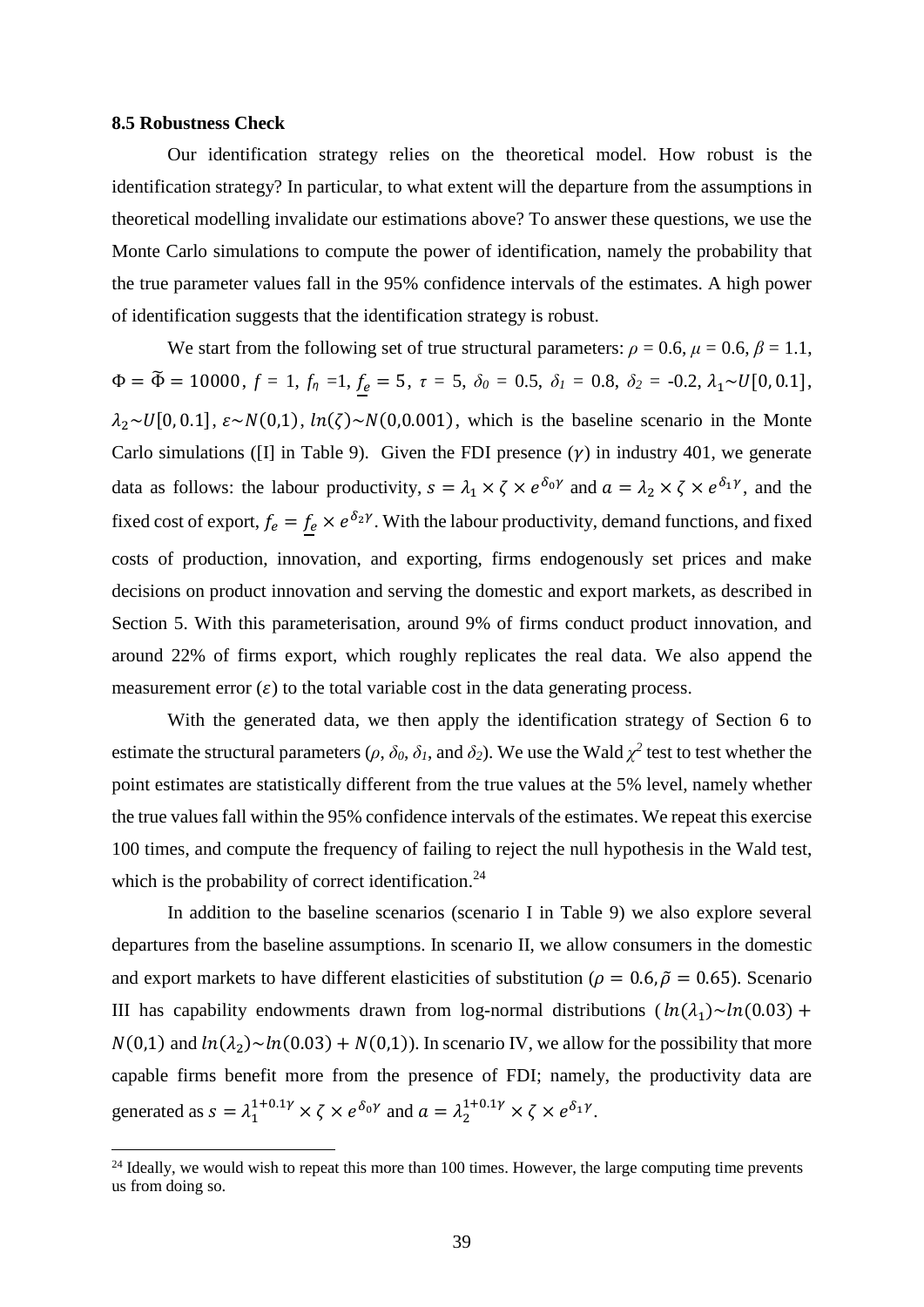### 8.5 Robustness Check

Our identification strategy relies on the theoretical model. How robust is the identification strategy? In particular, to what extent will the departure from the assumptions in theoretical modelling invalidate our estimations above? To answer these questions, we use the Monte Carlo simulations to compute the power of identification, namely the probability that the true parameter values fall in the 95% confidence intervals of the estimates. A high power of identification suggests that the identification strategy is robust.

We start from the following set of true structural parameters: $\rho$ = 0.6, $\mu$ = 0.6, $\beta$ = 1.1, $\Phi = \widetilde{\Phi} = 10000$, $f$ = 1, $f_\eta$ =1, $\underline{f_e} = 5$, $\tau$ = 5, $\delta_0$ = 0.5, $\delta_1$ = 0.8, $\delta_2$ = -0.2, $\lambda_1 \sim U[0, 0.1]$, $\lambda_2 \sim U[0, 0.1]$, $\varepsilon \sim N(0,1)$, $ln(\zeta) \sim N(0, 0.001)$, which is the baseline scenario in the Monte Carlo simulations ([I] in Table 9). Given the FDI presence ($\gamma$) in industry 401, we generate data as follows: the labour productivity, $s = \lambda_1 \times \zeta \times e^{\delta_0 \gamma}$ and $a = \lambda_2 \times \zeta \times e^{\delta_1 \gamma}$, and the fixed cost of export, $f_e = \underline{f_e} \times e^{\delta_2 \gamma}$. With the labour productivity, demand functions, and fixed costs of production, innovation, and exporting, firms endogenously set prices and make decisions on product innovation and serving the domestic and export markets, as described in Section 5. With this parameterisation, around 9% of firms conduct product innovation, and around 22% of firms export, which roughly replicates the real data. We also append the measurement error ($\varepsilon$) to the total variable cost in the data generating process.

With the generated data, we then apply the identification strategy of Section 6 to estimate the structural parameters ($\rho$, $\delta_0$, $\delta_1$, and $\delta_2$). We use the Wald $\chi^2$ test to test whether the point estimates are statistically different from the true values at the 5% level, namely whether the true values fall within the 95% confidence intervals of the estimates. We repeat this exercise 100 times, and compute the frequency of failing to reject the null hypothesis in the Wald test, which is the probability of correct identification.[24]

In addition to the baseline scenarios (scenario I in Table 9) we also explore several departures from the baseline assumptions. In scenario II, we allow consumers in the domestic and export markets to have different elasticities of substitution ($\rho = 0.6, \tilde{\rho} = 0.65$). Scenario III has capability endowments drawn from log-normal distributions ($ln(\lambda_1) \sim ln(0.03) + N(0,1)$ and $ln(\lambda_2) \sim ln(0.03) + N(0,1)$). In scenario IV, we allow for the possibility that more capable firms benefit more from the presence of FDI; namely, the productivity data are generated as $s = \lambda_1^{1+0.1\gamma} \times \zeta \times e^{\delta_0 \gamma}$ and $a = \lambda_2^{1+0.1\gamma} \times \zeta \times e^{\delta_1 \gamma}$.

[24] Ideally, we would wish to repeat this more than 100 times. However, the large computing time prevents us from doing so.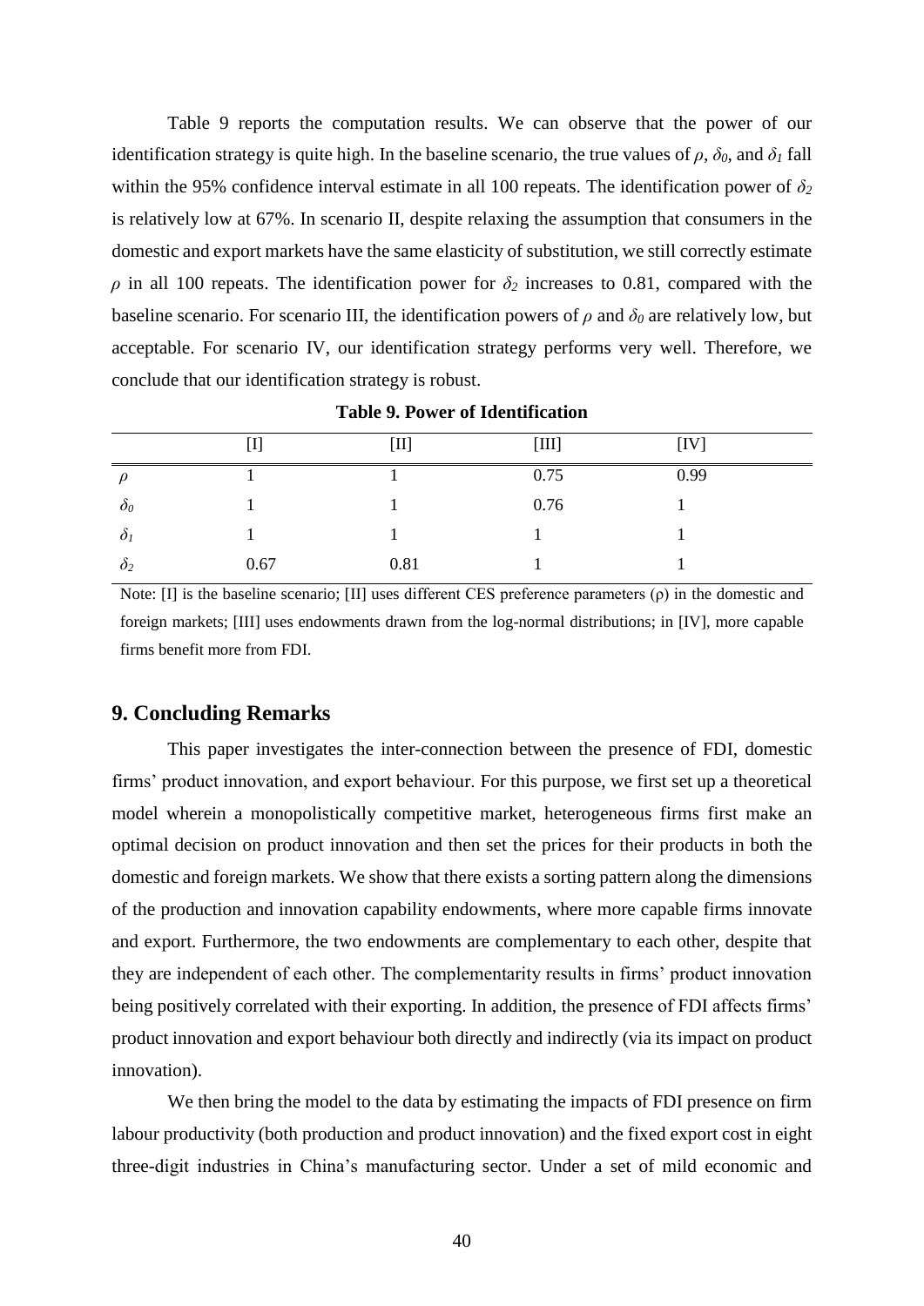Table 9 reports the computation results. We can observe that the power of our identification strategy is quite high. In the baseline scenario, the true values of $\rho$, $\delta_0$, and $\delta_1$ fall within the 95% confidence interval estimate in all 100 repeats. The identification power of $\delta_2$ is relatively low at 67%. In scenario II, despite relaxing the assumption that consumers in the domestic and export markets have the same elasticity of substitution, we still correctly estimate $\rho$ in all 100 repeats. The identification power for $\delta_2$ increases to 0.81, compared with the baseline scenario. For scenario III, the identification powers of $\rho$ and $\delta_0$ are relatively low, but acceptable. For scenario IV, our identification strategy performs very well. Therefore, we conclude that our identification strategy is robust.

**Table 9. Power of Identification**

| | [I] | [II] | [III] | [IV] |
|---|---|---|---|---|
| $\rho$ | 1 | 1 | 0.75 | 0.99 |
| $\delta_0$ | 1 | 1 | 0.76 | 1 |
| $\delta_1$ | 1 | 1 | 1 | 1 |
| $\delta_2$ | 0.67 | 0.81 | 1 | 1 |

Note: [I] is the baseline scenario; [II] uses different CES preference parameters ($\rho$) in the domestic and foreign markets; [III] uses endowments drawn from the log-normal distributions; in [IV], more capable firms benefit more from FDI.

## 9. Concluding Remarks

This paper investigates the inter-connection between the presence of FDI, domestic firms' product innovation, and export behaviour. For this purpose, we first set up a theoretical model wherein a monopolistically competitive market, heterogeneous firms first make an optimal decision on product innovation and then set the prices for their products in both the domestic and foreign markets. We show that there exists a sorting pattern along the dimensions of the production and innovation capability endowments, where more capable firms innovate and export. Furthermore, the two endowments are complementary to each other, despite that they are independent of each other. The complementarity results in firms' product innovation being positively correlated with their exporting. In addition, the presence of FDI affects firms' product innovation and export behaviour both directly and indirectly (via its impact on product innovation).

We then bring the model to the data by estimating the impacts of FDI presence on firm labour productivity (both production and product innovation) and the fixed export cost in eight three-digit industries in China's manufacturing sector. Under a set of mild economic and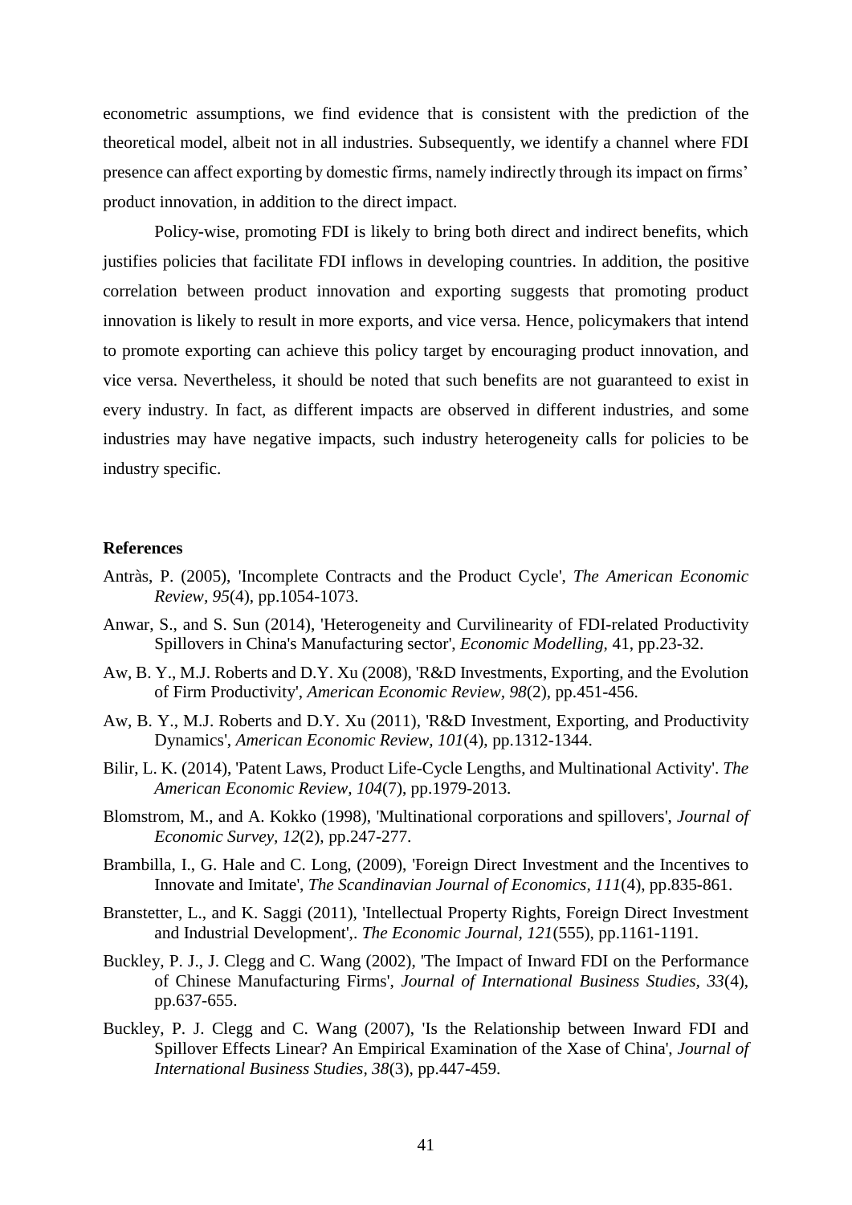econometric assumptions, we find evidence that is consistent with the prediction of the theoretical model, albeit not in all industries. Subsequently, we identify a channel where FDI presence can affect exporting by domestic firms, namely indirectly through its impact on firms' product innovation, in addition to the direct impact.

Policy-wise, promoting FDI is likely to bring both direct and indirect benefits, which justifies policies that facilitate FDI inflows in developing countries. In addition, the positive correlation between product innovation and exporting suggests that promoting product innovation is likely to result in more exports, and vice versa. Hence, policymakers that intend to promote exporting can achieve this policy target by encouraging product innovation, and vice versa. Nevertheless, it should be noted that such benefits are not guaranteed to exist in every industry. In fact, as different impacts are observed in different industries, and some industries may have negative impacts, such industry heterogeneity calls for policies to be industry specific.

**References**

Antràs, P. (2005), 'Incomplete Contracts and the Product Cycle', *The American Economic Review, 95*(4), pp.1054-1073.

Anwar, S., and S. Sun (2014), 'Heterogeneity and Curvilinearity of FDI-related Productivity Spillovers in China's Manufacturing sector', *Economic Modelling*, 41, pp.23-32.

Aw, B. Y., M.J. Roberts and D.Y. Xu (2008), 'R&D Investments, Exporting, and the Evolution of Firm Productivity', *American Economic Review, 98*(2), pp.451-456.

Aw, B. Y., M.J. Roberts and D.Y. Xu (2011), 'R&D Investment, Exporting, and Productivity Dynamics', *American Economic Review, 101*(4), pp.1312-1344.

Bilir, L. K. (2014), 'Patent Laws, Product Life-Cycle Lengths, and Multinational Activity'. *The American Economic Review, 104*(7), pp.1979-2013.

Blomstrom, M., and A. Kokko (1998), 'Multinational corporations and spillovers', *Journal of Economic Survey, 12*(2), pp.247-277.

Brambilla, I., G. Hale and C. Long, (2009), 'Foreign Direct Investment and the Incentives to Innovate and Imitate', *The Scandinavian Journal of Economics, 111*(4), pp.835-861.

Branstetter, L., and K. Saggi (2011), 'Intellectual Property Rights, Foreign Direct Investment and Industrial Development',. *The Economic Journal, 121*(555), pp.1161-1191.

Buckley, P. J., J. Clegg and C. Wang (2002), 'The Impact of Inward FDI on the Performance of Chinese Manufacturing Firms', *Journal of International Business Studies, 33*(4), pp.637-655.

Buckley, P. J. Clegg and C. Wang (2007), 'Is the Relationship between Inward FDI and Spillover Effects Linear? An Empirical Examination of the Xase of China', *Journal of International Business Studies, 38*(3), pp.447-459.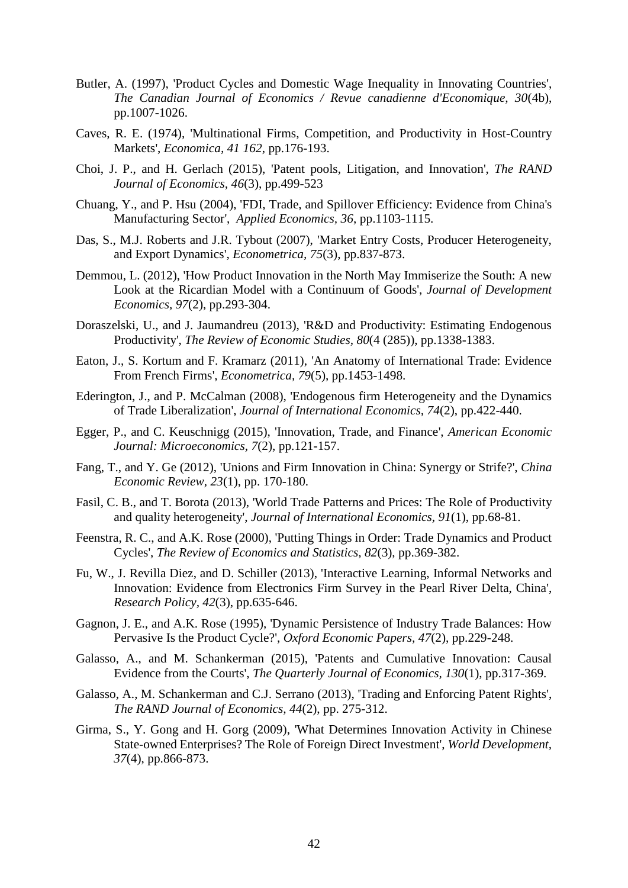Butler, A. (1997), 'Product Cycles and Domestic Wage Inequality in Innovating Countries', *The Canadian Journal of Economics / Revue canadienne d'Economique, 30*(4b), pp.1007-1026.

Caves, R. E. (1974), 'Multinational Firms, Competition, and Productivity in Host-Country Markets', *Economica, 41 162*, pp.176-193.

Choi, J. P., and H. Gerlach (2015), 'Patent pools, Litigation, and Innovation', *The RAND Journal of Economics*, *46*(3), pp.499-523

Chuang, Y., and P. Hsu (2004), 'FDI, Trade, and Spillover Efficiency: Evidence from China's Manufacturing Sector', *Applied Economics*, *36*, pp.1103-1115.

Das, S., M.J. Roberts and J.R. Tybout (2007), 'Market Entry Costs, Producer Heterogeneity, and Export Dynamics', *Econometrica*, *75*(3), pp.837-873.

Demmou, L. (2012), 'How Product Innovation in the North May Immiserize the South: A new Look at the Ricardian Model with a Continuum of Goods', *Journal of Development Economics*, *97*(2), pp.293-304.

Doraszelski, U., and J. Jaumandreu (2013), 'R&D and Productivity: Estimating Endogenous Productivity', *The Review of Economic Studies*, *80*(4 (285)), pp.1338-1383.

Eaton, J., S. Kortum and F. Kramarz (2011), 'An Anatomy of International Trade: Evidence From French Firms', *Econometrica*, *79*(5), pp.1453-1498.

Ederington, J., and P. McCalman (2008), 'Endogenous firm Heterogeneity and the Dynamics of Trade Liberalization', *Journal of International Economics*, *74*(2), pp.422-440.

Egger, P., and C. Keuschnigg (2015), 'Innovation, Trade, and Finance', *American Economic Journal: Microeconomics*, *7*(2), pp.121-157.

Fang, T., and Y. Ge (2012), 'Unions and Firm Innovation in China: Synergy or Strife?', *China Economic Review*, *23*(1), pp. 170-180.

Fasil, C. B., and T. Borota (2013), 'World Trade Patterns and Prices: The Role of Productivity and quality heterogeneity', *Journal of International Economics*, *91*(1), pp.68-81.

Feenstra, R. C., and A.K. Rose (2000), 'Putting Things in Order: Trade Dynamics and Product Cycles', *The Review of Economics and Statistics*, *82*(3), pp.369-382.

Fu, W., J. Revilla Diez, and D. Schiller (2013), 'Interactive Learning, Informal Networks and Innovation: Evidence from Electronics Firm Survey in the Pearl River Delta, China', *Research Policy*, *42*(3), pp.635-646.

Gagnon, J. E., and A.K. Rose (1995), 'Dynamic Persistence of Industry Trade Balances: How Pervasive Is the Product Cycle?', *Oxford Economic Papers*, *47*(2), pp.229-248.

Galasso, A., and M. Schankerman (2015), 'Patents and Cumulative Innovation: Causal Evidence from the Courts', *The Quarterly Journal of Economics*, *130*(1), pp.317-369.

Galasso, A., M. Schankerman and C.J. Serrano (2013), 'Trading and Enforcing Patent Rights', *The RAND Journal of Economics*, *44*(2), pp. 275-312.

Girma, S., Y. Gong and H. Gorg (2009), 'What Determines Innovation Activity in Chinese State-owned Enterprises? The Role of Foreign Direct Investment', *World Development*, *37*(4), pp.866-873.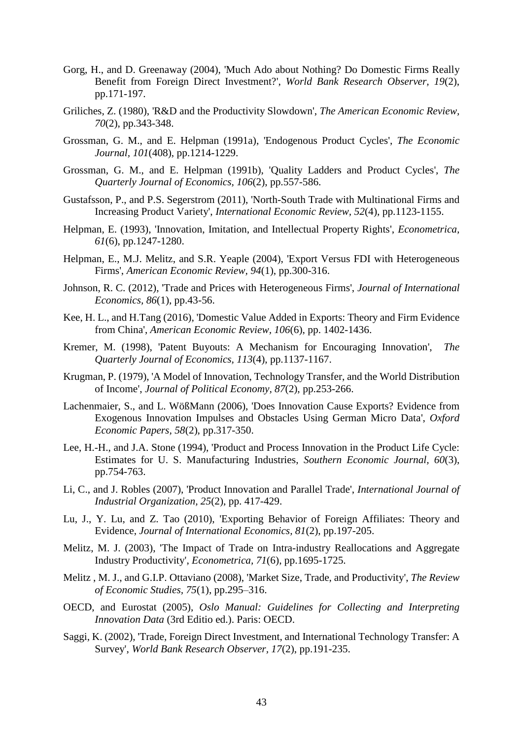Gorg, H., and D. Greenaway (2004), 'Much Ado about Nothing? Do Domestic Firms Really Benefit from Foreign Direct Investment?', *World Bank Research Observer, 19*(2), pp.171-197.

Griliches, Z. (1980), 'R&D and the Productivity Slowdown', *The American Economic Review*, *70*(2), pp.343-348.

Grossman, G. M., and E. Helpman (1991a), 'Endogenous Product Cycles', *The Economic Journal*, *101*(408), pp.1214-1229.

Grossman, G. M., and E. Helpman (1991b), 'Quality Ladders and Product Cycles', *The Quarterly Journal of Economics*, *106*(2), pp.557-586.

Gustafsson, P., and P.S. Segerstrom (2011), 'North-South Trade with Multinational Firms and Increasing Product Variety', *International Economic Review*, *52*(4), pp.1123-1155.

Helpman, E. (1993), 'Innovation, Imitation, and Intellectual Property Rights', *Econometrica*, *61*(6), pp.1247-1280.

Helpman, E., M.J. Melitz, and S.R. Yeaple (2004), 'Export Versus FDI with Heterogeneous Firms', *American Economic Review*, *94*(1), pp.300-316.

Johnson, R. C. (2012), 'Trade and Prices with Heterogeneous Firms', *Journal of International Economics, 86*(1), pp.43-56.

Kee, H. L., and H.Tang (2016), 'Domestic Value Added in Exports: Theory and Firm Evidence from China', *American Economic Review, 106*(6), pp. 1402-1436.

Kremer, M. (1998), 'Patent Buyouts: A Mechanism for Encouraging Innovation', *The Quarterly Journal of Economics*, *113*(4), pp.1137-1167.

Krugman, P. (1979), 'A Model of Innovation, Technology Transfer, and the World Distribution of Income', *Journal of Political Economy*, *87*(2), pp.253-266.

Lachenmaier, S., and L. WößMann (2006), 'Does Innovation Cause Exports? Evidence from Exogenous Innovation Impulses and Obstacles Using German Micro Data', *Oxford Economic Papers*, *58*(2), pp.317-350.

Lee, H.-H., and J.A. Stone (1994), 'Product and Process Innovation in the Product Life Cycle: Estimates for U. S. Manufacturing Industries, *Southern Economic Journal*, *60*(3), pp.754-763.

Li, C., and J. Robles (2007), 'Product Innovation and Parallel Trade', *International Journal of Industrial Organization, 25*(2), pp. 417-429.

Lu, J., Y. Lu, and Z. Tao (2010), 'Exporting Behavior of Foreign Affiliates: Theory and Evidence, *Journal of International Economics, 81*(2), pp.197-205.

Melitz, M. J. (2003), 'The Impact of Trade on Intra-industry Reallocations and Aggregate Industry Productivity', *Econometrica, 71*(6), pp.1695-1725.

Melitz , M. J., and G.I.P. Ottaviano (2008), 'Market Size, Trade, and Productivity', *The Review of Economic Studies*, *75*(1), pp.295–316.

OECD, and Eurostat (2005), *Oslo Manual: Guidelines for Collecting and Interpreting Innovation Data* (3rd Editio ed.). Paris: OECD.

Saggi, K. (2002), 'Trade, Foreign Direct Investment, and International Technology Transfer: A Survey', *World Bank Research Observer*, *17*(2), pp.191-235.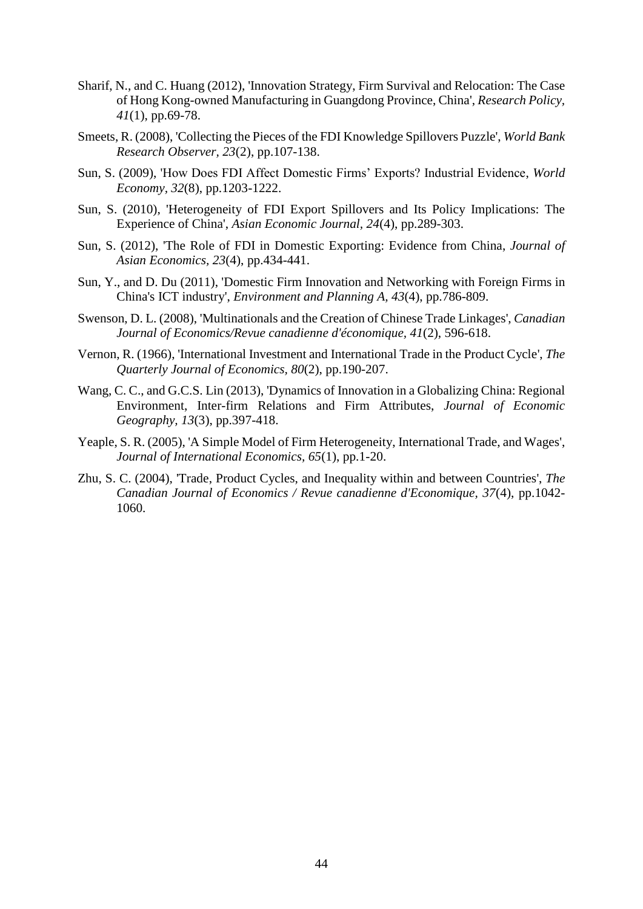Sharif, N., and C. Huang (2012), 'Innovation Strategy, Firm Survival and Relocation: The Case of Hong Kong-owned Manufacturing in Guangdong Province, China', *Research Policy, 41*(1), pp.69-78.

Smeets, R. (2008), 'Collecting the Pieces of the FDI Knowledge Spillovers Puzzle', *World Bank Research Observer, 23*(2), pp.107-138.

Sun, S. (2009), 'How Does FDI Affect Domestic Firms' Exports? Industrial Evidence, *World Economy, 32*(8), pp.1203-1222.

Sun, S. (2010), 'Heterogeneity of FDI Export Spillovers and Its Policy Implications: The Experience of China', *Asian Economic Journal, 24*(4), pp.289-303.

Sun, S. (2012), 'The Role of FDI in Domestic Exporting: Evidence from China, *Journal of Asian Economics, 23*(4), pp.434-441.

Sun, Y., and D. Du (2011), 'Domestic Firm Innovation and Networking with Foreign Firms in China's ICT industry', *Environment and Planning A, 43*(4), pp.786-809.

Swenson, D. L. (2008), 'Multinationals and the Creation of Chinese Trade Linkages', *Canadian Journal of Economics/Revue canadienne d'économique, 41*(2), 596-618.

Vernon, R. (1966), 'International Investment and International Trade in the Product Cycle', *The Quarterly Journal of Economics, 80*(2), pp.190-207.

Wang, C. C., and G.C.S. Lin (2013), 'Dynamics of Innovation in a Globalizing China: Regional Environment, Inter-firm Relations and Firm Attributes, *Journal of Economic Geography, 13*(3), pp.397-418.

Yeaple, S. R. (2005), 'A Simple Model of Firm Heterogeneity, International Trade, and Wages', *Journal of International Economics, 65*(1), pp.1-20.

Zhu, S. C. (2004), 'Trade, Product Cycles, and Inequality within and between Countries', *The Canadian Journal of Economics / Revue canadienne d'Economique, 37*(4), pp.1042-1060.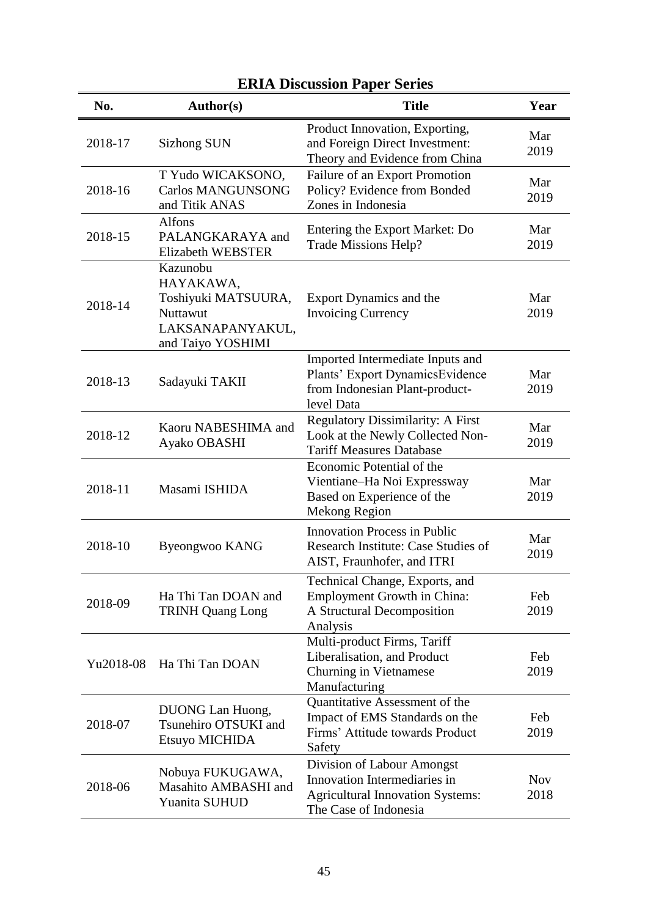## ERIA Discussion Paper Series

| No. | Author(s) | Title | Year |
|---|---|---|---|
| 2018-17 | Sizhong SUN | Product Innovation, Exporting, and Foreign Direct Investment: Theory and Evidence from China | Mar 2019 |
| 2018-16 | T Yudo WICAKSONO, Carlos MANGUNSONG and Titik ANAS | Failure of an Export Promotion Policy? Evidence from Bonded Zones in Indonesia | Mar 2019 |
| 2018-15 | Alfons PALANGKARAYA and Elizabeth WEBSTER | Entering the Export Market: Do Trade Missions Help? | Mar 2019 |
| 2018-14 | Kazunobu HAYAKAWA, Toshiyuki MATSUURA, Nuttawut LAKSANAPANYAKUL, and Taiyo YOSHIMI | Export Dynamics and the Invoicing Currency | Mar 2019 |
| 2018-13 | Sadayuki TAKII | Imported Intermediate Inputs and Plants' Export DynamicsEvidence from Indonesian Plant-product-level Data | Mar 2019 |
| 2018-12 | Kaoru NABESHIMA and Ayako OBASHI | Regulatory Dissimilarity: A First Look at the Newly Collected Non-Tariff Measures Database | Mar 2019 |
| 2018-11 | Masami ISHIDA | Economic Potential of the Vientiane–Ha Noi Expressway Based on Experience of the Mekong Region | Mar 2019 |
| 2018-10 | Byeongwoo KANG | Innovation Process in Public Research Institute: Case Studies of AIST, Fraunhofer, and ITRI | Mar 2019 |
| 2018-09 | Ha Thi Tan DOAN and TRINH Quang Long | Technical Change, Exports, and Employment Growth in China: A Structural Decomposition Analysis | Feb 2019 |
| Yu2018-08 | Ha Thi Tan DOAN | Multi-product Firms, Tariff Liberalisation, and Product Churning in Vietnamese Manufacturing | Feb 2019 |
| 2018-07 | DUONG Lan Huong, Tsunehiro OTSUKI and Etsuyo MICHIDA | Quantitative Assessment of the Impact of EMS Standards on the Firms' Attitude towards Product Safety | Feb 2019 |
| 2018-06 | Nobuya FUKUGAWA, Masahito AMBASHI and Yuanita SUHUD | Division of Labour Amongst Innovation Intermediaries in Agricultural Innovation Systems: The Case of Indonesia | Nov 2018 |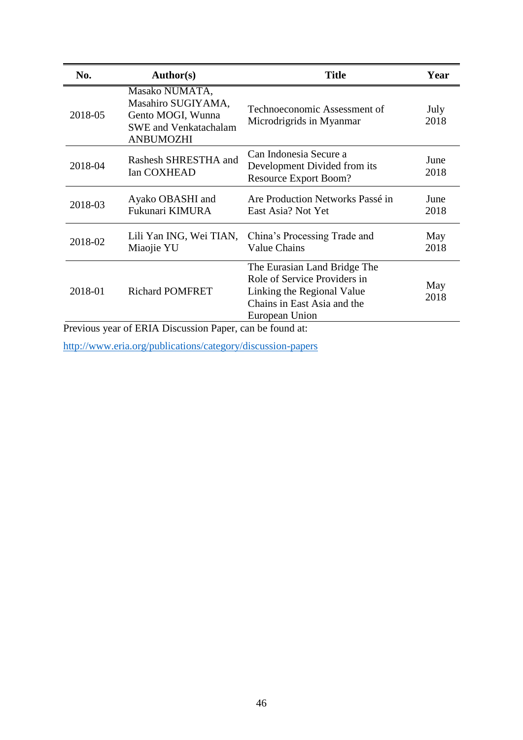| No. | Author(s) | Title | Year |
|---|---|---|---|
| 2018-05 | Masako NUMATA, Masahiro SUGIYAMA, Gento MOGI, Wunna SWE and Venkatachalam ANBUMOZHI | Technoeconomic Assessment of Microdrigrids in Myanmar | July 2018 |
| 2018-04 | Rashesh SHRESTHA and Ian COXHEAD | Can Indonesia Secure a Development Divided from its Resource Export Boom? | June 2018 |
| 2018-03 | Ayako OBASHI and Fukunari KIMURA | Are Production Networks Passé in East Asia? Not Yet | June 2018 |
| 2018-02 | Lili Yan ING, Wei TIAN, Miaojie YU | China's Processing Trade and Value Chains | May 2018 |
| 2018-01 | Richard POMFRET | The Eurasian Land Bridge The Role of Service Providers in Linking the Regional Value Chains in East Asia and the European Union | May 2018 |

Previous year of ERIA Discussion Paper, can be found at:

http://www.eria.org/publications/category/discussion-papers